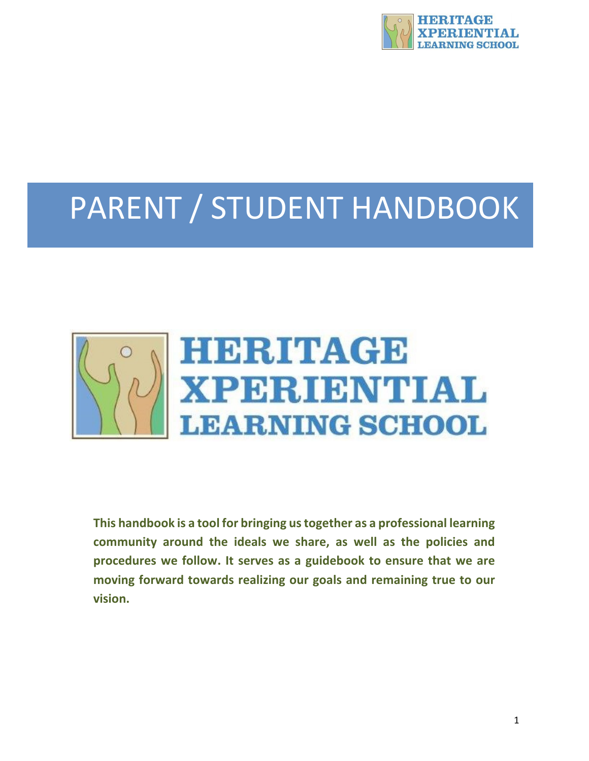HERITAGE XPERIENTIAL LEARNING SCHOOL

# PARENT / STUDENT HANDBOOK

HERITAGE XPERIENTIAL LEARNING SCHOOL

**This handbook is a tool for bringing us together as a professional learning community around the ideals we share, as well as the policies and procedures we follow. It serves as a guidebook to ensure that we are moving forward towards realizing our goals and remaining true to our vision.**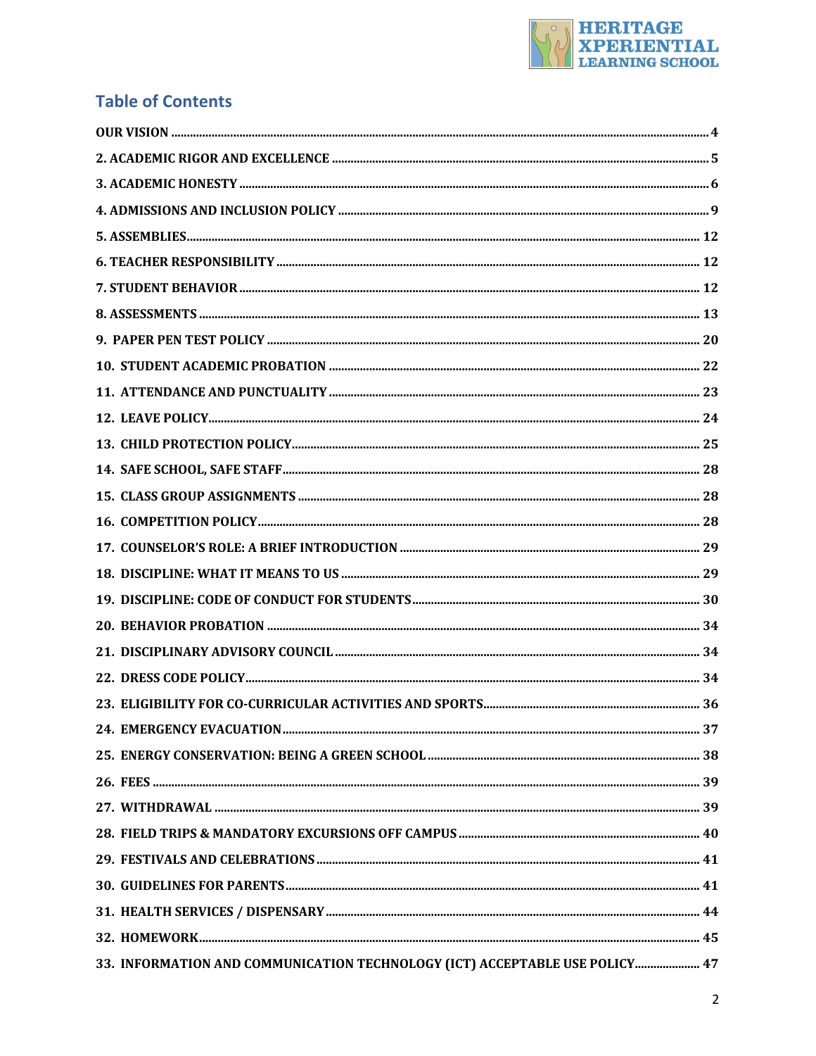## Table of Contents

OUR VISION ........ 4

2. ACADEMIC RIGOR AND EXCELLENCE ........ 5

3. ACADEMIC HONESTY ........ 6

4. ADMISSIONS AND INCLUSION POLICY ........ 9

5. ASSEMBLIES ........ 12

6. TEACHER RESPONSIBILITY ........ 12

7. STUDENT BEHAVIOR ........ 12

8. ASSESSMENTS ........ 13

9. PAPER PEN TEST POLICY ........ 20

10. STUDENT ACADEMIC PROBATION ........ 22

11. ATTENDANCE AND PUNCTUALITY ........ 23

12. LEAVE POLICY ........ 24

13. CHILD PROTECTION POLICY ........ 25

14. SAFE SCHOOL, SAFE STAFF ........ 28

15. CLASS GROUP ASSIGNMENTS ........ 28

16. COMPETITION POLICY ........ 28

17. COUNSELOR'S ROLE: A BRIEF INTRODUCTION ........ 29

18. DISCIPLINE: WHAT IT MEANS TO US ........ 29

19. DISCIPLINE: CODE OF CONDUCT FOR STUDENTS ........ 30

20. BEHAVIOR PROBATION ........ 34

21. DISCIPLINARY ADVISORY COUNCIL ........ 34

22. DRESS CODE POLICY ........ 34

23. ELIGIBILITY FOR CO-CURRICULAR ACTIVITIES AND SPORTS ........ 36

24. EMERGENCY EVACUATION ........ 37

25. ENERGY CONSERVATION: BEING A GREEN SCHOOL ........ 38

26. FEES ........ 39

27. WITHDRAWAL ........ 39

28. FIELD TRIPS & MANDATORY EXCURSIONS OFF CAMPUS ........ 40

29. FESTIVALS AND CELEBRATIONS ........ 41

30. GUIDELINES FOR PARENTS ........ 41

31. HEALTH SERVICES / DISPENSARY ........ 44

32. HOMEWORK ........ 45

33. INFORMATION AND COMMUNICATION TECHNOLOGY (ICT) ACCEPTABLE USE POLICY ........ 47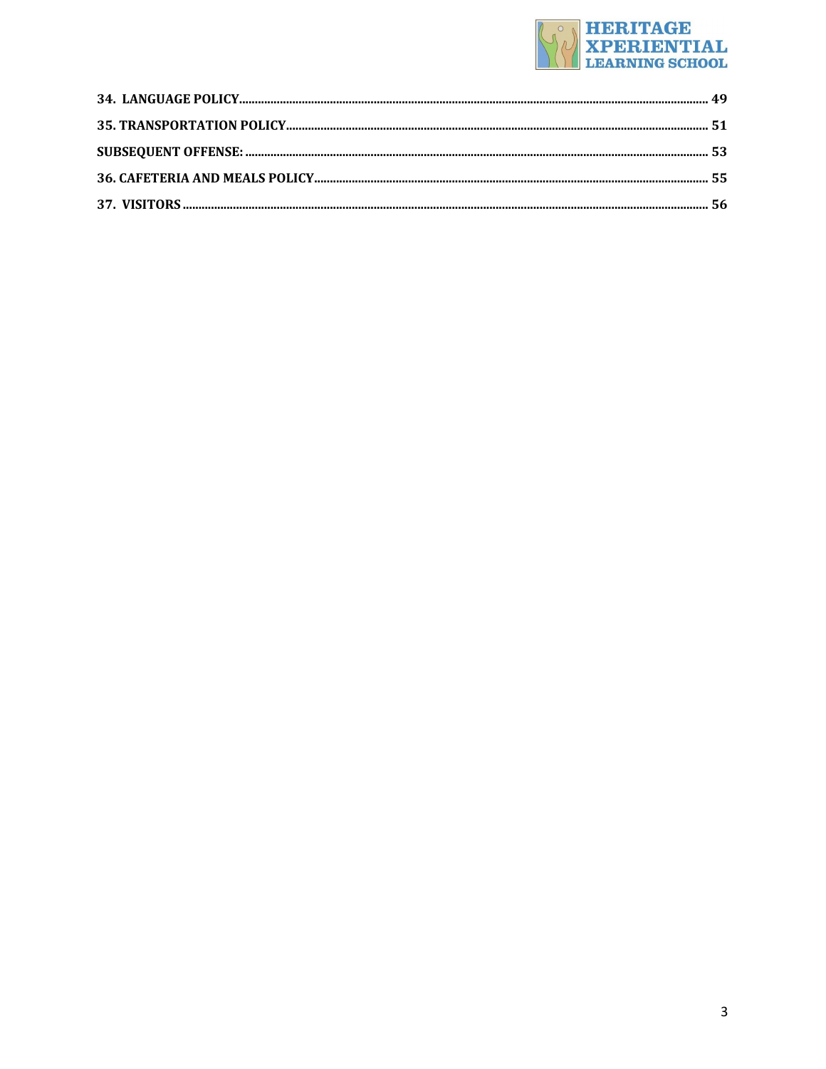34. LANGUAGE POLICY ..................................................................................................................................... 49

35. TRANSPORTATION POLICY ......................................................................................................................... 51

SUBSEQUENT OFFENSE: ................................................................................................................................. 53

36. CAFETERIA AND MEALS POLICY ............................................................................................................. 55

37. VISITORS ...................................................................................................................................................... 56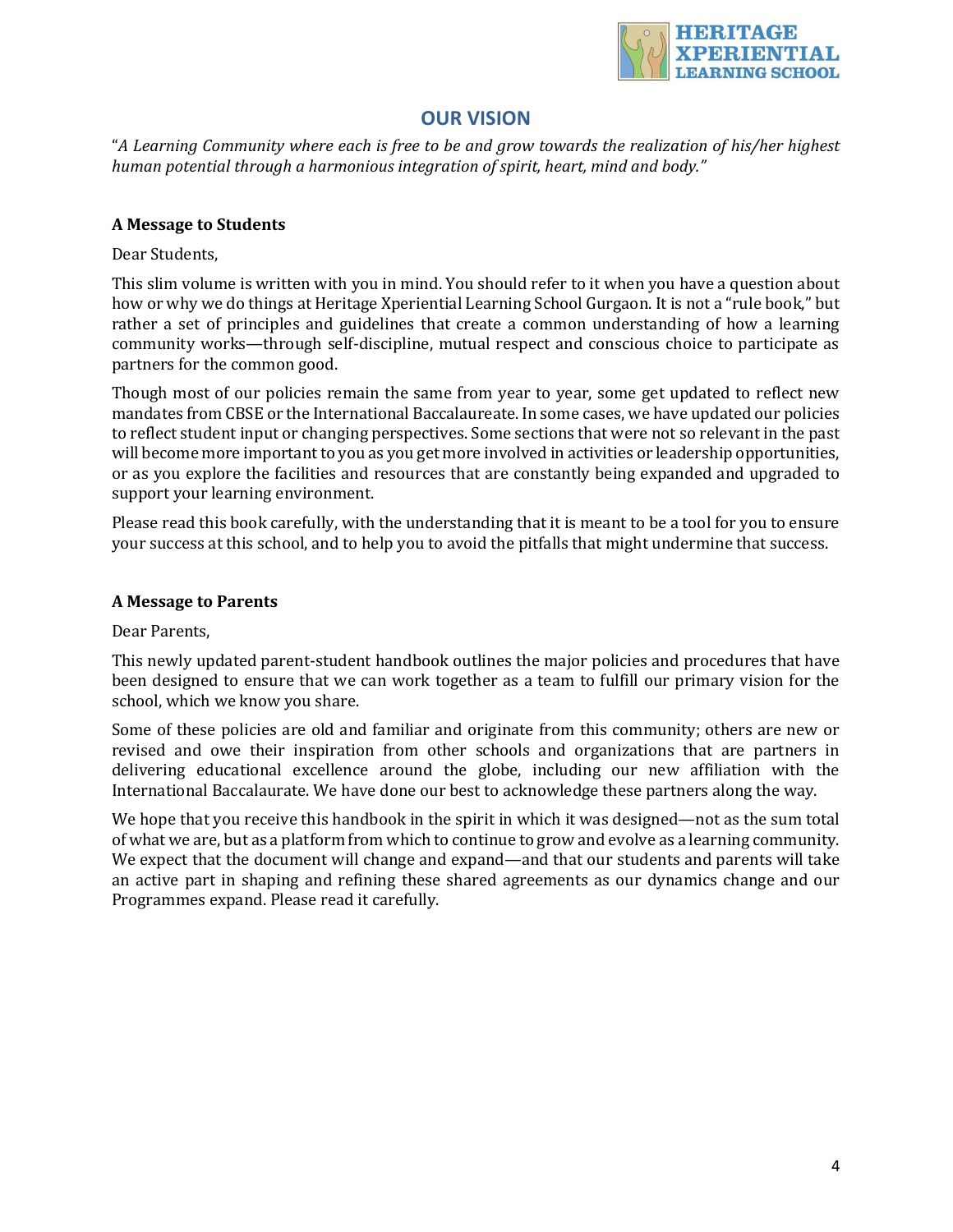## OUR VISION

"*A Learning Community where each is free to be and grow towards the realization of his/her highest human potential through a harmonious integration of spirit, heart, mind and body."*

**A Message to Students**

Dear Students,

This slim volume is written with you in mind. You should refer to it when you have a question about how or why we do things at Heritage Xperiential Learning School Gurgaon. It is not a "rule book," but rather a set of principles and guidelines that create a common understanding of how a learning community works—through self-discipline, mutual respect and conscious choice to participate as partners for the common good.

Though most of our policies remain the same from year to year, some get updated to reflect new mandates from CBSE or the International Baccalaureate. In some cases, we have updated our policies to reflect student input or changing perspectives. Some sections that were not so relevant in the past will become more important to you as you get more involved in activities or leadership opportunities, or as you explore the facilities and resources that are constantly being expanded and upgraded to support your learning environment.

Please read this book carefully, with the understanding that it is meant to be a tool for you to ensure your success at this school, and to help you to avoid the pitfalls that might undermine that success.

**A Message to Parents**

Dear Parents,

This newly updated parent-student handbook outlines the major policies and procedures that have been designed to ensure that we can work together as a team to fulfill our primary vision for the school, which we know you share.

Some of these policies are old and familiar and originate from this community; others are new or revised and owe their inspiration from other schools and organizations that are partners in delivering educational excellence around the globe, including our new affiliation with the International Baccalaurate. We have done our best to acknowledge these partners along the way.

We hope that you receive this handbook in the spirit in which it was designed—not as the sum total of what we are, but as a platform from which to continue to grow and evolve as a learning community. We expect that the document will change and expand—and that our students and parents will take an active part in shaping and refining these shared agreements as our dynamics change and our Programmes expand. Please read it carefully.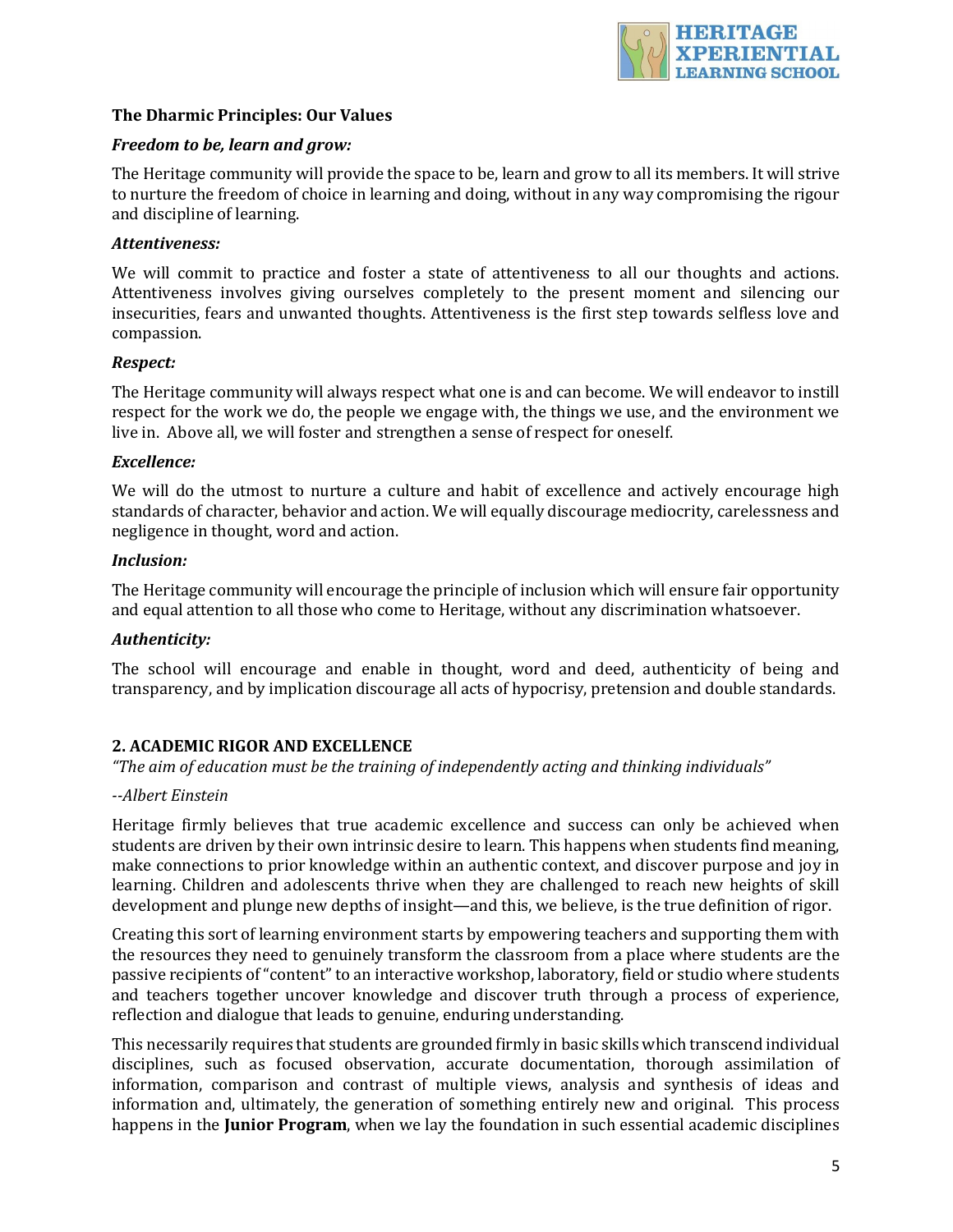### The Dharmic Principles: Our Values

***Freedom to be, learn and grow:***

The Heritage community will provide the space to be, learn and grow to all its members. It will strive to nurture the freedom of choice in learning and doing, without in any way compromising the rigour and discipline of learning.

***Attentiveness:***

We will commit to practice and foster a state of attentiveness to all our thoughts and actions. Attentiveness involves giving ourselves completely to the present moment and silencing our insecurities, fears and unwanted thoughts. Attentiveness is the first step towards selfless love and compassion.

***Respect:***

The Heritage community will always respect what one is and can become. We will endeavor to instill respect for the work we do, the people we engage with, the things we use, and the environment we live in. Above all, we will foster and strengthen a sense of respect for oneself.

***Excellence:***

We will do the utmost to nurture a culture and habit of excellence and actively encourage high standards of character, behavior and action. We will equally discourage mediocrity, carelessness and negligence in thought, word and action.

***Inclusion:***

The Heritage community will encourage the principle of inclusion which will ensure fair opportunity and equal attention to all those who come to Heritage, without any discrimination whatsoever.

***Authenticity:***

The school will encourage and enable in thought, word and deed, authenticity of being and transparency, and by implication discourage all acts of hypocrisy, pretension and double standards.

## 2. ACADEMIC RIGOR AND EXCELLENCE

*"The aim of education must be the training of independently acting and thinking individuals"*

*--Albert Einstein*

Heritage firmly believes that true academic excellence and success can only be achieved when students are driven by their own intrinsic desire to learn. This happens when students find meaning, make connections to prior knowledge within an authentic context, and discover purpose and joy in learning. Children and adolescents thrive when they are challenged to reach new heights of skill development and plunge new depths of insight—and this, we believe, is the true definition of rigor.

Creating this sort of learning environment starts by empowering teachers and supporting them with the resources they need to genuinely transform the classroom from a place where students are the passive recipients of "content" to an interactive workshop, laboratory, field or studio where students and teachers together uncover knowledge and discover truth through a process of experience, reflection and dialogue that leads to genuine, enduring understanding.

This necessarily requires that students are grounded firmly in basic skills which transcend individual disciplines, such as focused observation, accurate documentation, thorough assimilation of information, comparison and contrast of multiple views, analysis and synthesis of ideas and information and, ultimately, the generation of something entirely new and original. This process happens in the **Junior Program**, when we lay the foundation in such essential academic disciplines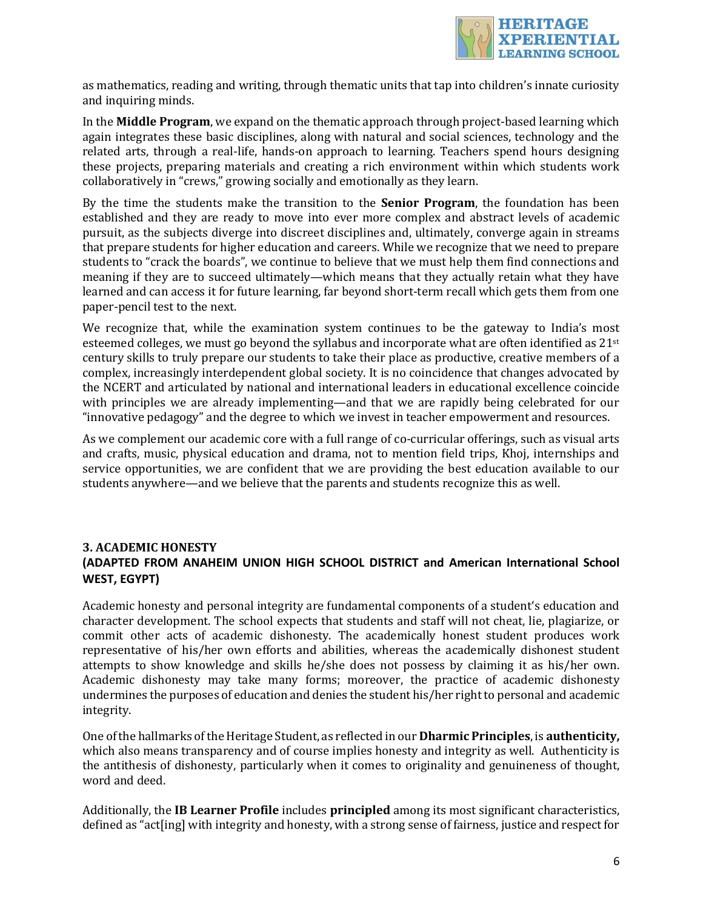as mathematics, reading and writing, through thematic units that tap into children's innate curiosity and inquiring minds.

In the **Middle Program**, we expand on the thematic approach through project-based learning which again integrates these basic disciplines, along with natural and social sciences, technology and the related arts, through a real-life, hands-on approach to learning. Teachers spend hours designing these projects, preparing materials and creating a rich environment within which students work collaboratively in "crews," growing socially and emotionally as they learn.

By the time the students make the transition to the **Senior Program**, the foundation has been established and they are ready to move into ever more complex and abstract levels of academic pursuit, as the subjects diverge into discreet disciplines and, ultimately, converge again in streams that prepare students for higher education and careers. While we recognize that we need to prepare students to "crack the boards", we continue to believe that we must help them find connections and meaning if they are to succeed ultimately—which means that they actually retain what they have learned and can access it for future learning, far beyond short-term recall which gets them from one paper-pencil test to the next.

We recognize that, while the examination system continues to be the gateway to India's most esteemed colleges, we must go beyond the syllabus and incorporate what are often identified as 21st century skills to truly prepare our students to take their place as productive, creative members of a complex, increasingly interdependent global society. It is no coincidence that changes advocated by the NCERT and articulated by national and international leaders in educational excellence coincide with principles we are already implementing—and that we are rapidly being celebrated for our "innovative pedagogy" and the degree to which we invest in teacher empowerment and resources.

As we complement our academic core with a full range of co-curricular offerings, such as visual arts and crafts, music, physical education and drama, not to mention field trips, Khoj, internships and service opportunities, we are confident that we are providing the best education available to our students anywhere—and we believe that the parents and students recognize this as well.

## 3. ACADEMIC HONESTY
### (ADAPTED FROM ANAHEIM UNION HIGH SCHOOL DISTRICT and American International School WEST, EGYPT)

Academic honesty and personal integrity are fundamental components of a student's education and character development. The school expects that students and staff will not cheat, lie, plagiarize, or commit other acts of academic dishonesty. The academically honest student produces work representative of his/her own efforts and abilities, whereas the academically dishonest student attempts to show knowledge and skills he/she does not possess by claiming it as his/her own. Academic dishonesty may take many forms; moreover, the practice of academic dishonesty undermines the purposes of education and denies the student his/her right to personal and academic integrity.

One of the hallmarks of the Heritage Student, as reflected in our **Dharmic Principles**, is **authenticity,** which also means transparency and of course implies honesty and integrity as well. Authenticity is the antithesis of dishonesty, particularly when it comes to originality and genuineness of thought, word and deed.

Additionally, the **IB Learner Profile** includes **principled** among its most significant characteristics, defined as "act[ing] with integrity and honesty, with a strong sense of fairness, justice and respect for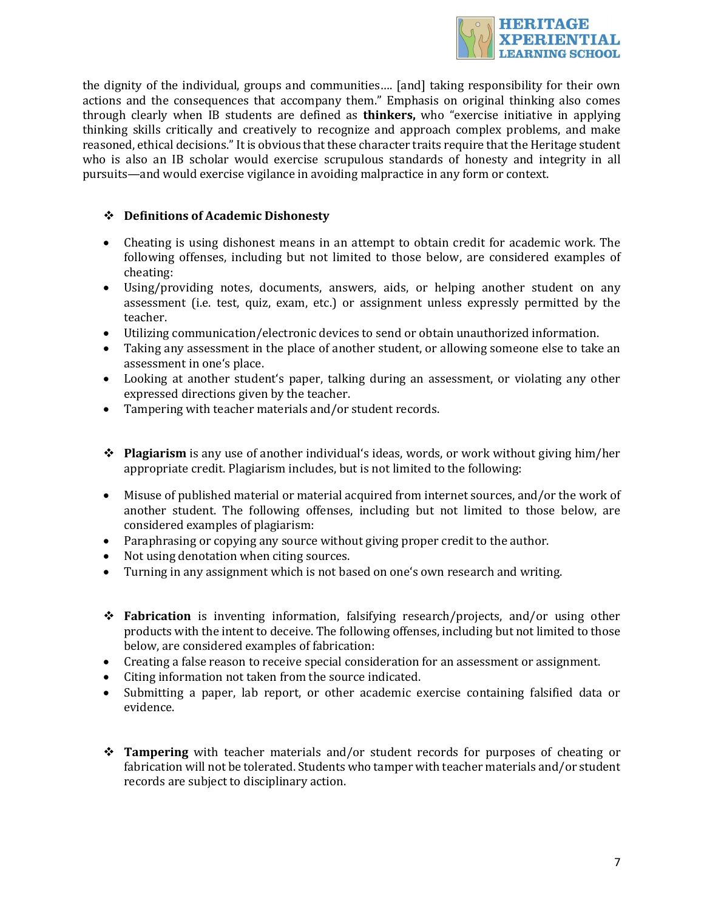the dignity of the individual, groups and communities…. [and] taking responsibility for their own actions and the consequences that accompany them." Emphasis on original thinking also comes through clearly when IB students are defined as **thinkers,** who "exercise initiative in applying thinking skills critically and creatively to recognize and approach complex problems, and make reasoned, ethical decisions." It is obvious that these character traits require that the Heritage student who is also an IB scholar would exercise scrupulous standards of honesty and integrity in all pursuits—and would exercise vigilance in avoiding malpractice in any form or context.

❖ **Definitions of Academic Dishonesty**

- Cheating is using dishonest means in an attempt to obtain credit for academic work. The following offenses, including but not limited to those below, are considered examples of cheating:
- Using/providing notes, documents, answers, aids, or helping another student on any assessment (i.e. test, quiz, exam, etc.) or assignment unless expressly permitted by the teacher.
- Utilizing communication/electronic devices to send or obtain unauthorized information.
- Taking any assessment in the place of another student, or allowing someone else to take an assessment in one's place.
- Looking at another student's paper, talking during an assessment, or violating any other expressed directions given by the teacher.
- Tampering with teacher materials and/or student records.

❖ **Plagiarism** is any use of another individual's ideas, words, or work without giving him/her appropriate credit. Plagiarism includes, but is not limited to the following:

- Misuse of published material or material acquired from internet sources, and/or the work of another student. The following offenses, including but not limited to those below, are considered examples of plagiarism:
- Paraphrasing or copying any source without giving proper credit to the author.
- Not using denotation when citing sources.
- Turning in any assignment which is not based on one's own research and writing.

❖ **Fabrication** is inventing information, falsifying research/projects, and/or using other products with the intent to deceive. The following offenses, including but not limited to those below, are considered examples of fabrication:

- Creating a false reason to receive special consideration for an assessment or assignment.
- Citing information not taken from the source indicated.
- Submitting a paper, lab report, or other academic exercise containing falsified data or evidence.

❖ **Tampering** with teacher materials and/or student records for purposes of cheating or fabrication will not be tolerated. Students who tamper with teacher materials and/or student records are subject to disciplinary action.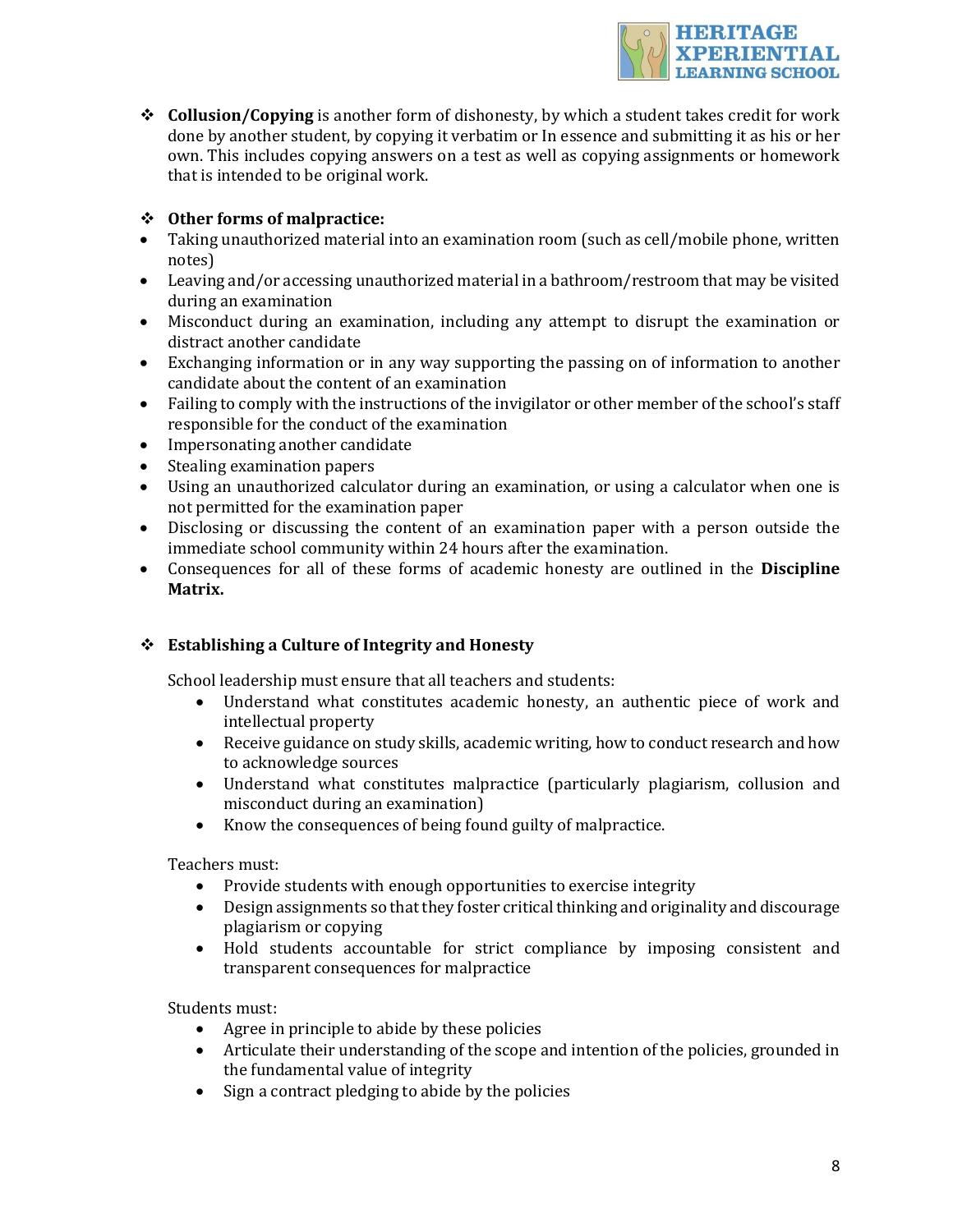- **Collusion/Copying** is another form of dishonesty, by which a student takes credit for work done by another student, by copying it verbatim or In essence and submitting it as his or her own. This includes copying answers on a test as well as copying assignments or homework that is intended to be original work.

- **Other forms of malpractice:**

- Taking unauthorized material into an examination room (such as cell/mobile phone, written notes)
- Leaving and/or accessing unauthorized material in a bathroom/restroom that may be visited during an examination
- Misconduct during an examination, including any attempt to disrupt the examination or distract another candidate
- Exchanging information or in any way supporting the passing on of information to another candidate about the content of an examination
- Failing to comply with the instructions of the invigilator or other member of the school's staff responsible for the conduct of the examination
- Impersonating another candidate
- Stealing examination papers
- Using an unauthorized calculator during an examination, or using a calculator when one is not permitted for the examination paper
- Disclosing or discussing the content of an examination paper with a person outside the immediate school community within 24 hours after the examination.
- Consequences for all of these forms of academic honesty are outlined in the **Discipline Matrix.**

- **Establishing a Culture of Integrity and Honesty**

School leadership must ensure that all teachers and students:

- Understand what constitutes academic honesty, an authentic piece of work and intellectual property
- Receive guidance on study skills, academic writing, how to conduct research and how to acknowledge sources
- Understand what constitutes malpractice (particularly plagiarism, collusion and misconduct during an examination)
- Know the consequences of being found guilty of malpractice.

Teachers must:

- Provide students with enough opportunities to exercise integrity
- Design assignments so that they foster critical thinking and originality and discourage plagiarism or copying
- Hold students accountable for strict compliance by imposing consistent and transparent consequences for malpractice

Students must:

- Agree in principle to abide by these policies
- Articulate their understanding of the scope and intention of the policies, grounded in the fundamental value of integrity
- Sign a contract pledging to abide by the policies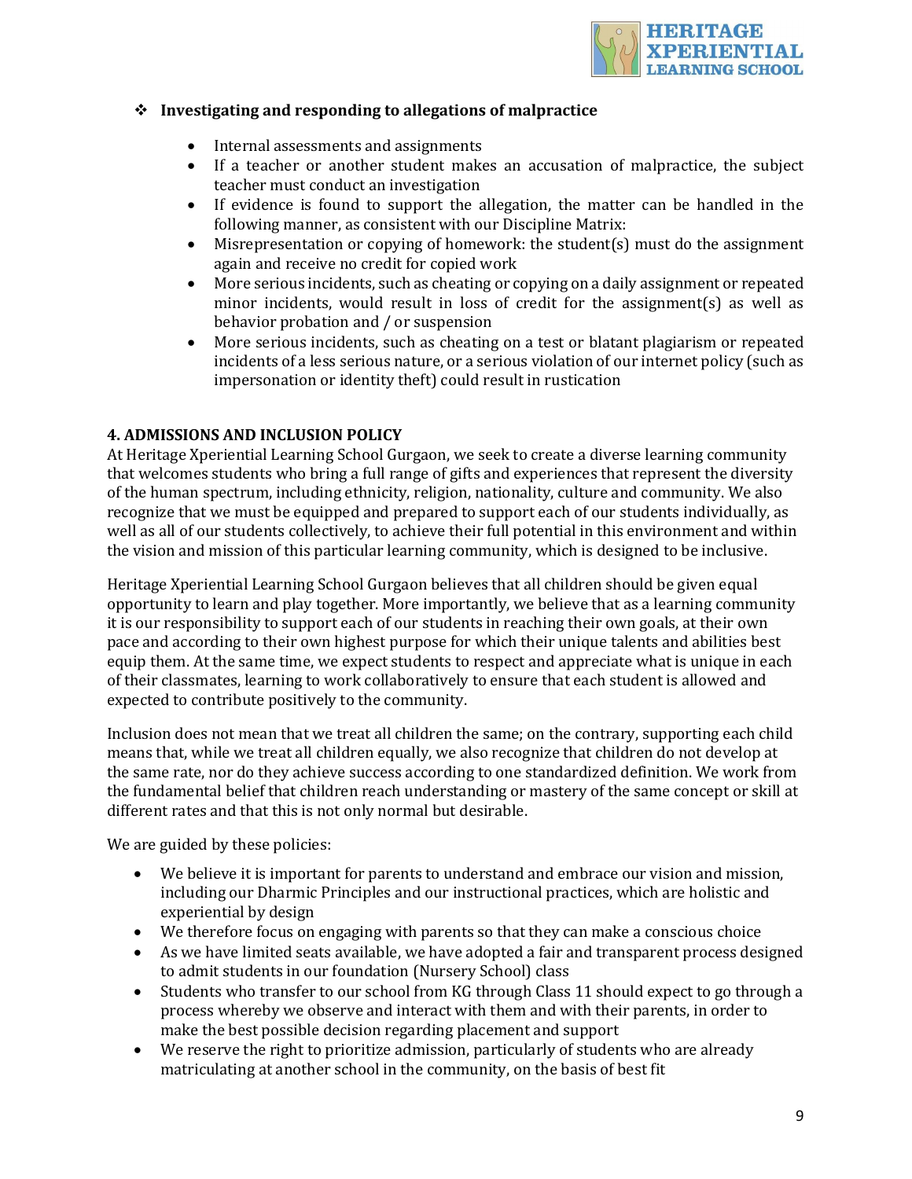- **Investigating and responding to allegations of malpractice**
    - Internal assessments and assignments
    - If a teacher or another student makes an accusation of malpractice, the subject teacher must conduct an investigation
    - If evidence is found to support the allegation, the matter can be handled in the following manner, as consistent with our Discipline Matrix:
    - Misrepresentation or copying of homework: the student(s) must do the assignment again and receive no credit for copied work
    - More serious incidents, such as cheating or copying on a daily assignment or repeated minor incidents, would result in loss of credit for the assignment(s) as well as behavior probation and / or suspension
    - More serious incidents, such as cheating on a test or blatant plagiarism or repeated incidents of a less serious nature, or a serious violation of our internet policy (such as impersonation or identity theft) could result in rustication

## 4. ADMISSIONS AND INCLUSION POLICY

At Heritage Xperiential Learning School Gurgaon, we seek to create a diverse learning community that welcomes students who bring a full range of gifts and experiences that represent the diversity of the human spectrum, including ethnicity, religion, nationality, culture and community. We also recognize that we must be equipped and prepared to support each of our students individually, as well as all of our students collectively, to achieve their full potential in this environment and within the vision and mission of this particular learning community, which is designed to be inclusive.

Heritage Xperiential Learning School Gurgaon believes that all children should be given equal opportunity to learn and play together. More importantly, we believe that as a learning community it is our responsibility to support each of our students in reaching their own goals, at their own pace and according to their own highest purpose for which their unique talents and abilities best equip them. At the same time, we expect students to respect and appreciate what is unique in each of their classmates, learning to work collaboratively to ensure that each student is allowed and expected to contribute positively to the community.

Inclusion does not mean that we treat all children the same; on the contrary, supporting each child means that, while we treat all children equally, we also recognize that children do not develop at the same rate, nor do they achieve success according to one standardized definition. We work from the fundamental belief that children reach understanding or mastery of the same concept or skill at different rates and that this is not only normal but desirable.

We are guided by these policies:

- We believe it is important for parents to understand and embrace our vision and mission, including our Dharmic Principles and our instructional practices, which are holistic and experiential by design
- We therefore focus on engaging with parents so that they can make a conscious choice
- As we have limited seats available, we have adopted a fair and transparent process designed to admit students in our foundation (Nursery School) class
- Students who transfer to our school from KG through Class 11 should expect to go through a process whereby we observe and interact with them and with their parents, in order to make the best possible decision regarding placement and support
- We reserve the right to prioritize admission, particularly of students who are already matriculating at another school in the community, on the basis of best fit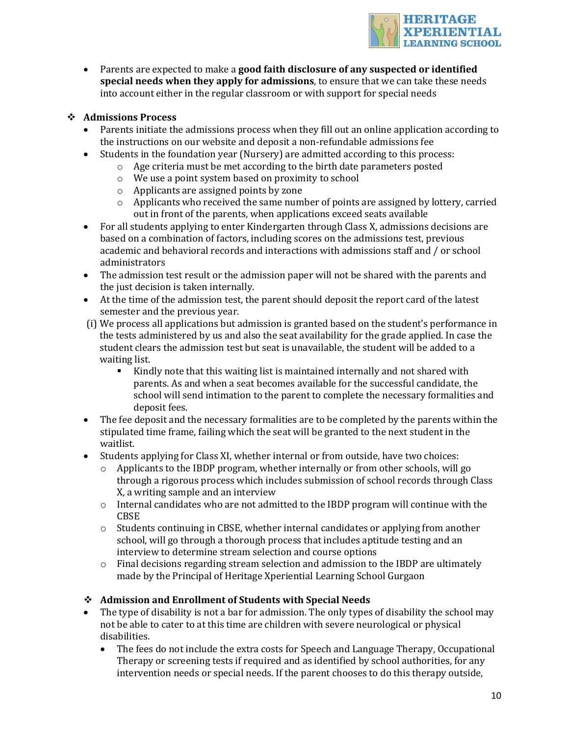- Parents are expected to make a **good faith disclosure of any suspected or identified special needs when they apply for admissions**, to ensure that we can take these needs into account either in the regular classroom or with support for special needs

### ❖ Admissions Process

- Parents initiate the admissions process when they fill out an online application according to the instructions on our website and deposit a non-refundable admissions fee
- Students in the foundation year (Nursery) are admitted according to this process:
  - Age criteria must be met according to the birth date parameters posted
  - We use a point system based on proximity to school
  - Applicants are assigned points by zone
  - Applicants who received the same number of points are assigned by lottery, carried out in front of the parents, when applications exceed seats available
- For all students applying to enter Kindergarten through Class X, admissions decisions are based on a combination of factors, including scores on the admissions test, previous academic and behavioral records and interactions with admissions staff and / or school administrators
- The admission test result or the admission paper will not be shared with the parents and the just decision is taken internally.
- At the time of the admission test, the parent should deposit the report card of the latest semester and the previous year.

(i) We process all applications but admission is granted based on the student's performance in the tests administered by us and also the seat availability for the grade applied. In case the student clears the admission test but seat is unavailable, the student will be added to a waiting list.
  - Kindly note that this waiting list is maintained internally and not shared with parents. As and when a seat becomes available for the successful candidate, the school will send intimation to the parent to complete the necessary formalities and deposit fees.

- The fee deposit and the necessary formalities are to be completed by the parents within the stipulated time frame, failing which the seat will be granted to the next student in the waitlist.
- Students applying for Class XI, whether internal or from outside, have two choices:
  - Applicants to the IBDP program, whether internally or from other schools, will go through a rigorous process which includes submission of school records through Class X, a writing sample and an interview
  - Internal candidates who are not admitted to the IBDP program will continue with the CBSE
  - Students continuing in CBSE, whether internal candidates or applying from another school, will go through a thorough process that includes aptitude testing and an interview to determine stream selection and course options
  - Final decisions regarding stream selection and admission to the IBDP are ultimately made by the Principal of Heritage Xperiential Learning School Gurgaon

### ❖ Admission and Enrollment of Students with Special Needs

- The type of disability is not a bar for admission. The only types of disability the school may not be able to cater to at this time are children with severe neurological or physical disabilities.
  - The fees do not include the extra costs for Speech and Language Therapy, Occupational Therapy or screening tests if required and as identified by school authorities, for any intervention needs or special needs. If the parent chooses to do this therapy outside,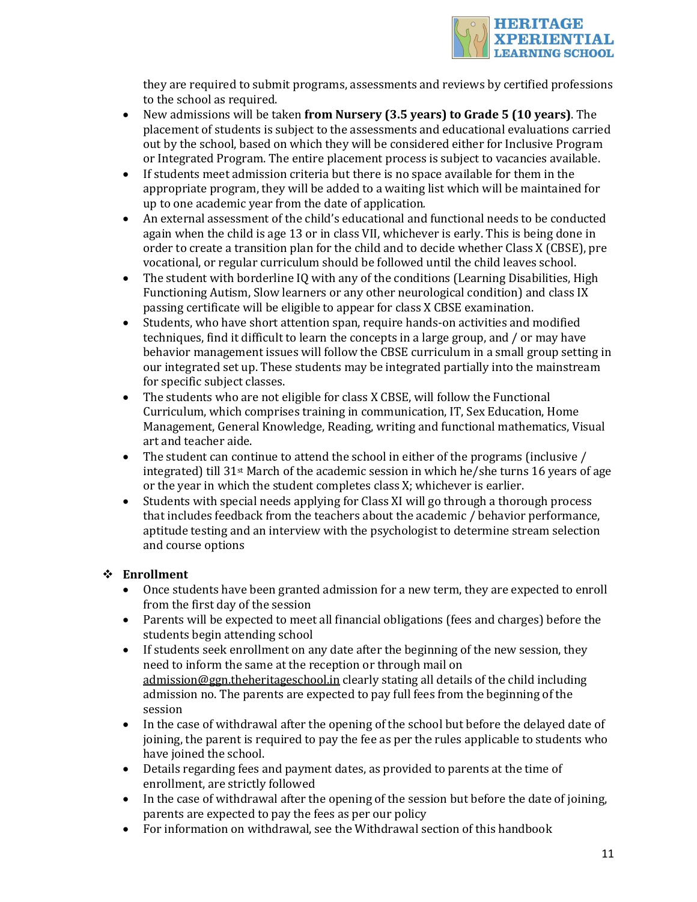they are required to submit programs, assessments and reviews by certified professions to the school as required.

- New admissions will be taken **from Nursery (3.5 years) to Grade 5 (10 years)**. The placement of students is subject to the assessments and educational evaluations carried out by the school, based on which they will be considered either for Inclusive Program or Integrated Program. The entire placement process is subject to vacancies available.
- If students meet admission criteria but there is no space available for them in the appropriate program, they will be added to a waiting list which will be maintained for up to one academic year from the date of application.
- An external assessment of the child's educational and functional needs to be conducted again when the child is age 13 or in class VII, whichever is early. This is being done in order to create a transition plan for the child and to decide whether Class X (CBSE), pre vocational, or regular curriculum should be followed until the child leaves school.
- The student with borderline IQ with any of the conditions (Learning Disabilities, High Functioning Autism, Slow learners or any other neurological condition) and class IX passing certificate will be eligible to appear for class X CBSE examination.
- Students, who have short attention span, require hands-on activities and modified techniques, find it difficult to learn the concepts in a large group, and / or may have behavior management issues will follow the CBSE curriculum in a small group setting in our integrated set up. These students may be integrated partially into the mainstream for specific subject classes.
- The students who are not eligible for class X CBSE, will follow the Functional Curriculum, which comprises training in communication, IT, Sex Education, Home Management, General Knowledge, Reading, writing and functional mathematics, Visual art and teacher aide.
- The student can continue to attend the school in either of the programs (inclusive / integrated) till 31st March of the academic session in which he/she turns 16 years of age or the year in which the student completes class X; whichever is earlier.
- Students with special needs applying for Class XI will go through a thorough process that includes feedback from the teachers about the academic / behavior performance, aptitude testing and an interview with the psychologist to determine stream selection and course options

### ❖ Enrollment

- Once students have been granted admission for a new term, they are expected to enroll from the first day of the session
- Parents will be expected to meet all financial obligations (fees and charges) before the students begin attending school
- If students seek enrollment on any date after the beginning of the new session, they need to inform the same at the reception or through mail on admission@ggn.theheritageschool.in clearly stating all details of the child including admission no. The parents are expected to pay full fees from the beginning of the session
- In the case of withdrawal after the opening of the school but before the delayed date of joining, the parent is required to pay the fee as per the rules applicable to students who have joined the school.
- Details regarding fees and payment dates, as provided to parents at the time of enrollment, are strictly followed
- In the case of withdrawal after the opening of the session but before the date of joining, parents are expected to pay the fees as per our policy
- For information on withdrawal, see the Withdrawal section of this handbook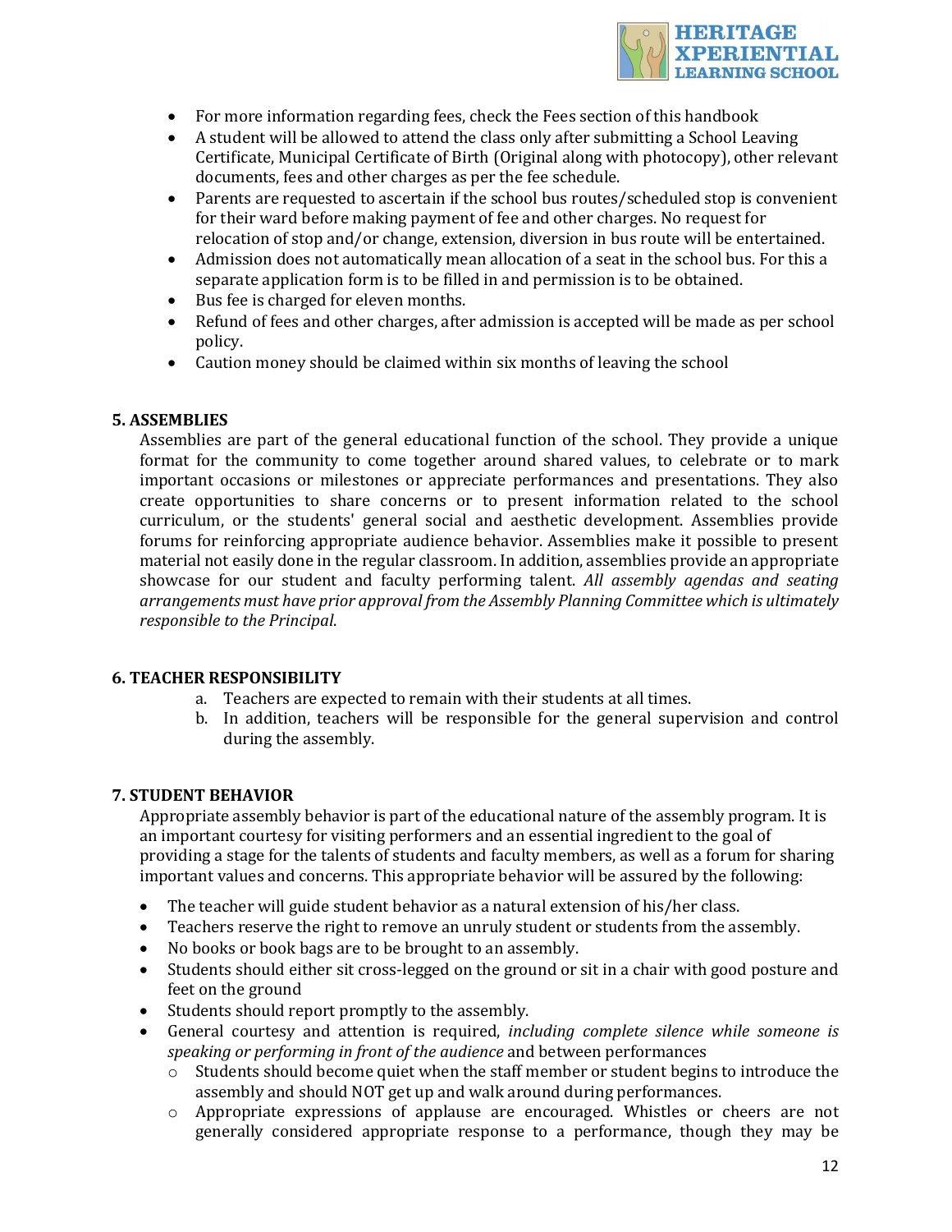- For more information regarding fees, check the Fees section of this handbook
- A student will be allowed to attend the class only after submitting a School Leaving Certificate, Municipal Certificate of Birth (Original along with photocopy), other relevant documents, fees and other charges as per the fee schedule.
- Parents are requested to ascertain if the school bus routes/scheduled stop is convenient for their ward before making payment of fee and other charges. No request for relocation of stop and/or change, extension, diversion in bus route will be entertained.
- Admission does not automatically mean allocation of a seat in the school bus. For this a separate application form is to be filled in and permission is to be obtained.
- Bus fee is charged for eleven months.
- Refund of fees and other charges, after admission is accepted will be made as per school policy.
- Caution money should be claimed within six months of leaving the school

## 5. ASSEMBLIES

Assemblies are part of the general educational function of the school. They provide a unique format for the community to come together around shared values, to celebrate or to mark important occasions or milestones or appreciate performances and presentations. They also create opportunities to share concerns or to present information related to the school curriculum, or the students' general social and aesthetic development. Assemblies provide forums for reinforcing appropriate audience behavior. Assemblies make it possible to present material not easily done in the regular classroom. In addition, assemblies provide an appropriate showcase for our student and faculty performing talent. *All assembly agendas and seating arrangements must have prior approval from the Assembly Planning Committee which is ultimately responsible to the Principal*.

## 6. TEACHER RESPONSIBILITY

a. Teachers are expected to remain with their students at all times.
b. In addition, teachers will be responsible for the general supervision and control during the assembly.

## 7. STUDENT BEHAVIOR

Appropriate assembly behavior is part of the educational nature of the assembly program. It is an important courtesy for visiting performers and an essential ingredient to the goal of providing a stage for the talents of students and faculty members, as well as a forum for sharing important values and concerns. This appropriate behavior will be assured by the following:

- The teacher will guide student behavior as a natural extension of his/her class.
- Teachers reserve the right to remove an unruly student or students from the assembly.
- No books or book bags are to be brought to an assembly.
- Students should either sit cross-legged on the ground or sit in a chair with good posture and feet on the ground
- Students should report promptly to the assembly.
- General courtesy and attention is required, *including complete silence while someone is speaking or performing in front of the audience* and between performances
  - Students should become quiet when the staff member or student begins to introduce the assembly and should NOT get up and walk around during performances.
  - Appropriate expressions of applause are encouraged. Whistles or cheers are not generally considered appropriate response to a performance, though they may be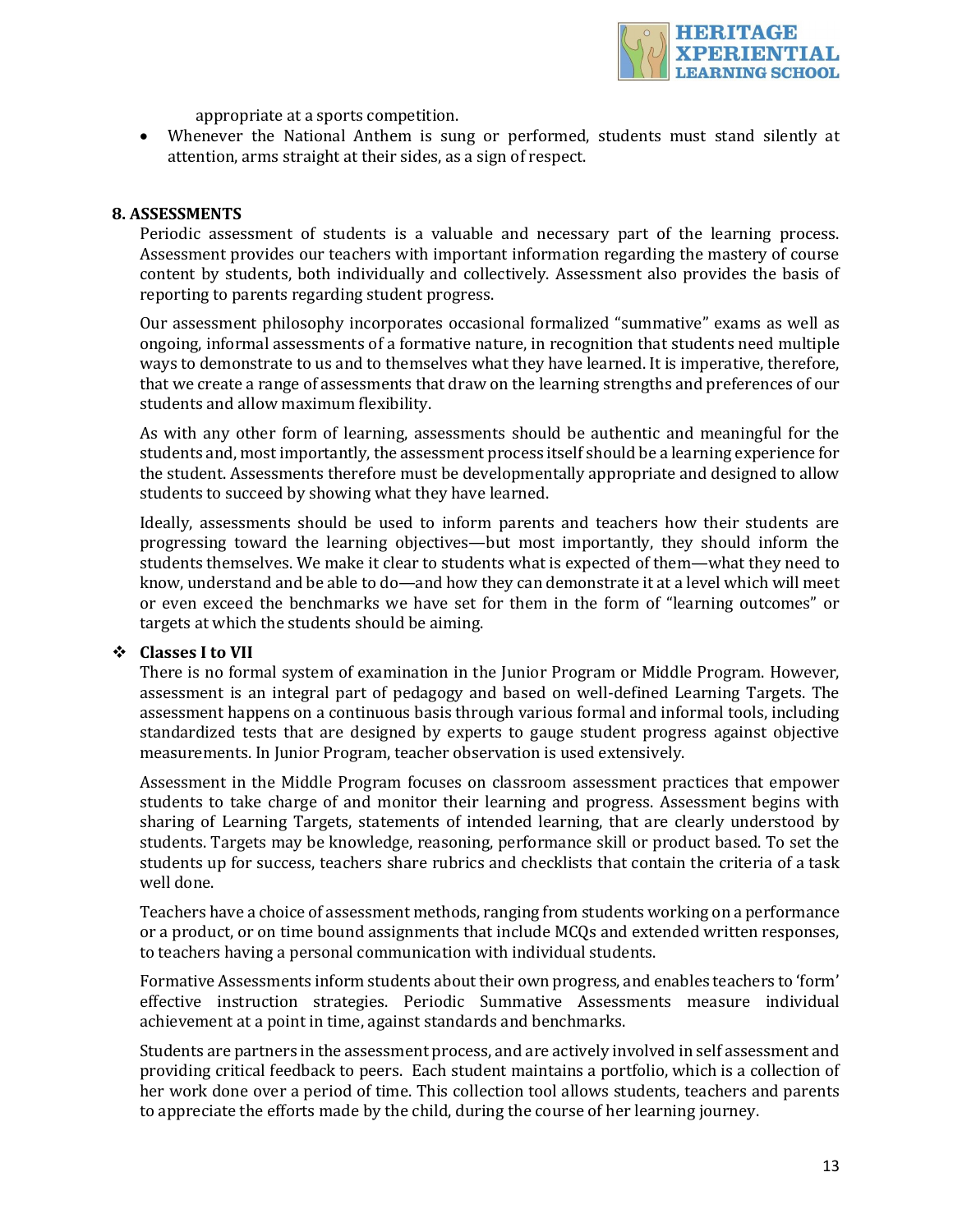appropriate at a sports competition.

- Whenever the National Anthem is sung or performed, students must stand silently at attention, arms straight at their sides, as a sign of respect.

## 8. ASSESSMENTS

Periodic assessment of students is a valuable and necessary part of the learning process. Assessment provides our teachers with important information regarding the mastery of course content by students, both individually and collectively. Assessment also provides the basis of reporting to parents regarding student progress.

Our assessment philosophy incorporates occasional formalized "summative" exams as well as ongoing, informal assessments of a formative nature, in recognition that students need multiple ways to demonstrate to us and to themselves what they have learned. It is imperative, therefore, that we create a range of assessments that draw on the learning strengths and preferences of our students and allow maximum flexibility.

As with any other form of learning, assessments should be authentic and meaningful for the students and, most importantly, the assessment process itself should be a learning experience for the student. Assessments therefore must be developmentally appropriate and designed to allow students to succeed by showing what they have learned.

Ideally, assessments should be used to inform parents and teachers how their students are progressing toward the learning objectives—but most importantly, they should inform the students themselves. We make it clear to students what is expected of them—what they need to know, understand and be able to do—and how they can demonstrate it at a level which will meet or even exceed the benchmarks we have set for them in the form of "learning outcomes" or targets at which the students should be aiming.

### ❖ Classes I to VII

There is no formal system of examination in the Junior Program or Middle Program. However, assessment is an integral part of pedagogy and based on well-defined Learning Targets. The assessment happens on a continuous basis through various formal and informal tools, including standardized tests that are designed by experts to gauge student progress against objective measurements. In Junior Program, teacher observation is used extensively.

Assessment in the Middle Program focuses on classroom assessment practices that empower students to take charge of and monitor their learning and progress. Assessment begins with sharing of Learning Targets, statements of intended learning, that are clearly understood by students. Targets may be knowledge, reasoning, performance skill or product based. To set the students up for success, teachers share rubrics and checklists that contain the criteria of a task well done.

Teachers have a choice of assessment methods, ranging from students working on a performance or a product, or on time bound assignments that include MCQs and extended written responses, to teachers having a personal communication with individual students.

Formative Assessments inform students about their own progress, and enables teachers to 'form' effective instruction strategies. Periodic Summative Assessments measure individual achievement at a point in time, against standards and benchmarks.

Students are partners in the assessment process, and are actively involved in self assessment and providing critical feedback to peers. Each student maintains a portfolio, which is a collection of her work done over a period of time. This collection tool allows students, teachers and parents to appreciate the efforts made by the child, during the course of her learning journey.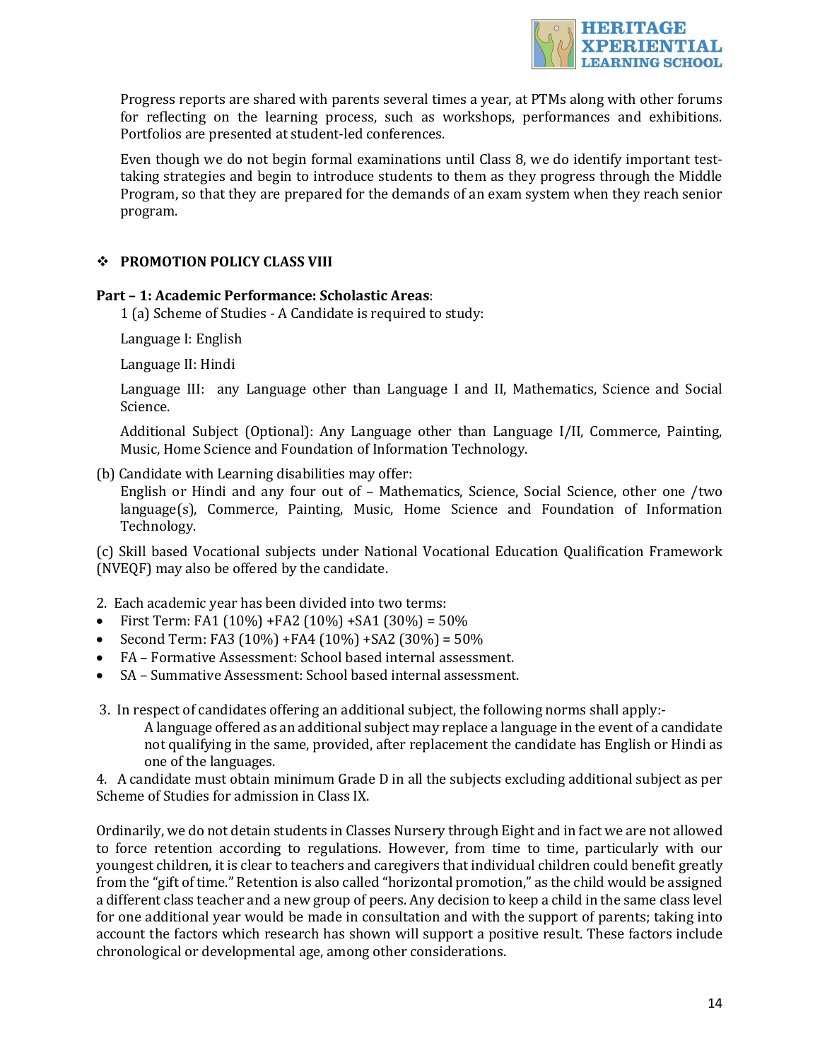Progress reports are shared with parents several times a year, at PTMs along with other forums for reflecting on the learning process, such as workshops, performances and exhibitions. Portfolios are presented at student-led conferences.

Even though we do not begin formal examinations until Class 8, we do identify important test-taking strategies and begin to introduce students to them as they progress through the Middle Program, so that they are prepared for the demands of an exam system when they reach senior program.

## ❖ PROMOTION POLICY CLASS VIII

**Part – 1: Academic Performance: Scholastic Areas**:

1 (a) Scheme of Studies - A Candidate is required to study:

Language I: English

Language II: Hindi

Language III: any Language other than Language I and II, Mathematics, Science and Social Science.

Additional Subject (Optional): Any Language other than Language I/II, Commerce, Painting, Music, Home Science and Foundation of Information Technology.

(b) Candidate with Learning disabilities may offer:
English or Hindi and any four out of – Mathematics, Science, Social Science, other one /two language(s), Commerce, Painting, Music, Home Science and Foundation of Information Technology.

(c) Skill based Vocational subjects under National Vocational Education Qualification Framework (NVEQF) may also be offered by the candidate.

2. Each academic year has been divided into two terms:

- First Term: FA1 (10%) +FA2 (10%) +SA1 (30%) = 50%
- Second Term: FA3 (10%) +FA4 (10%) +SA2 (30%) = 50%
- FA – Formative Assessment: School based internal assessment.
- SA – Summative Assessment: School based internal assessment.

3. In respect of candidates offering an additional subject, the following norms shall apply:-
A language offered as an additional subject may replace a language in the event of a candidate not qualifying in the same, provided, after replacement the candidate has English or Hindi as one of the languages.

4. A candidate must obtain minimum Grade D in all the subjects excluding additional subject as per Scheme of Studies for admission in Class IX.

Ordinarily, we do not detain students in Classes Nursery through Eight and in fact we are not allowed to force retention according to regulations. However, from time to time, particularly with our youngest children, it is clear to teachers and caregivers that individual children could benefit greatly from the "gift of time." Retention is also called "horizontal promotion," as the child would be assigned a different class teacher and a new group of peers. Any decision to keep a child in the same class level for one additional year would be made in consultation and with the support of parents; taking into account the factors which research has shown will support a positive result. These factors include chronological or developmental age, among other considerations.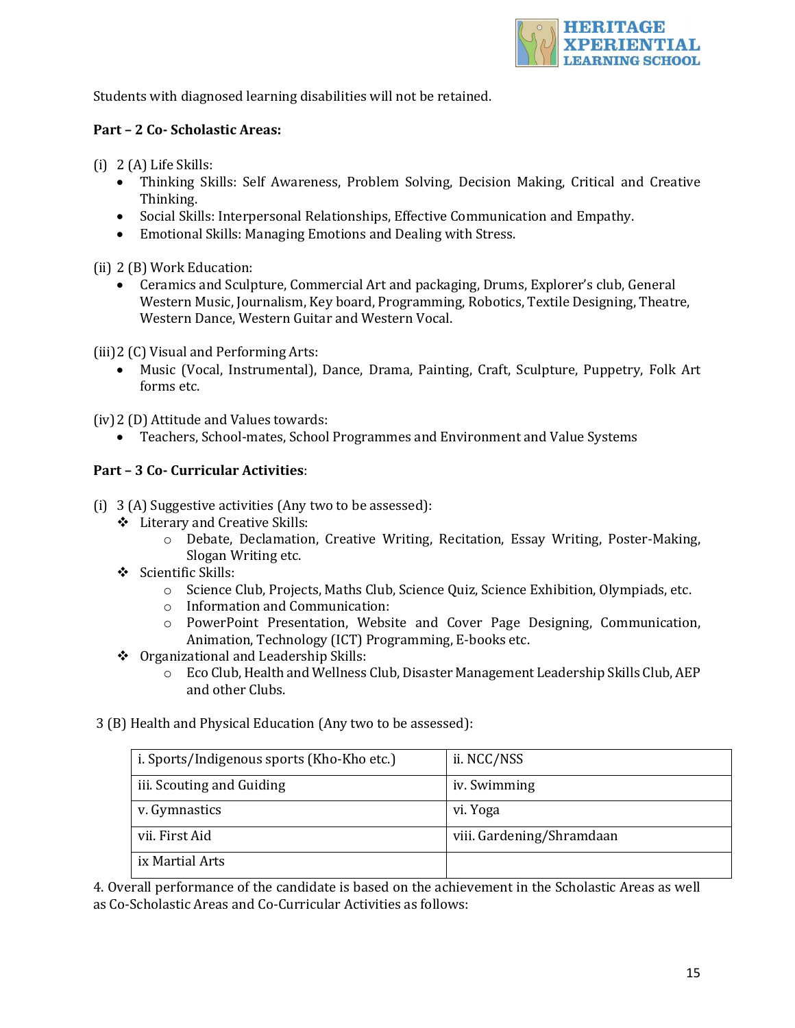Students with diagnosed learning disabilities will not be retained.

**Part – 2 Co- Scholastic Areas:**

(i) 2 (A) Life Skills:

- Thinking Skills: Self Awareness, Problem Solving, Decision Making, Critical and Creative Thinking.
- Social Skills: Interpersonal Relationships, Effective Communication and Empathy.
- Emotional Skills: Managing Emotions and Dealing with Stress.

(ii) 2 (B) Work Education:

- Ceramics and Sculpture, Commercial Art and packaging, Drums, Explorer's club, General Western Music, Journalism, Key board, Programming, Robotics, Textile Designing, Theatre, Western Dance, Western Guitar and Western Vocal.

(iii) 2 (C) Visual and Performing Arts:

- Music (Vocal, Instrumental), Dance, Drama, Painting, Craft, Sculpture, Puppetry, Folk Art forms etc.

(iv) 2 (D) Attitude and Values towards:

- Teachers, School-mates, School Programmes and Environment and Value Systems

**Part – 3 Co- Curricular Activities**:

(i) 3 (A) Suggestive activities (Any two to be assessed):

- Literary and Creative Skills:
  - Debate, Declamation, Creative Writing, Recitation, Essay Writing, Poster-Making, Slogan Writing etc.
- Scientific Skills:
  - Science Club, Projects, Maths Club, Science Quiz, Science Exhibition, Olympiads, etc.
  - Information and Communication:
  - PowerPoint Presentation, Website and Cover Page Designing, Communication, Animation, Technology (ICT) Programming, E-books etc.
- Organizational and Leadership Skills:
  - Eco Club, Health and Wellness Club, Disaster Management Leadership Skills Club, AEP and other Clubs.

3 (B) Health and Physical Education (Any two to be assessed):

| | |
|---|---|
| i. Sports/Indigenous sports (Kho-Kho etc.) | ii. NCC/NSS |
| iii. Scouting and Guiding | iv. Swimming |
| v. Gymnastics | vi. Yoga |
| vii. First Aid | viii. Gardening/Shramdaan |
| ix Martial Arts | |

4. Overall performance of the candidate is based on the achievement in the Scholastic Areas as well as Co-Scholastic Areas and Co-Curricular Activities as follows: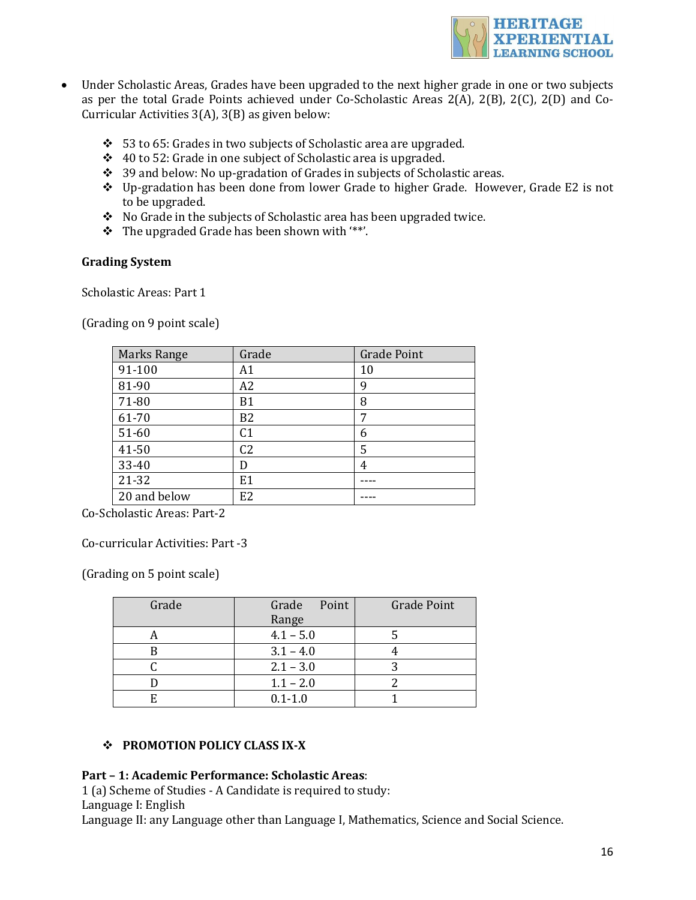- Under Scholastic Areas, Grades have been upgraded to the next higher grade in one or two subjects as per the total Grade Points achieved under Co-Scholastic Areas 2(A), 2(B), 2(C), 2(D) and Co-Curricular Activities 3(A), 3(B) as given below:

  - 53 to 65: Grades in two subjects of Scholastic area are upgraded.
  - 40 to 52: Grade in one subject of Scholastic area is upgraded.
  - 39 and below: No up-gradation of Grades in subjects of Scholastic areas.
  - Up-gradation has been done from lower Grade to higher Grade. However, Grade E2 is not to be upgraded.
  - No Grade in the subjects of Scholastic area has been upgraded twice.
  - The upgraded Grade has been shown with '**'.

**Grading System**

Scholastic Areas: Part 1

(Grading on 9 point scale)

| Marks Range | Grade | Grade Point |
|---|---|---|
| 91-100 | A1 | 10 |
| 81-90 | A2 | 9 |
| 71-80 | B1 | 8 |
| 61-70 | B2 | 7 |
| 51-60 | C1 | 6 |
| 41-50 | C2 | 5 |
| 33-40 | D | 4 |
| 21-32 | E1 | ---- |
| 20 and below | E2 | ---- |

Co-Scholastic Areas: Part-2

Co-curricular Activities: Part -3

(Grading on 5 point scale)

| Grade | Grade Point Range | Grade Point |
|---|---|---|
| A | 4.1 – 5.0 | 5 |
| B | 3.1 – 4.0 | 4 |
| C | 2.1 – 3.0 | 3 |
| D | 1.1 – 2.0 | 2 |
| E | 0.1-1.0 | 1 |

- **PROMOTION POLICY CLASS IX-X**

**Part – 1: Academic Performance: Scholastic Areas**:

1 (a) Scheme of Studies - A Candidate is required to study:

Language I: English

Language II: any Language other than Language I, Mathematics, Science and Social Science.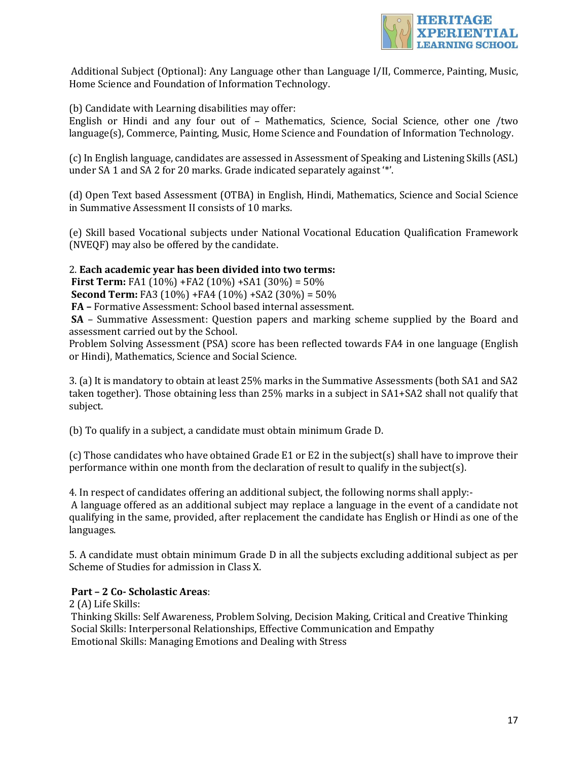Additional Subject (Optional): Any Language other than Language I/II, Commerce, Painting, Music, Home Science and Foundation of Information Technology.

(b) Candidate with Learning disabilities may offer:
English or Hindi and any four out of – Mathematics, Science, Social Science, other one /two language(s), Commerce, Painting, Music, Home Science and Foundation of Information Technology.

(c) In English language, candidates are assessed in Assessment of Speaking and Listening Skills (ASL) under SA 1 and SA 2 for 20 marks. Grade indicated separately against '*'.

(d) Open Text based Assessment (OTBA) in English, Hindi, Mathematics, Science and Social Science in Summative Assessment II consists of 10 marks.

(e) Skill based Vocational subjects under National Vocational Education Qualification Framework (NVEQF) may also be offered by the candidate.

2. **Each academic year has been divided into two terms:**
**First Term:** FA1 (10%) +FA2 (10%) +SA1 (30%) = 50%
**Second Term:** FA3 (10%) +FA4 (10%) +SA2 (30%) = 50%
**FA –** Formative Assessment: School based internal assessment.
**SA** – Summative Assessment: Question papers and marking scheme supplied by the Board and assessment carried out by the School.
Problem Solving Assessment (PSA) score has been reflected towards FA4 in one language (English or Hindi), Mathematics, Science and Social Science.

3. (a) It is mandatory to obtain at least 25% marks in the Summative Assessments (both SA1 and SA2 taken together). Those obtaining less than 25% marks in a subject in SA1+SA2 shall not qualify that subject.

(b) To qualify in a subject, a candidate must obtain minimum Grade D.

(c) Those candidates who have obtained Grade E1 or E2 in the subject(s) shall have to improve their performance within one month from the declaration of result to qualify in the subject(s).

4. In respect of candidates offering an additional subject, the following norms shall apply:-
A language offered as an additional subject may replace a language in the event of a candidate not qualifying in the same, provided, after replacement the candidate has English or Hindi as one of the languages.

5. A candidate must obtain minimum Grade D in all the subjects excluding additional subject as per Scheme of Studies for admission in Class X.

**Part – 2 Co- Scholastic Areas**:
2 (A) Life Skills:
Thinking Skills: Self Awareness, Problem Solving, Decision Making, Critical and Creative Thinking
Social Skills: Interpersonal Relationships, Effective Communication and Empathy
Emotional Skills: Managing Emotions and Dealing with Stress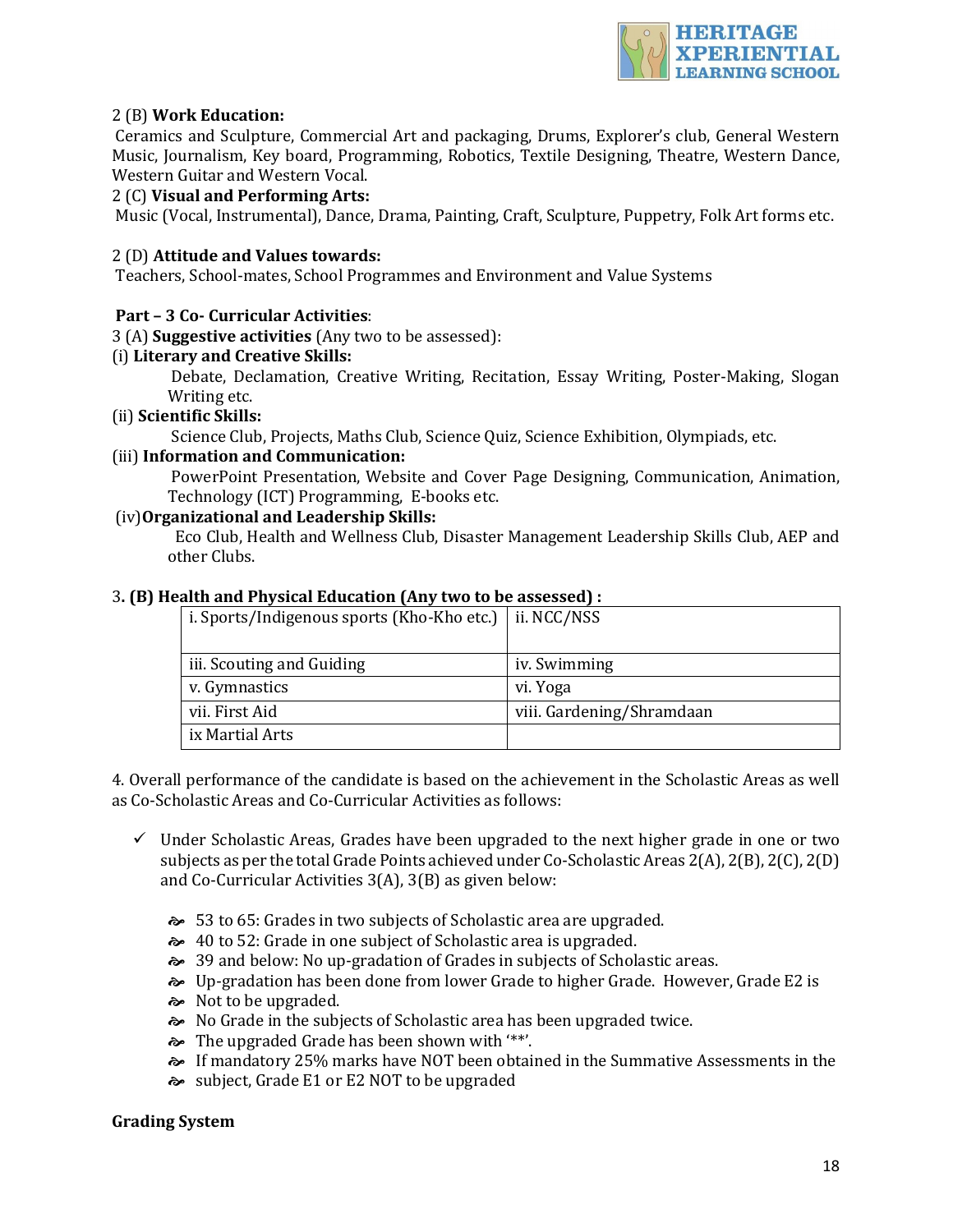2 (B) **Work Education:**

Ceramics and Sculpture, Commercial Art and packaging, Drums, Explorer's club, General Western Music, Journalism, Key board, Programming, Robotics, Textile Designing, Theatre, Western Dance, Western Guitar and Western Vocal.

2 (C) **Visual and Performing Arts:**

Music (Vocal, Instrumental), Dance, Drama, Painting, Craft, Sculpture, Puppetry, Folk Art forms etc.

2 (D) **Attitude and Values towards:**

Teachers, School-mates, School Programmes and Environment and Value Systems

**Part – 3 Co- Curricular Activities**:

3 (A) **Suggestive activities** (Any two to be assessed):

(i) **Literary and Creative Skills:**

Debate, Declamation, Creative Writing, Recitation, Essay Writing, Poster-Making, Slogan Writing etc.

(ii) **Scientific Skills:**

Science Club, Projects, Maths Club, Science Quiz, Science Exhibition, Olympiads, etc.

(iii) **Information and Communication:**

PowerPoint Presentation, Website and Cover Page Designing, Communication, Animation, Technology (ICT) Programming, E-books etc.

(iv) **Organizational and Leadership Skills:**

Eco Club, Health and Wellness Club, Disaster Management Leadership Skills Club, AEP and other Clubs.

3**. (B) Health and Physical Education (Any two to be assessed) :**

| | |
|---|---|
| i. Sports/Indigenous sports (Kho-Kho etc.) | ii. NCC/NSS |
| iii. Scouting and Guiding | iv. Swimming |
| v. Gymnastics | vi. Yoga |
| vii. First Aid | viii. Gardening/Shramdaan |
| ix Martial Arts | |

4. Overall performance of the candidate is based on the achievement in the Scholastic Areas as well as Co-Scholastic Areas and Co-Curricular Activities as follows:

- ✓ Under Scholastic Areas, Grades have been upgraded to the next higher grade in one or two subjects as per the total Grade Points achieved under Co-Scholastic Areas 2(A), 2(B), 2(C), 2(D) and Co-Curricular Activities 3(A), 3(B) as given below:
  - 53 to 65: Grades in two subjects of Scholastic area are upgraded.
  - 40 to 52: Grade in one subject of Scholastic area is upgraded.
  - 39 and below: No up-gradation of Grades in subjects of Scholastic areas.
  - Up-gradation has been done from lower Grade to higher Grade. However, Grade E2 is
  - Not to be upgraded.
  - No Grade in the subjects of Scholastic area has been upgraded twice.
  - The upgraded Grade has been shown with '**'.
  - If mandatory 25% marks have NOT been obtained in the Summative Assessments in the
  - subject, Grade E1 or E2 NOT to be upgraded

**Grading System**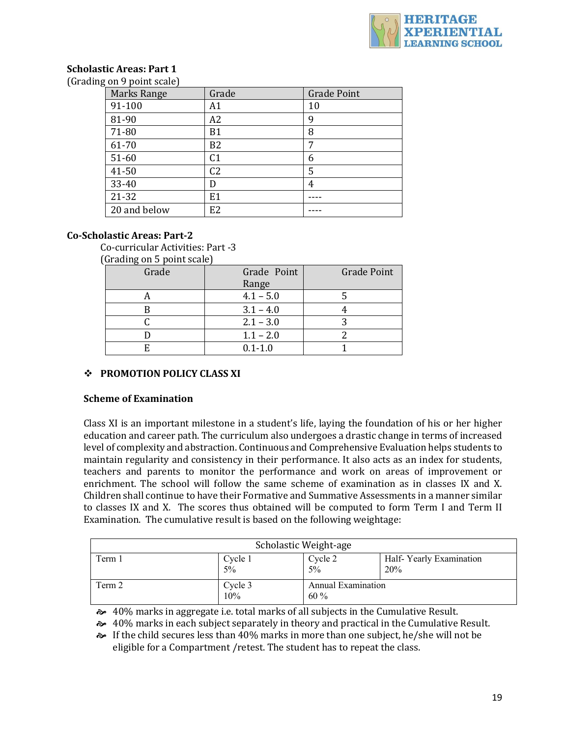**Scholastic Areas: Part 1**

(Grading on 9 point scale)

| Marks Range | Grade | Grade Point |
|---|---|---|
| 91-100 | A1 | 10 |
| 81-90 | A2 | 9 |
| 71-80 | B1 | 8 |
| 61-70 | B2 | 7 |
| 51-60 | C1 | 6 |
| 41-50 | C2 | 5 |
| 33-40 | D | 4 |
| 21-32 | E1 | ---- |
| 20 and below | E2 | ---- |

**Co-Scholastic Areas: Part-2**

Co-curricular Activities: Part -3

(Grading on 5 point scale)

| Grade | Grade Point Range | Grade Point |
|---|---|---|
| A | 4.1 – 5.0 | 5 |
| B | 3.1 – 4.0 | 4 |
| C | 2.1 – 3.0 | 3 |
| D | 1.1 – 2.0 | 2 |
| E | 0.1-1.0 | 1 |

❖ **PROMOTION POLICY CLASS XI**

**Scheme of Examination**

Class XI is an important milestone in a student's life, laying the foundation of his or her higher education and career path. The curriculum also undergoes a drastic change in terms of increased level of complexity and abstraction. Continuous and Comprehensive Evaluation helps students to maintain regularity and consistency in their performance. It also acts as an index for students, teachers and parents to monitor the performance and work on areas of improvement or enrichment. The school will follow the same scheme of examination as in classes IX and X. Children shall continue to have their Formative and Summative Assessments in a manner similar to classes IX and X. The scores thus obtained will be computed to form Term I and Term II Examination. The cumulative result is based on the following weightage:

| Scholastic Weight-age | | | |
|---|---|---|---|
| Term 1 | Cycle 1<br>5% | Cycle 2<br>5% | Half- Yearly Examination<br>20% |
| Term 2 | Cycle 3<br>10% | Annual Examination<br>60 % | |

- 40% marks in aggregate i.e. total marks of all subjects in the Cumulative Result.
- 40% marks in each subject separately in theory and practical in the Cumulative Result.
- If the child secures less than 40% marks in more than one subject, he/she will not be eligible for a Compartment /retest. The student has to repeat the class.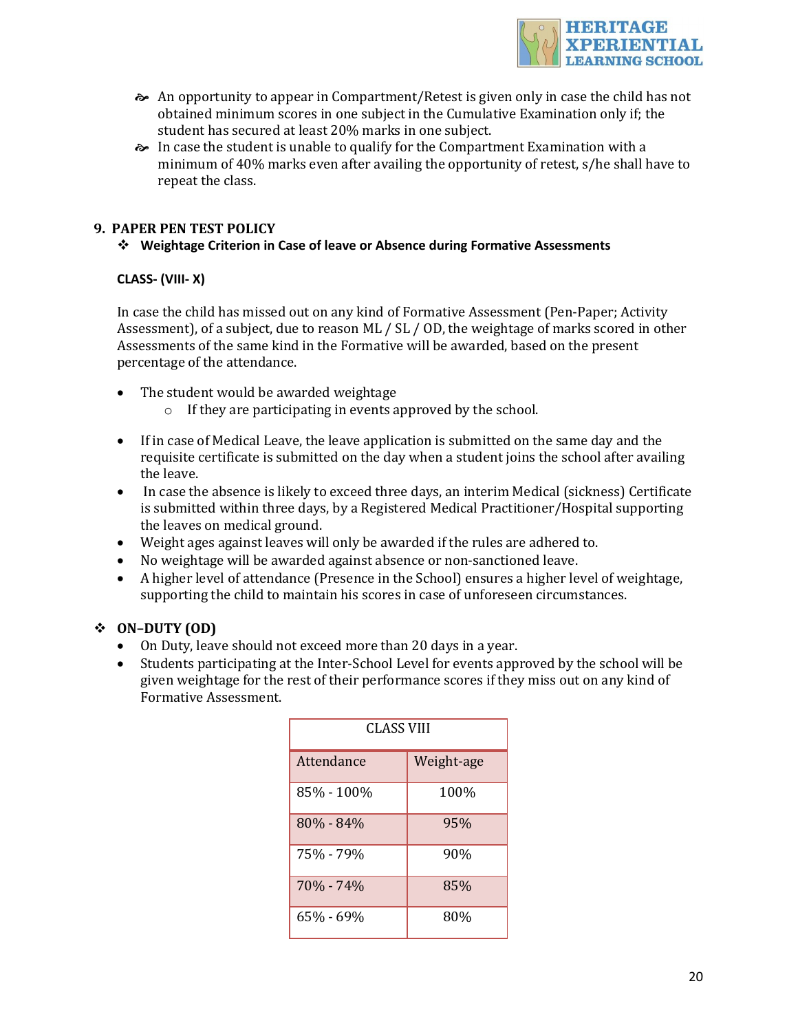- An opportunity to appear in Compartment/Retest is given only in case the child has not obtained minimum scores in one subject in the Cumulative Examination only if; the student has secured at least 20% marks in one subject.
- In case the student is unable to qualify for the Compartment Examination with a minimum of 40% marks even after availing the opportunity of retest, s/he shall have to repeat the class.

## 9. PAPER PEN TEST POLICY

- **Weightage Criterion in Case of leave or Absence during Formative Assessments**

**CLASS- (VIII- X)**

In case the child has missed out on any kind of Formative Assessment (Pen-Paper; Activity Assessment), of a subject, due to reason ML / SL / OD, the weightage of marks scored in other Assessments of the same kind in the Formative will be awarded, based on the present percentage of the attendance.

- The student would be awarded weightage
  - If they are participating in events approved by the school.
- If in case of Medical Leave, the leave application is submitted on the same day and the requisite certificate is submitted on the day when a student joins the school after availing the leave.
- In case the absence is likely to exceed three days, an interim Medical (sickness) Certificate is submitted within three days, by a Registered Medical Practitioner/Hospital supporting the leaves on medical ground.
- Weight ages against leaves will only be awarded if the rules are adhered to.
- No weightage will be awarded against absence or non-sanctioned leave.
- A higher level of attendance (Presence in the School) ensures a higher level of weightage, supporting the child to maintain his scores in case of unforeseen circumstances.

### ON–DUTY (OD)

- On Duty, leave should not exceed more than 20 days in a year.
- Students participating at the Inter-School Level for events approved by the school will be given weightage for the rest of their performance scores if they miss out on any kind of Formative Assessment.

| CLASS VIII | |
|---|---|
| Attendance | Weight-age |
| 85% - 100% | 100% |
| 80% - 84% | 95% |
| 75% - 79% | 90% |
| 70% - 74% | 85% |
| 65% - 69% | 80% |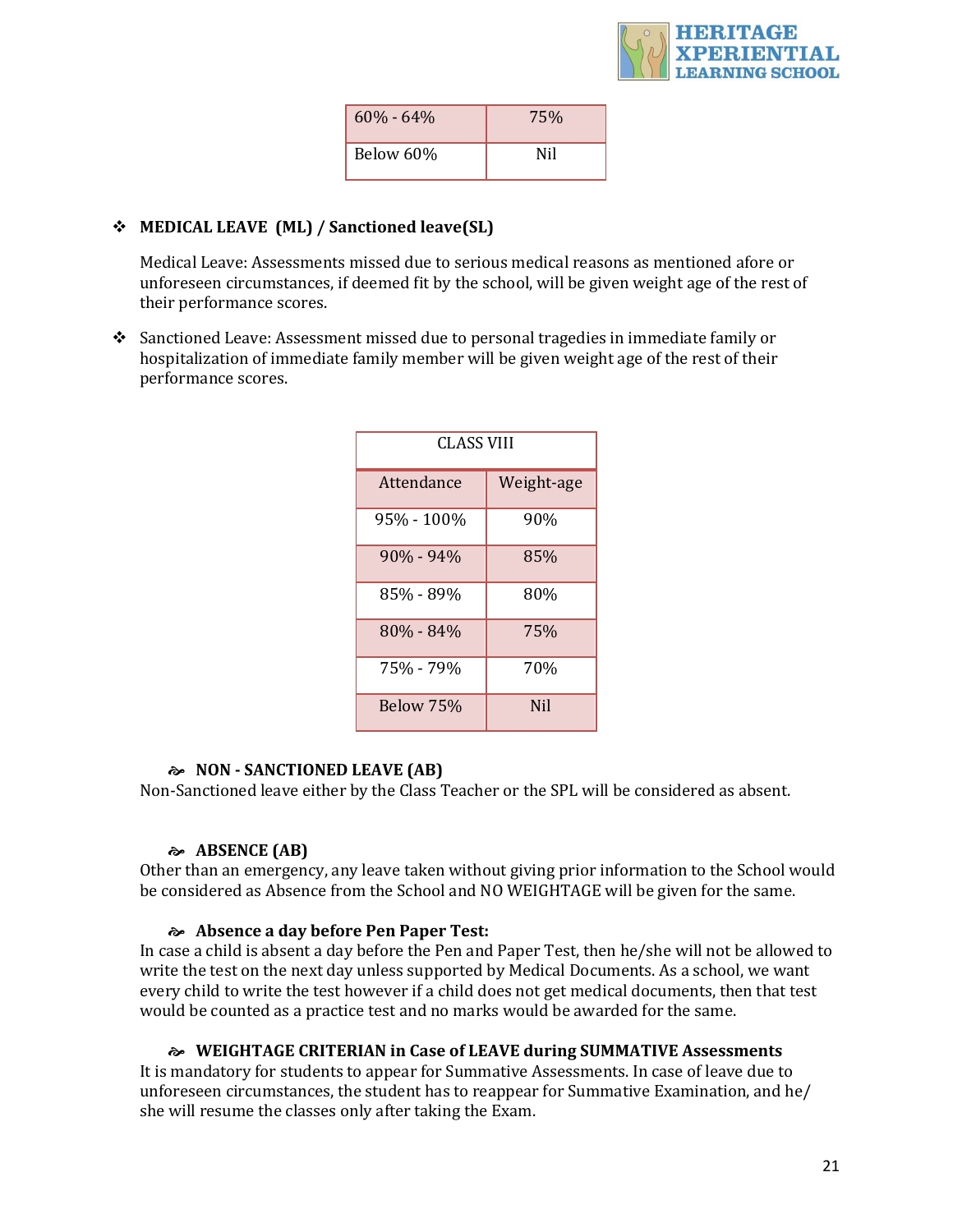| 60% - 64% | 75% |
|---|---|
| Below 60% | Nil |

❖ **MEDICAL LEAVE (ML) / Sanctioned leave(SL)**

Medical Leave: Assessments missed due to serious medical reasons as mentioned afore or unforeseen circumstances, if deemed fit by the school, will be given weight age of the rest of their performance scores.

❖ Sanctioned Leave: Assessment missed due to personal tragedies in immediate family or hospitalization of immediate family member will be given weight age of the rest of their performance scores.

| CLASS VIII | |
|---|---|
| Attendance | Weight-age |
| 95% - 100% | 90% |
| 90% - 94% | 85% |
| 85% - 89% | 80% |
| 80% - 84% | 75% |
| 75% - 79% | 70% |
| Below 75% | Nil |

**NON - SANCTIONED LEAVE (AB)**

Non-Sanctioned leave either by the Class Teacher or the SPL will be considered as absent.

**ABSENCE (AB)**

Other than an emergency, any leave taken without giving prior information to the School would be considered as Absence from the School and NO WEIGHTAGE will be given for the same.

**Absence a day before Pen Paper Test:**

In case a child is absent a day before the Pen and Paper Test, then he/she will not be allowed to write the test on the next day unless supported by Medical Documents. As a school, we want every child to write the test however if a child does not get medical documents, then that test would be counted as a practice test and no marks would be awarded for the same.

**WEIGHTAGE CRITERIAN in Case of LEAVE during SUMMATIVE Assessments**

It is mandatory for students to appear for Summative Assessments. In case of leave due to unforeseen circumstances, the student has to reappear for Summative Examination, and he/ she will resume the classes only after taking the Exam.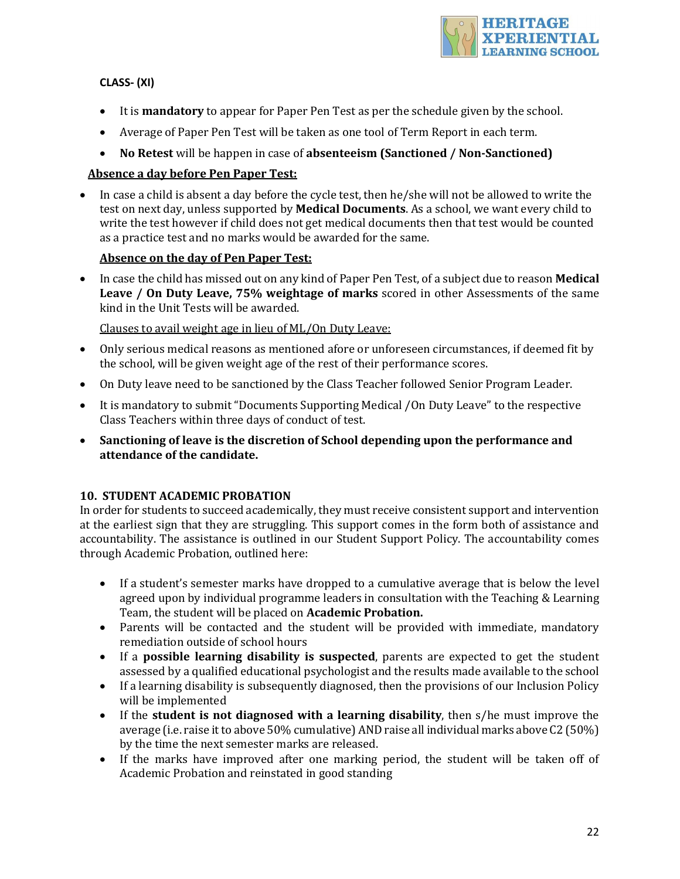**CLASS- (XI)**

- It is **mandatory** to appear for Paper Pen Test as per the schedule given by the school.
- Average of Paper Pen Test will be taken as one tool of Term Report in each term.
- **No Retest** will be happen in case of **absenteeism (Sanctioned / Non-Sanctioned)**

**<u>Absence a day before Pen Paper Test:</u>**

- In case a child is absent a day before the cycle test, then he/she will not be allowed to write the test on next day, unless supported by **Medical Documents**. As a school, we want every child to write the test however if child does not get medical documents then that test would be counted as a practice test and no marks would be awarded for the same.

**<u>Absence on the day of Pen Paper Test:</u>**

- In case the child has missed out on any kind of Paper Pen Test, of a subject due to reason **Medical Leave / On Duty Leave, 75% weightage of marks** scored in other Assessments of the same kind in the Unit Tests will be awarded.

<u>Clauses to avail weight age in lieu of ML/On Duty Leave:</u>

- Only serious medical reasons as mentioned afore or unforeseen circumstances, if deemed fit by the school, will be given weight age of the rest of their performance scores.
- On Duty leave need to be sanctioned by the Class Teacher followed Senior Program Leader.
- It is mandatory to submit "Documents Supporting Medical /On Duty Leave" to the respective Class Teachers within three days of conduct of test.
- **Sanctioning of leave is the discretion of School depending upon the performance and attendance of the candidate.**

## 10. STUDENT ACADEMIC PROBATION

In order for students to succeed academically, they must receive consistent support and intervention at the earliest sign that they are struggling. This support comes in the form both of assistance and accountability. The assistance is outlined in our Student Support Policy. The accountability comes through Academic Probation, outlined here:

- If a student's semester marks have dropped to a cumulative average that is below the level agreed upon by individual programme leaders in consultation with the Teaching & Learning Team, the student will be placed on **Academic Probation.**
- Parents will be contacted and the student will be provided with immediate, mandatory remediation outside of school hours
- If a **possible learning disability is suspected**, parents are expected to get the student assessed by a qualified educational psychologist and the results made available to the school
- If a learning disability is subsequently diagnosed, then the provisions of our Inclusion Policy will be implemented
- If the **student is not diagnosed with a learning disability**, then s/he must improve the average (i.e. raise it to above 50% cumulative) AND raise all individual marks above C2 (50%) by the time the next semester marks are released.
- If the marks have improved after one marking period, the student will be taken off of Academic Probation and reinstated in good standing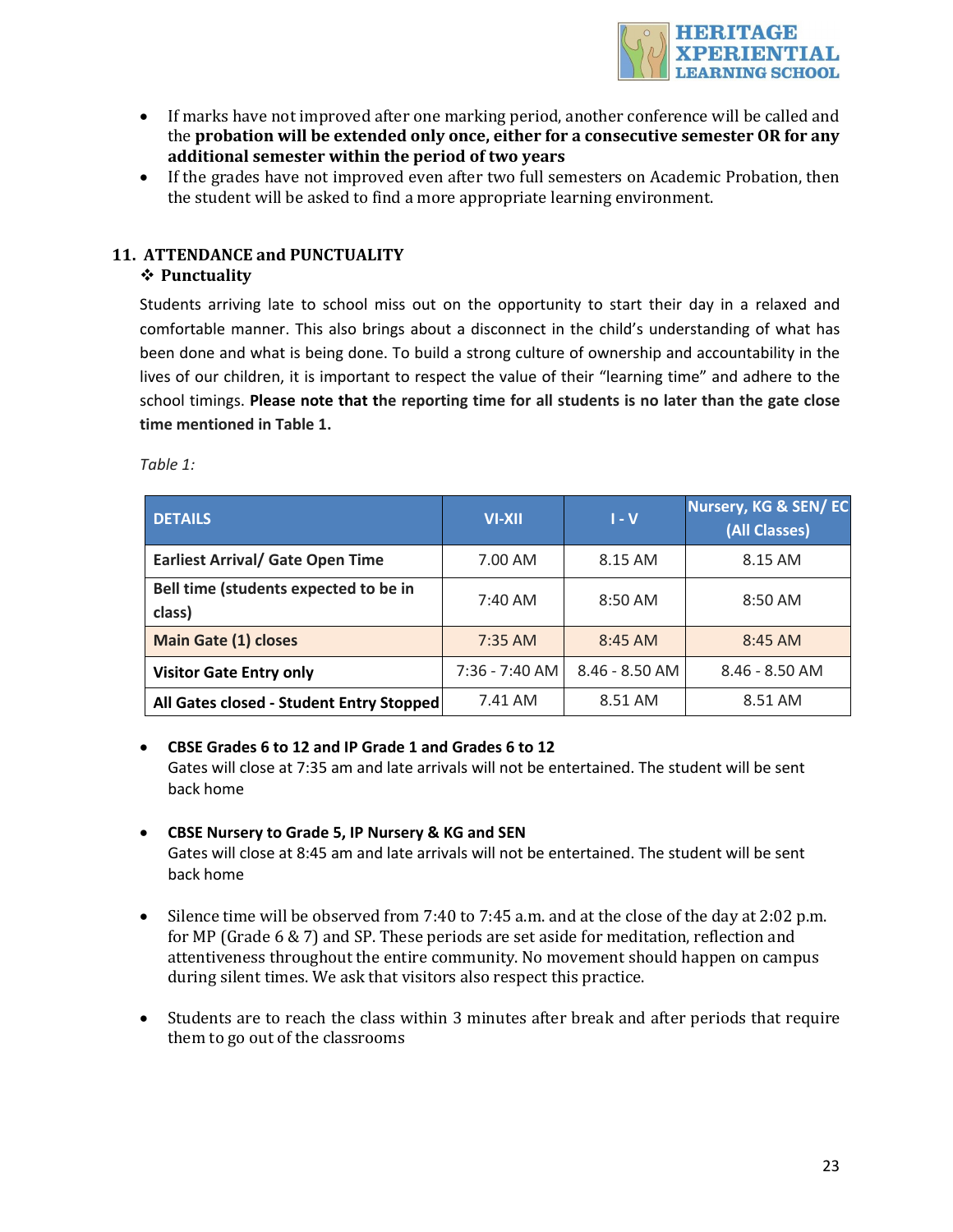- If marks have not improved after one marking period, another conference will be called and the **probation will be extended only once, either for a consecutive semester OR for any additional semester within the period of two years**
- If the grades have not improved even after two full semesters on Academic Probation, then the student will be asked to find a more appropriate learning environment.

## 11. ATTENDANCE and PUNCTUALITY

### ❖ Punctuality

Students arriving late to school miss out on the opportunity to start their day in a relaxed and comfortable manner. This also brings about a disconnect in the child's understanding of what has been done and what is being done. To build a strong culture of ownership and accountability in the lives of our children, it is important to respect the value of their "learning time" and adhere to the school timings. **Please note that the reporting time for all students is no later than the gate close time mentioned in Table 1.**

*Table 1:*

| DETAILS | VI-XII | I - V | Nursery, KG & SEN/ EC (All Classes) |
|---|---|---|---|
| **Earliest Arrival/ Gate Open Time** | 7.00 AM | 8.15 AM | 8.15 AM |
| **Bell time (students expected to be in class)** | 7:40 AM | 8:50 AM | 8:50 AM |
| **Main Gate (1) closes** | 7:35 AM | 8:45 AM | 8:45 AM |
| **Visitor Gate Entry only** | 7:36 - 7:40 AM | 8.46 - 8.50 AM | 8.46 - 8.50 AM |
| **All Gates closed - Student Entry Stopped** | 7.41 AM | 8.51 AM | 8.51 AM |

- **CBSE Grades 6 to 12 and IP Grade 1 and Grades 6 to 12**
  Gates will close at 7:35 am and late arrivals will not be entertained. The student will be sent back home

- **CBSE Nursery to Grade 5, IP Nursery & KG and SEN**
  Gates will close at 8:45 am and late arrivals will not be entertained. The student will be sent back home

- Silence time will be observed from 7:40 to 7:45 a.m. and at the close of the day at 2:02 p.m. for MP (Grade 6 & 7) and SP. These periods are set aside for meditation, reflection and attentiveness throughout the entire community. No movement should happen on campus during silent times. We ask that visitors also respect this practice.

- Students are to reach the class within 3 minutes after break and after periods that require them to go out of the classrooms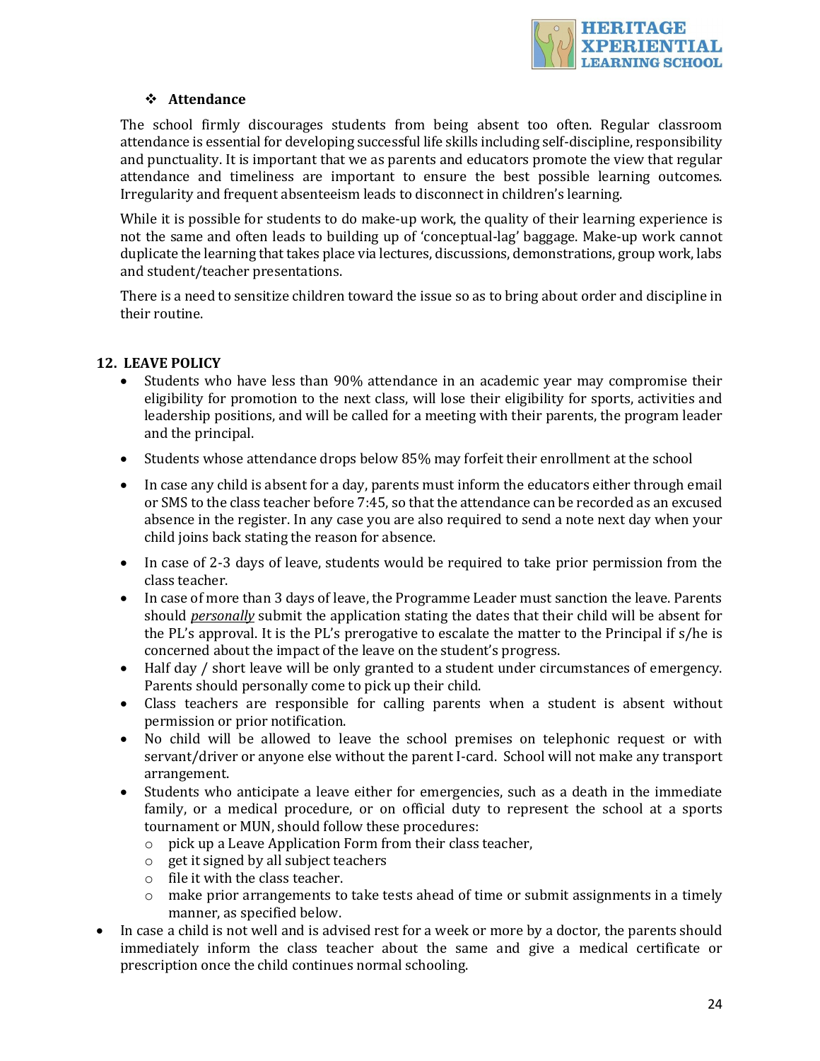### ❖ Attendance

The school firmly discourages students from being absent too often. Regular classroom attendance is essential for developing successful life skills including self-discipline, responsibility and punctuality. It is important that we as parents and educators promote the view that regular attendance and timeliness are important to ensure the best possible learning outcomes. Irregularity and frequent absenteeism leads to disconnect in children's learning.

While it is possible for students to do make-up work, the quality of their learning experience is not the same and often leads to building up of 'conceptual-lag' baggage. Make-up work cannot duplicate the learning that takes place via lectures, discussions, demonstrations, group work, labs and student/teacher presentations.

There is a need to sensitize children toward the issue so as to bring about order and discipline in their routine.

## 12. LEAVE POLICY

- Students who have less than 90% attendance in an academic year may compromise their eligibility for promotion to the next class, will lose their eligibility for sports, activities and leadership positions, and will be called for a meeting with their parents, the program leader and the principal.
- Students whose attendance drops below 85% may forfeit their enrollment at the school
- In case any child is absent for a day, parents must inform the educators either through email or SMS to the class teacher before 7:45, so that the attendance can be recorded as an excused absence in the register. In any case you are also required to send a note next day when your child joins back stating the reason for absence.
- In case of 2-3 days of leave, students would be required to take prior permission from the class teacher.
- In case of more than 3 days of leave, the Programme Leader must sanction the leave. Parents should ***personally*** submit the application stating the dates that their child will be absent for the PL's approval. It is the PL's prerogative to escalate the matter to the Principal if s/he is concerned about the impact of the leave on the student's progress.
- Half day / short leave will be only granted to a student under circumstances of emergency. Parents should personally come to pick up their child.
- Class teachers are responsible for calling parents when a student is absent without permission or prior notification.
- No child will be allowed to leave the school premises on telephonic request or with servant/driver or anyone else without the parent I-card. School will not make any transport arrangement.
- Students who anticipate a leave either for emergencies, such as a death in the immediate family, or a medical procedure, or on official duty to represent the school at a sports tournament or MUN, should follow these procedures:
  - pick up a Leave Application Form from their class teacher,
  - get it signed by all subject teachers
  - file it with the class teacher.
  - make prior arrangements to take tests ahead of time or submit assignments in a timely manner, as specified below.
- In case a child is not well and is advised rest for a week or more by a doctor, the parents should immediately inform the class teacher about the same and give a medical certificate or prescription once the child continues normal schooling.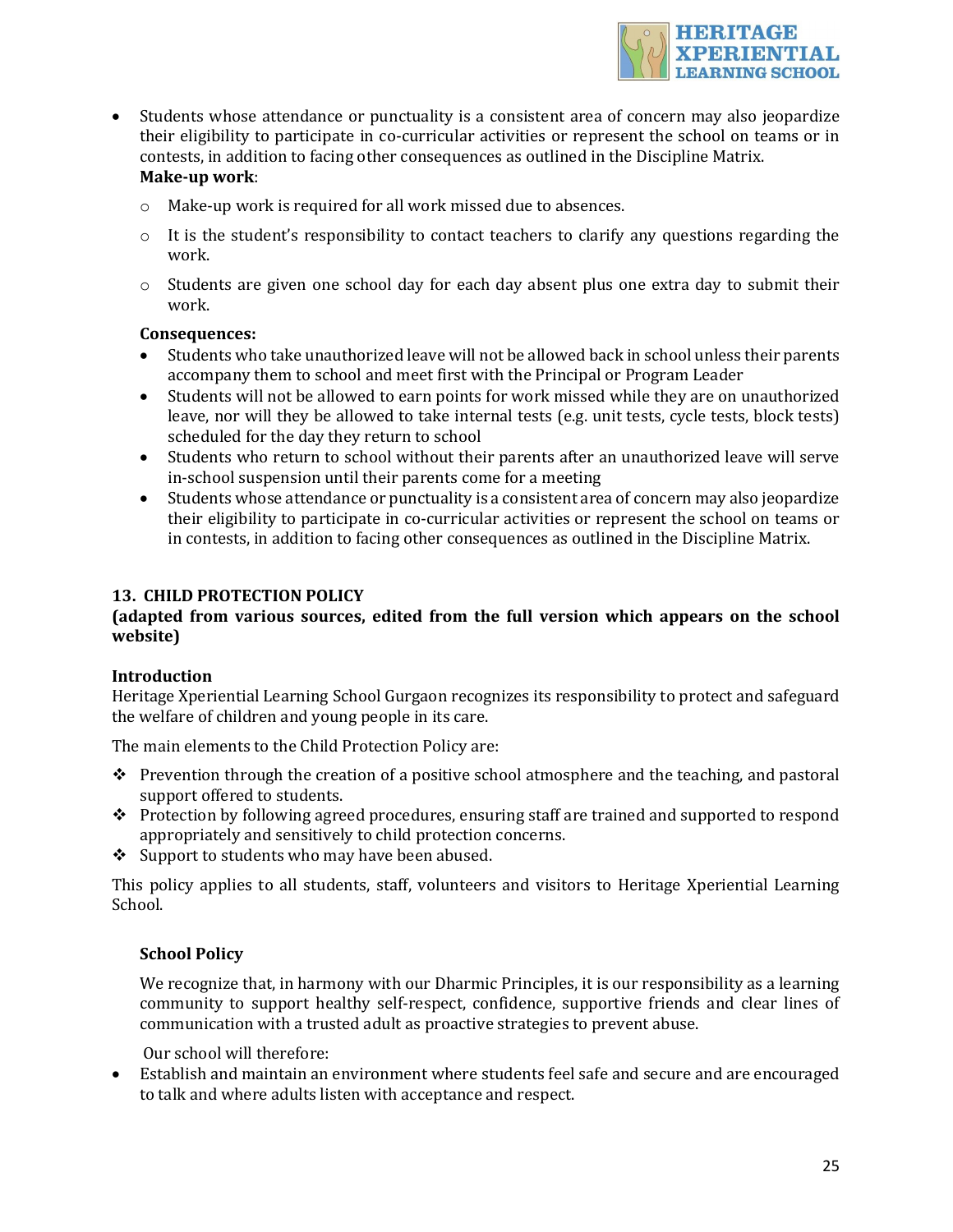- Students whose attendance or punctuality is a consistent area of concern may also jeopardize their eligibility to participate in co-curricular activities or represent the school on teams or in contests, in addition to facing other consequences as outlined in the Discipline Matrix.

  **Make-up work**:

  - Make-up work is required for all work missed due to absences.
  - It is the student's responsibility to contact teachers to clarify any questions regarding the work.
  - Students are given one school day for each day absent plus one extra day to submit their work.

  **Consequences:**

  - Students who take unauthorized leave will not be allowed back in school unless their parents accompany them to school and meet first with the Principal or Program Leader
  - Students will not be allowed to earn points for work missed while they are on unauthorized leave, nor will they be allowed to take internal tests (e.g. unit tests, cycle tests, block tests) scheduled for the day they return to school
  - Students who return to school without their parents after an unauthorized leave will serve in-school suspension until their parents come for a meeting
  - Students whose attendance or punctuality is a consistent area of concern may also jeopardize their eligibility to participate in co-curricular activities or represent the school on teams or in contests, in addition to facing other consequences as outlined in the Discipline Matrix.

## 13. CHILD PROTECTION POLICY

**(adapted from various sources, edited from the full version which appears on the school website)**

### Introduction

Heritage Xperiential Learning School Gurgaon recognizes its responsibility to protect and safeguard the welfare of children and young people in its care.

The main elements to the Child Protection Policy are:

- Prevention through the creation of a positive school atmosphere and the teaching, and pastoral support offered to students.
- Protection by following agreed procedures, ensuring staff are trained and supported to respond appropriately and sensitively to child protection concerns.
- Support to students who may have been abused.

This policy applies to all students, staff, volunteers and visitors to Heritage Xperiential Learning School.

### School Policy

We recognize that, in harmony with our Dharmic Principles, it is our responsibility as a learning community to support healthy self-respect, confidence, supportive friends and clear lines of communication with a trusted adult as proactive strategies to prevent abuse.

Our school will therefore:

- Establish and maintain an environment where students feel safe and secure and are encouraged to talk and where adults listen with acceptance and respect.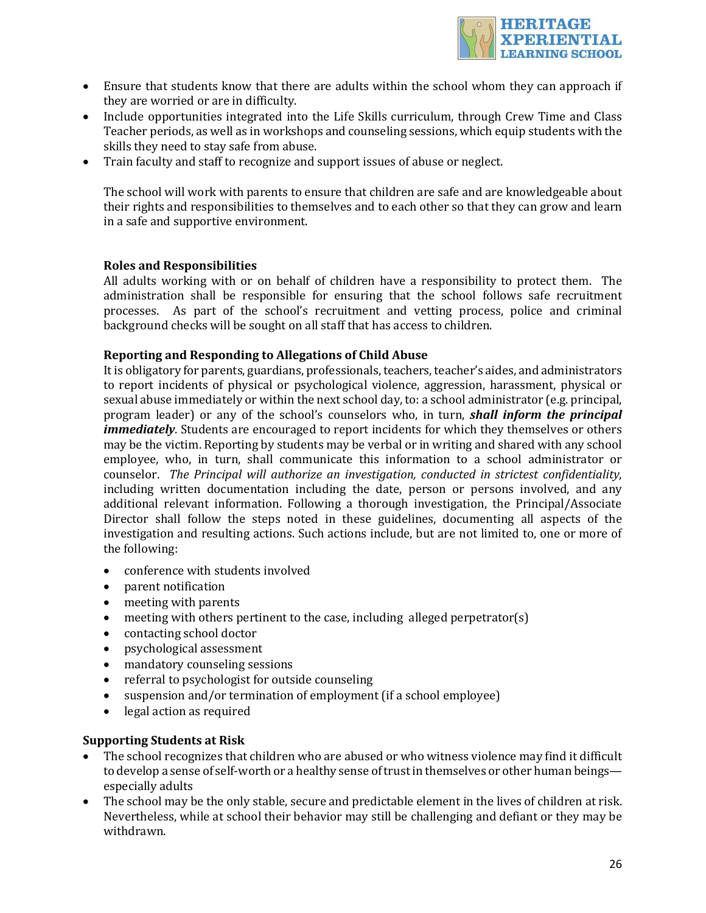- Ensure that students know that there are adults within the school whom they can approach if they are worried or are in difficulty.
- Include opportunities integrated into the Life Skills curriculum, through Crew Time and Class Teacher periods, as well as in workshops and counseling sessions, which equip students with the skills they need to stay safe from abuse.
- Train faculty and staff to recognize and support issues of abuse or neglect.

The school will work with parents to ensure that children are safe and are knowledgeable about their rights and responsibilities to themselves and to each other so that they can grow and learn in a safe and supportive environment.

**Roles and Responsibilities**

All adults working with or on behalf of children have a responsibility to protect them. The administration shall be responsible for ensuring that the school follows safe recruitment processes. As part of the school's recruitment and vetting process, police and criminal background checks will be sought on all staff that has access to children.

**Reporting and Responding to Allegations of Child Abuse**

It is obligatory for parents, guardians, professionals, teachers, teacher's aides, and administrators to report incidents of physical or psychological violence, aggression, harassment, physical or sexual abuse immediately or within the next school day, to: a school administrator (e.g. principal, program leader) or any of the school's counselors who, in turn, ***shall inform the principal immediately***. Students are encouraged to report incidents for which they themselves or others may be the victim. Reporting by students may be verbal or in writing and shared with any school employee, who, in turn, shall communicate this information to a school administrator or counselor. *The Principal will authorize an investigation, conducted in strictest confidentiality*, including written documentation including the date, person or persons involved, and any additional relevant information. Following a thorough investigation, the Principal/Associate Director shall follow the steps noted in these guidelines, documenting all aspects of the investigation and resulting actions. Such actions include, but are not limited to, one or more of the following:

- conference with students involved
- parent notification
- meeting with parents
- meeting with others pertinent to the case, including alleged perpetrator(s)
- contacting school doctor
- psychological assessment
- mandatory counseling sessions
- referral to psychologist for outside counseling
- suspension and/or termination of employment (if a school employee)
- legal action as required

**Supporting Students at Risk**

- The school recognizes that children who are abused or who witness violence may find it difficult to develop a sense of self-worth or a healthy sense of trust in themselves or other human beings—especially adults
- The school may be the only stable, secure and predictable element in the lives of children at risk. Nevertheless, while at school their behavior may still be challenging and defiant or they may be withdrawn.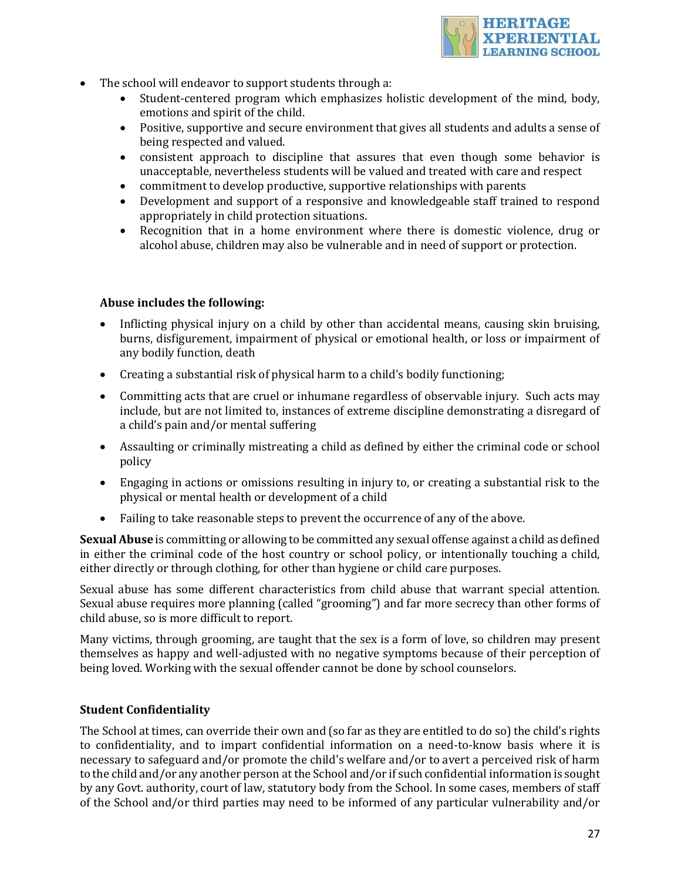- The school will endeavor to support students through a:
    - Student-centered program which emphasizes holistic development of the mind, body, emotions and spirit of the child.
    - Positive, supportive and secure environment that gives all students and adults a sense of being respected and valued.
    - consistent approach to discipline that assures that even though some behavior is unacceptable, nevertheless students will be valued and treated with care and respect
    - commitment to develop productive, supportive relationships with parents
    - Development and support of a responsive and knowledgeable staff trained to respond appropriately in child protection situations.
    - Recognition that in a home environment where there is domestic violence, drug or alcohol abuse, children may also be vulnerable and in need of support or protection.

**Abuse includes the following:**

- Inflicting physical injury on a child by other than accidental means, causing skin bruising, burns, disfigurement, impairment of physical or emotional health, or loss or impairment of any bodily function, death
- Creating a substantial risk of physical harm to a child's bodily functioning;
- Committing acts that are cruel or inhumane regardless of observable injury. Such acts may include, but are not limited to, instances of extreme discipline demonstrating a disregard of a child's pain and/or mental suffering
- Assaulting or criminally mistreating a child as defined by either the criminal code or school policy
- Engaging in actions or omissions resulting in injury to, or creating a substantial risk to the physical or mental health or development of a child
- Failing to take reasonable steps to prevent the occurrence of any of the above.

**Sexual Abuse** is committing or allowing to be committed any sexual offense against a child as defined in either the criminal code of the host country or school policy, or intentionally touching a child, either directly or through clothing, for other than hygiene or child care purposes.

Sexual abuse has some different characteristics from child abuse that warrant special attention. Sexual abuse requires more planning (called "grooming") and far more secrecy than other forms of child abuse, so is more difficult to report.

Many victims, through grooming, are taught that the sex is a form of love, so children may present themselves as happy and well-adjusted with no negative symptoms because of their perception of being loved. Working with the sexual offender cannot be done by school counselors.

**Student Confidentiality**

The School at times, can override their own and (so far as they are entitled to do so) the child's rights to confidentiality, and to impart confidential information on a need-to-know basis where it is necessary to safeguard and/or promote the child's welfare and/or to avert a perceived risk of harm to the child and/or any another person at the School and/or if such confidential information is sought by any Govt. authority, court of law, statutory body from the School. In some cases, members of staff of the School and/or third parties may need to be informed of any particular vulnerability and/or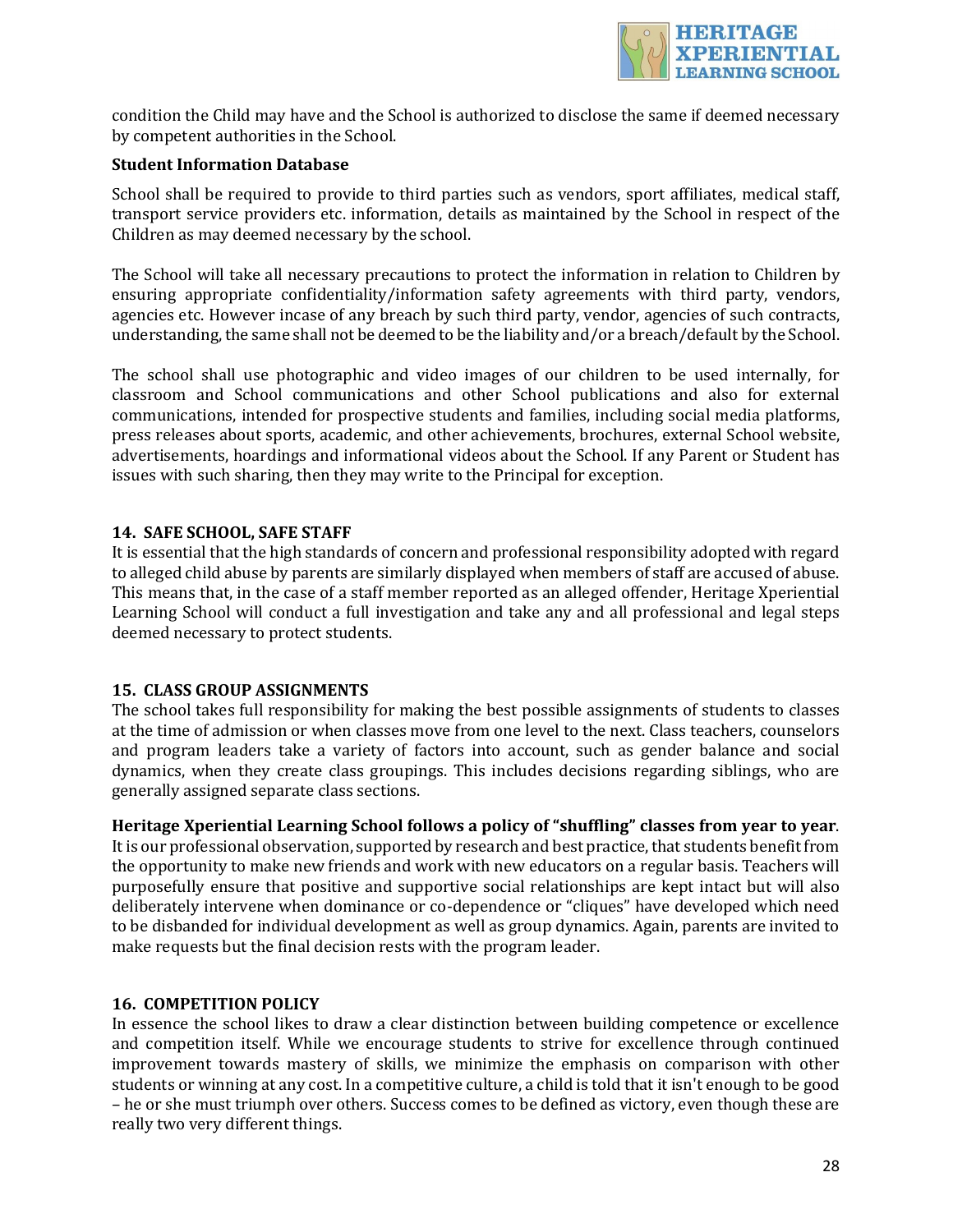condition the Child may have and the School is authorized to disclose the same if deemed necessary by competent authorities in the School.

**Student Information Database**

School shall be required to provide to third parties such as vendors, sport affiliates, medical staff, transport service providers etc. information, details as maintained by the School in respect of the Children as may deemed necessary by the school.

The School will take all necessary precautions to protect the information in relation to Children by ensuring appropriate confidentiality/information safety agreements with third party, vendors, agencies etc. However incase of any breach by such third party, vendor, agencies of such contracts, understanding, the same shall not be deemed to be the liability and/or a breach/default by the School.

The school shall use photographic and video images of our children to be used internally, for classroom and School communications and other School publications and also for external communications, intended for prospective students and families, including social media platforms, press releases about sports, academic, and other achievements, brochures, external School website, advertisements, hoardings and informational videos about the School. If any Parent or Student has issues with such sharing, then they may write to the Principal for exception.

## 14. SAFE SCHOOL, SAFE STAFF

It is essential that the high standards of concern and professional responsibility adopted with regard to alleged child abuse by parents are similarly displayed when members of staff are accused of abuse. This means that, in the case of a staff member reported as an alleged offender, Heritage Xperiential Learning School will conduct a full investigation and take any and all professional and legal steps deemed necessary to protect students.

## 15. CLASS GROUP ASSIGNMENTS

The school takes full responsibility for making the best possible assignments of students to classes at the time of admission or when classes move from one level to the next. Class teachers, counselors and program leaders take a variety of factors into account, such as gender balance and social dynamics, when they create class groupings. This includes decisions regarding siblings, who are generally assigned separate class sections.

**Heritage Xperiential Learning School follows a policy of "shuffling" classes from year to year**. It is our professional observation, supported by research and best practice, that students benefit from the opportunity to make new friends and work with new educators on a regular basis. Teachers will purposefully ensure that positive and supportive social relationships are kept intact but will also deliberately intervene when dominance or co-dependence or "cliques" have developed which need to be disbanded for individual development as well as group dynamics. Again, parents are invited to make requests but the final decision rests with the program leader.

## 16. COMPETITION POLICY

In essence the school likes to draw a clear distinction between building competence or excellence and competition itself. While we encourage students to strive for excellence through continued improvement towards mastery of skills, we minimize the emphasis on comparison with other students or winning at any cost. In a competitive culture, a child is told that it isn't enough to be good – he or she must triumph over others. Success comes to be defined as victory, even though these are really two very different things.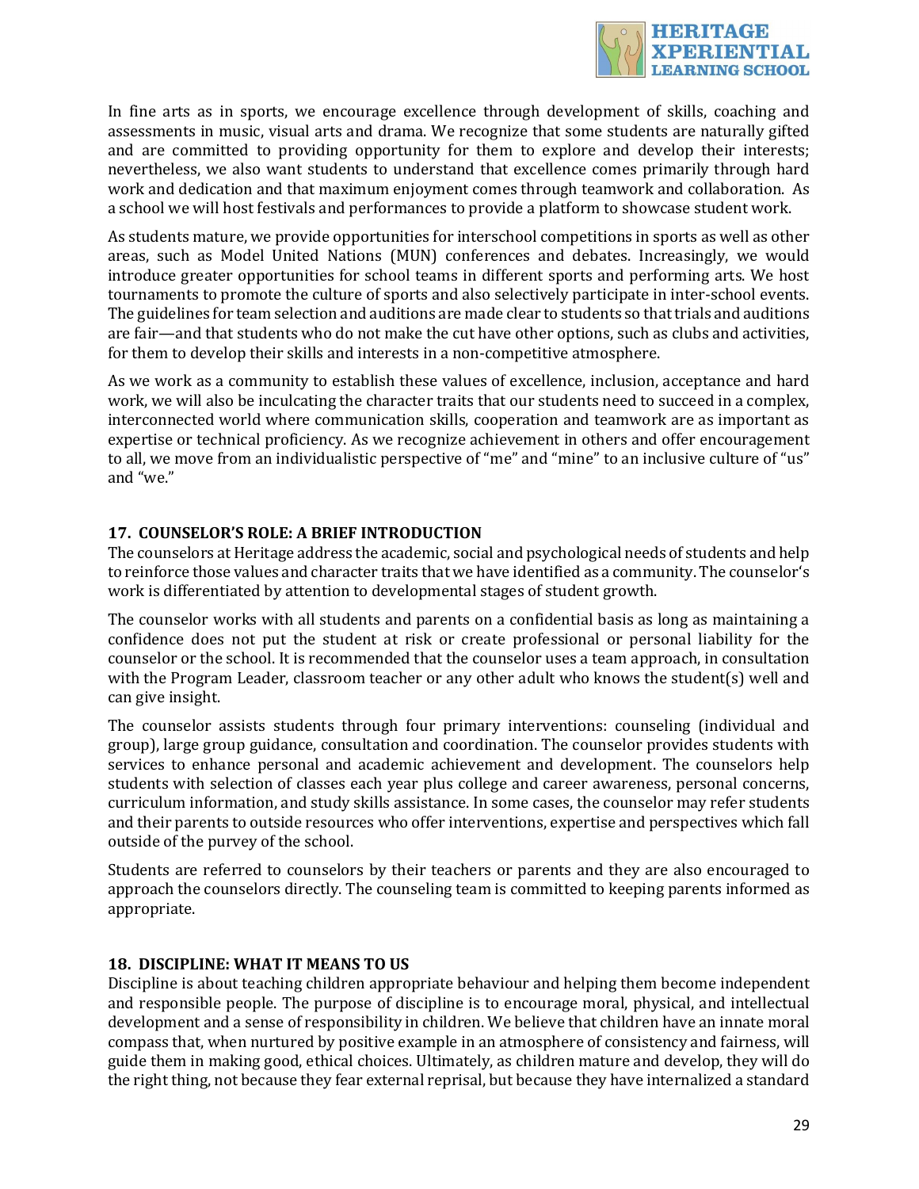In fine arts as in sports, we encourage excellence through development of skills, coaching and assessments in music, visual arts and drama. We recognize that some students are naturally gifted and are committed to providing opportunity for them to explore and develop their interests; nevertheless, we also want students to understand that excellence comes primarily through hard work and dedication and that maximum enjoyment comes through teamwork and collaboration. As a school we will host festivals and performances to provide a platform to showcase student work.

As students mature, we provide opportunities for interschool competitions in sports as well as other areas, such as Model United Nations (MUN) conferences and debates. Increasingly, we would introduce greater opportunities for school teams in different sports and performing arts. We host tournaments to promote the culture of sports and also selectively participate in inter-school events. The guidelines for team selection and auditions are made clear to students so that trials and auditions are fair—and that students who do not make the cut have other options, such as clubs and activities, for them to develop their skills and interests in a non-competitive atmosphere.

As we work as a community to establish these values of excellence, inclusion, acceptance and hard work, we will also be inculcating the character traits that our students need to succeed in a complex, interconnected world where communication skills, cooperation and teamwork are as important as expertise or technical proficiency. As we recognize achievement in others and offer encouragement to all, we move from an individualistic perspective of "me" and "mine" to an inclusive culture of "us" and "we."

## 17. COUNSELOR'S ROLE: A BRIEF INTRODUCTION

The counselors at Heritage address the academic, social and psychological needs of students and help to reinforce those values and character traits that we have identified as a community. The counselor's work is differentiated by attention to developmental stages of student growth.

The counselor works with all students and parents on a confidential basis as long as maintaining a confidence does not put the student at risk or create professional or personal liability for the counselor or the school. It is recommended that the counselor uses a team approach, in consultation with the Program Leader, classroom teacher or any other adult who knows the student(s) well and can give insight.

The counselor assists students through four primary interventions: counseling (individual and group), large group guidance, consultation and coordination. The counselor provides students with services to enhance personal and academic achievement and development. The counselors help students with selection of classes each year plus college and career awareness, personal concerns, curriculum information, and study skills assistance. In some cases, the counselor may refer students and their parents to outside resources who offer interventions, expertise and perspectives which fall outside of the purvey of the school.

Students are referred to counselors by their teachers or parents and they are also encouraged to approach the counselors directly. The counseling team is committed to keeping parents informed as appropriate.

## 18. DISCIPLINE: WHAT IT MEANS TO US

Discipline is about teaching children appropriate behaviour and helping them become independent and responsible people. The purpose of discipline is to encourage moral, physical, and intellectual development and a sense of responsibility in children. We believe that children have an innate moral compass that, when nurtured by positive example in an atmosphere of consistency and fairness, will guide them in making good, ethical choices. Ultimately, as children mature and develop, they will do the right thing, not because they fear external reprisal, but because they have internalized a standard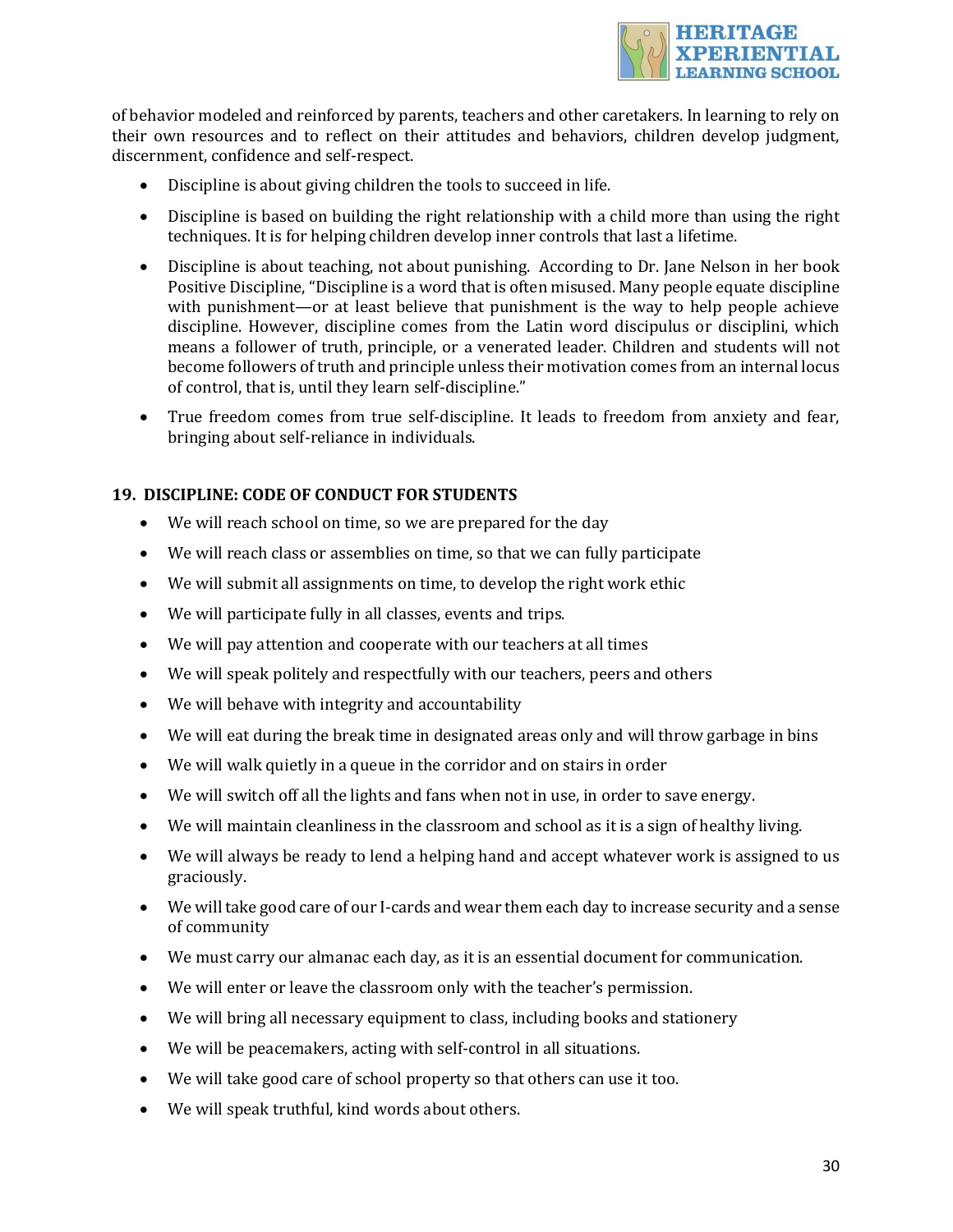of behavior modeled and reinforced by parents, teachers and other caretakers. In learning to rely on their own resources and to reflect on their attitudes and behaviors, children develop judgment, discernment, confidence and self-respect.

- Discipline is about giving children the tools to succeed in life.
- Discipline is based on building the right relationship with a child more than using the right techniques. It is for helping children develop inner controls that last a lifetime.
- Discipline is about teaching, not about punishing. According to Dr. Jane Nelson in her book Positive Discipline, "Discipline is a word that is often misused. Many people equate discipline with punishment—or at least believe that punishment is the way to help people achieve discipline. However, discipline comes from the Latin word discipulus or disciplini, which means a follower of truth, principle, or a venerated leader. Children and students will not become followers of truth and principle unless their motivation comes from an internal locus of control, that is, until they learn self-discipline."
- True freedom comes from true self-discipline. It leads to freedom from anxiety and fear, bringing about self-reliance in individuals.

## 19. DISCIPLINE: CODE OF CONDUCT FOR STUDENTS

- We will reach school on time, so we are prepared for the day
- We will reach class or assemblies on time, so that we can fully participate
- We will submit all assignments on time, to develop the right work ethic
- We will participate fully in all classes, events and trips.
- We will pay attention and cooperate with our teachers at all times
- We will speak politely and respectfully with our teachers, peers and others
- We will behave with integrity and accountability
- We will eat during the break time in designated areas only and will throw garbage in bins
- We will walk quietly in a queue in the corridor and on stairs in order
- We will switch off all the lights and fans when not in use, in order to save energy.
- We will maintain cleanliness in the classroom and school as it is a sign of healthy living.
- We will always be ready to lend a helping hand and accept whatever work is assigned to us graciously.
- We will take good care of our I-cards and wear them each day to increase security and a sense of community
- We must carry our almanac each day, as it is an essential document for communication.
- We will enter or leave the classroom only with the teacher's permission.
- We will bring all necessary equipment to class, including books and stationery
- We will be peacemakers, acting with self-control in all situations.
- We will take good care of school property so that others can use it too.
- We will speak truthful, kind words about others.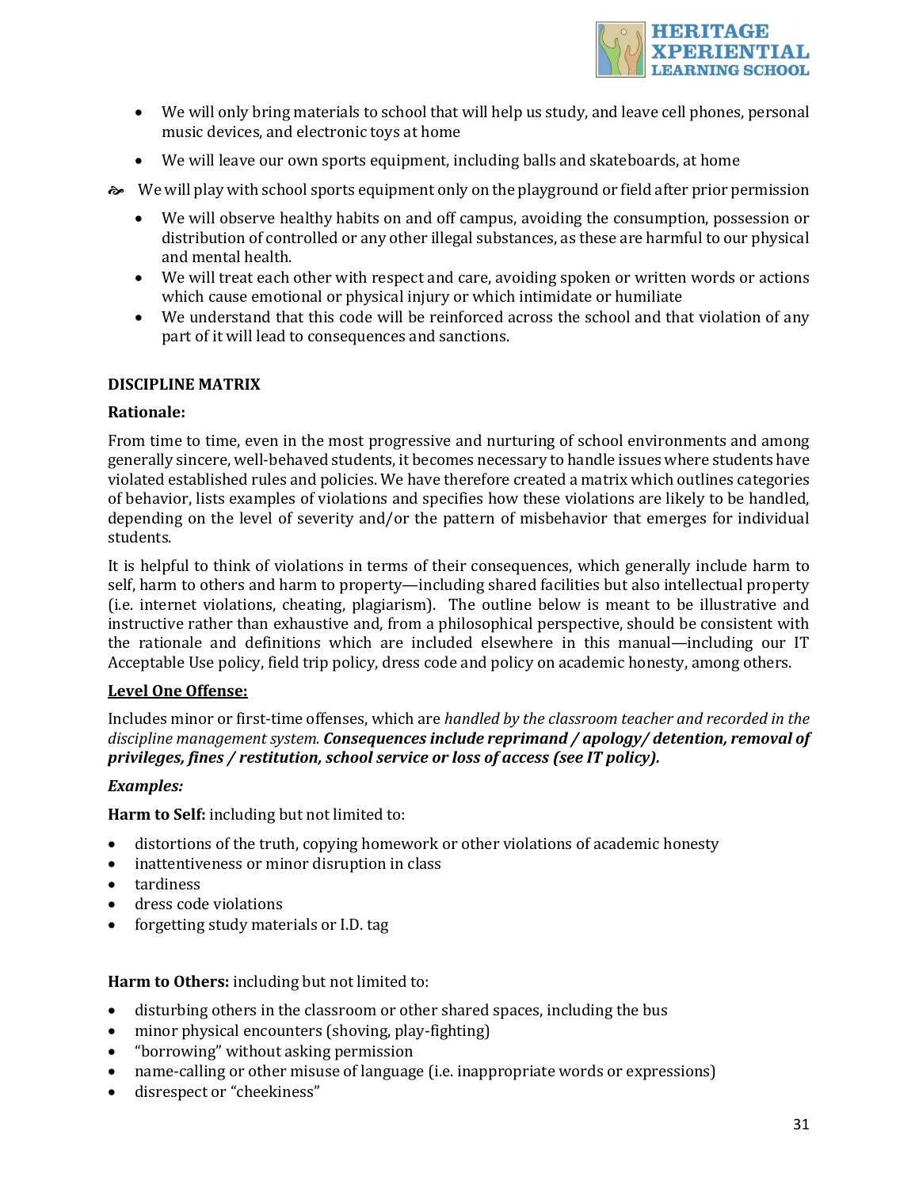- We will only bring materials to school that will help us study, and leave cell phones, personal music devices, and electronic toys at home
- We will leave our own sports equipment, including balls and skateboards, at home
- We will play with school sports equipment only on the playground or field after prior permission
- We will observe healthy habits on and off campus, avoiding the consumption, possession or distribution of controlled or any other illegal substances, as these are harmful to our physical and mental health.
- We will treat each other with respect and care, avoiding spoken or written words or actions which cause emotional or physical injury or which intimidate or humiliate
- We understand that this code will be reinforced across the school and that violation of any part of it will lead to consequences and sanctions.

**DISCIPLINE MATRIX**

**Rationale:**

From time to time, even in the most progressive and nurturing of school environments and among generally sincere, well-behaved students, it becomes necessary to handle issues where students have violated established rules and policies. We have therefore created a matrix which outlines categories of behavior, lists examples of violations and specifies how these violations are likely to be handled, depending on the level of severity and/or the pattern of misbehavior that emerges for individual students.

It is helpful to think of violations in terms of their consequences, which generally include harm to self, harm to others and harm to property—including shared facilities but also intellectual property (i.e. internet violations, cheating, plagiarism). The outline below is meant to be illustrative and instructive rather than exhaustive and, from a philosophical perspective, should be consistent with the rationale and definitions which are included elsewhere in this manual—including our IT Acceptable Use policy, field trip policy, dress code and policy on academic honesty, among others.

**<u>Level One Offense:</u>**

Includes minor or first-time offenses, which are *handled by the classroom teacher and recorded in the discipline management system.* ***Consequences include reprimand / apology/ detention, removal of privileges, fines / restitution, school service or loss of access (see IT policy).***

***Examples:***

**Harm to Self:** including but not limited to:

- distortions of the truth, copying homework or other violations of academic honesty
- inattentiveness or minor disruption in class
- tardiness
- dress code violations
- forgetting study materials or I.D. tag

**Harm to Others:** including but not limited to:

- disturbing others in the classroom or other shared spaces, including the bus
- minor physical encounters (shoving, play-fighting)
- "borrowing" without asking permission
- name-calling or other misuse of language (i.e. inappropriate words or expressions)
- disrespect or "cheekiness"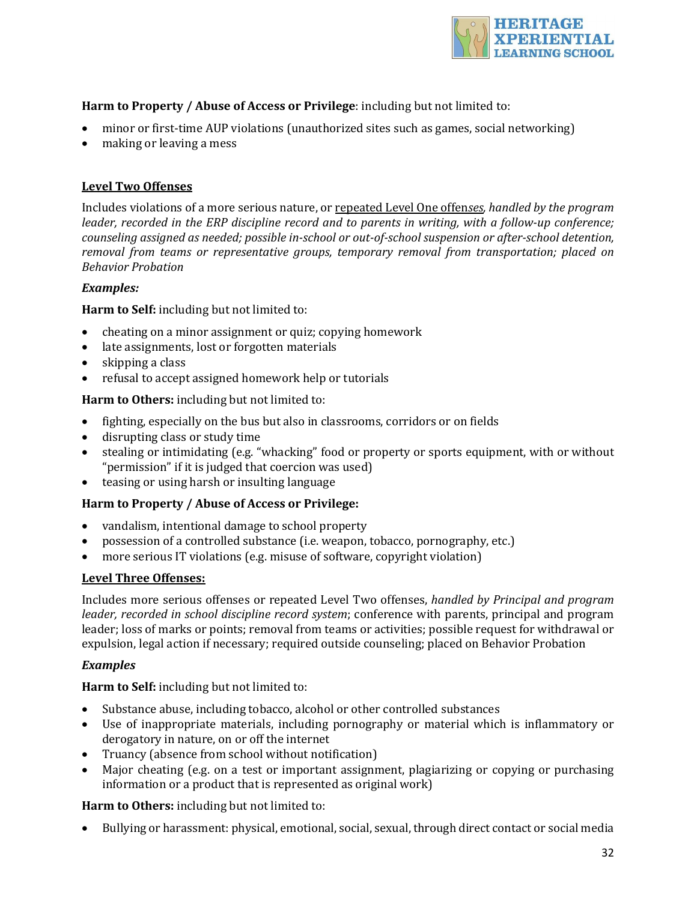**Harm to Property / Abuse of Access or Privilege**: including but not limited to:

- minor or first-time AUP violations (unauthorized sites such as games, social networking)
- making or leaving a mess

**Level Two Offenses**

Includes violations of a more serious nature, or repeated Level One offenses, *handled by the program leader, recorded in the ERP discipline record and to parents in writing, with a follow-up conference; counseling assigned as needed; possible in-school or out-of-school suspension or after-school detention, removal from teams or representative groups, temporary removal from transportation; placed on Behavior Probation*

***Examples:***

**Harm to Self:** including but not limited to:

- cheating on a minor assignment or quiz; copying homework
- late assignments, lost or forgotten materials
- skipping a class
- refusal to accept assigned homework help or tutorials

**Harm to Others:** including but not limited to:

- fighting, especially on the bus but also in classrooms, corridors or on fields
- disrupting class or study time
- stealing or intimidating (e.g. "whacking" food or property or sports equipment, with or without "permission" if it is judged that coercion was used)
- teasing or using harsh or insulting language

**Harm to Property / Abuse of Access or Privilege:**

- vandalism, intentional damage to school property
- possession of a controlled substance (i.e. weapon, tobacco, pornography, etc.)
- more serious IT violations (e.g. misuse of software, copyright violation)

**Level Three Offenses:**

Includes more serious offenses or repeated Level Two offenses, *handled by Principal and program leader, recorded in school discipline record system*; conference with parents, principal and program leader; loss of marks or points; removal from teams or activities; possible request for withdrawal or expulsion, legal action if necessary; required outside counseling; placed on Behavior Probation

***Examples***

**Harm to Self:** including but not limited to:

- Substance abuse, including tobacco, alcohol or other controlled substances
- Use of inappropriate materials, including pornography or material which is inflammatory or derogatory in nature, on or off the internet
- Truancy (absence from school without notification)
- Major cheating (e.g. on a test or important assignment, plagiarizing or copying or purchasing information or a product that is represented as original work)

**Harm to Others:** including but not limited to:

- Bullying or harassment: physical, emotional, social, sexual, through direct contact or social media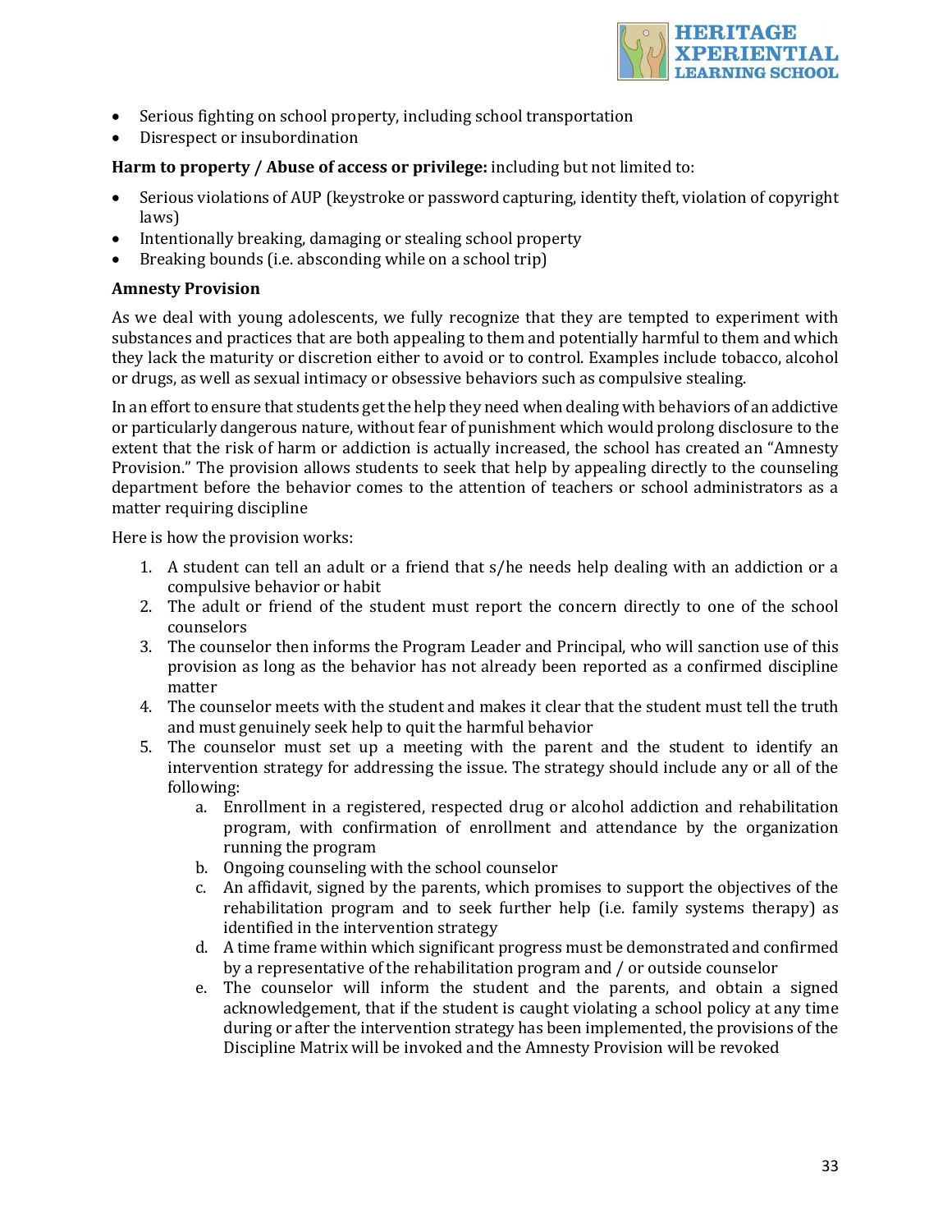- Serious fighting on school property, including school transportation
- Disrespect or insubordination

**Harm to property / Abuse of access or privilege:** including but not limited to:

- Serious violations of AUP (keystroke or password capturing, identity theft, violation of copyright laws)
- Intentionally breaking, damaging or stealing school property
- Breaking bounds (i.e. absconding while on a school trip)

**Amnesty Provision**

As we deal with young adolescents, we fully recognize that they are tempted to experiment with substances and practices that are both appealing to them and potentially harmful to them and which they lack the maturity or discretion either to avoid or to control. Examples include tobacco, alcohol or drugs, as well as sexual intimacy or obsessive behaviors such as compulsive stealing.

In an effort to ensure that students get the help they need when dealing with behaviors of an addictive or particularly dangerous nature, without fear of punishment which would prolong disclosure to the extent that the risk of harm or addiction is actually increased, the school has created an "Amnesty Provision." The provision allows students to seek that help by appealing directly to the counseling department before the behavior comes to the attention of teachers or school administrators as a matter requiring discipline

Here is how the provision works:

1. A student can tell an adult or a friend that s/he needs help dealing with an addiction or a compulsive behavior or habit
2. The adult or friend of the student must report the concern directly to one of the school counselors
3. The counselor then informs the Program Leader and Principal, who will sanction use of this provision as long as the behavior has not already been reported as a confirmed discipline matter
4. The counselor meets with the student and makes it clear that the student must tell the truth and must genuinely seek help to quit the harmful behavior
5. The counselor must set up a meeting with the parent and the student to identify an intervention strategy for addressing the issue. The strategy should include any or all of the following:
    a. Enrollment in a registered, respected drug or alcohol addiction and rehabilitation program, with confirmation of enrollment and attendance by the organization running the program
    b. Ongoing counseling with the school counselor
    c. An affidavit, signed by the parents, which promises to support the objectives of the rehabilitation program and to seek further help (i.e. family systems therapy) as identified in the intervention strategy
    d. A time frame within which significant progress must be demonstrated and confirmed by a representative of the rehabilitation program and / or outside counselor
    e. The counselor will inform the student and the parents, and obtain a signed acknowledgement, that if the student is caught violating a school policy at any time during or after the intervention strategy has been implemented, the provisions of the Discipline Matrix will be invoked and the Amnesty Provision will be revoked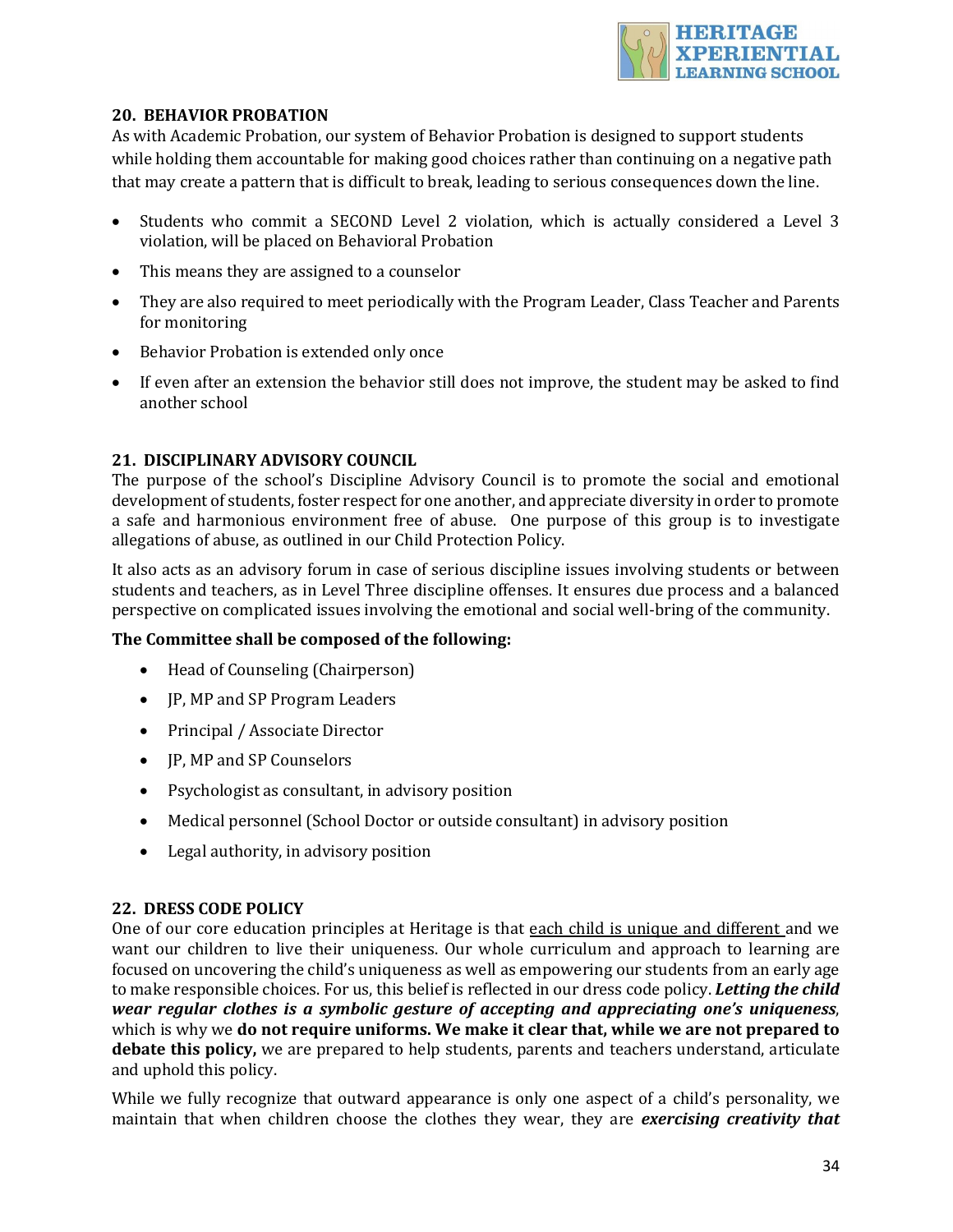## 20. BEHAVIOR PROBATION

As with Academic Probation, our system of Behavior Probation is designed to support students while holding them accountable for making good choices rather than continuing on a negative path that may create a pattern that is difficult to break, leading to serious consequences down the line.

- Students who commit a SECOND Level 2 violation, which is actually considered a Level 3 violation, will be placed on Behavioral Probation
- This means they are assigned to a counselor
- They are also required to meet periodically with the Program Leader, Class Teacher and Parents for monitoring
- Behavior Probation is extended only once
- If even after an extension the behavior still does not improve, the student may be asked to find another school

## 21. DISCIPLINARY ADVISORY COUNCIL

The purpose of the school's Discipline Advisory Council is to promote the social and emotional development of students, foster respect for one another, and appreciate diversity in order to promote a safe and harmonious environment free of abuse. One purpose of this group is to investigate allegations of abuse, as outlined in our Child Protection Policy.

It also acts as an advisory forum in case of serious discipline issues involving students or between students and teachers, as in Level Three discipline offenses. It ensures due process and a balanced perspective on complicated issues involving the emotional and social well-bring of the community.

**The Committee shall be composed of the following:**

- Head of Counseling (Chairperson)
- JP, MP and SP Program Leaders
- Principal / Associate Director
- JP, MP and SP Counselors
- Psychologist as consultant, in advisory position
- Medical personnel (School Doctor or outside consultant) in advisory position
- Legal authority, in advisory position

## 22. DRESS CODE POLICY

One of our core education principles at Heritage is that each child is unique and different and we want our children to live their uniqueness. Our whole curriculum and approach to learning are focused on uncovering the child's uniqueness as well as empowering our students from an early age to make responsible choices. For us, this belief is reflected in our dress code policy. ***Letting the child wear regular clothes is a symbolic gesture of accepting and appreciating one's uniqueness***, which is why we **do not require uniforms. We make it clear that, while we are not prepared to debate this policy,** we are prepared to help students, parents and teachers understand, articulate and uphold this policy.

While we fully recognize that outward appearance is only one aspect of a child's personality, we maintain that when children choose the clothes they wear, they are ***exercising creativity that***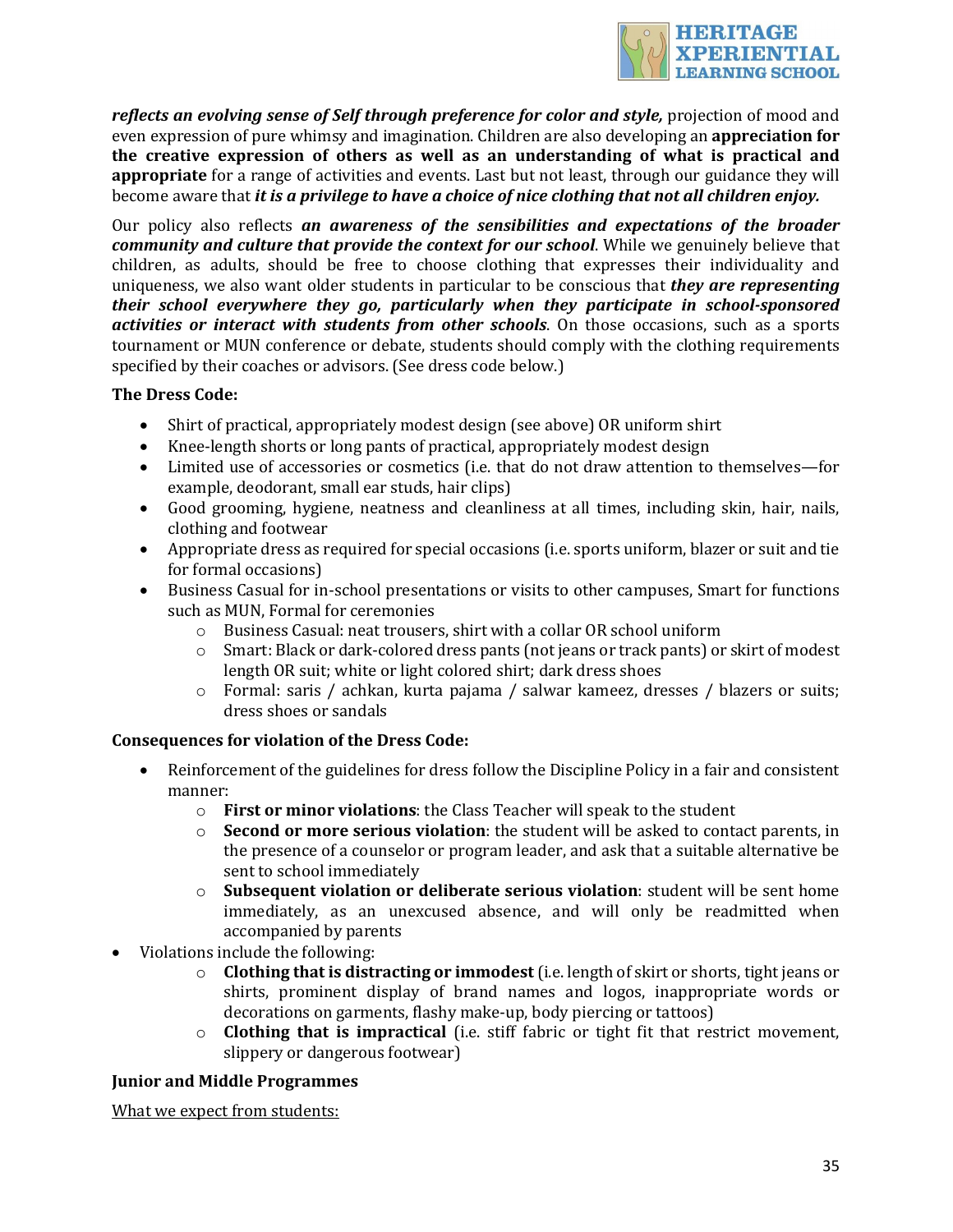***reflects an evolving sense of Self through preference for color and style,*** projection of mood and even expression of pure whimsy and imagination. Children are also developing an **appreciation for the creative expression of others as well as an understanding of what is practical and appropriate** for a range of activities and events. Last but not least, through our guidance they will become aware that ***it is a privilege to have a choice of nice clothing that not all children enjoy.***

Our policy also reflects ***an awareness of the sensibilities and expectations of the broader community and culture that provide the context for our school***. While we genuinely believe that children, as adults, should be free to choose clothing that expresses their individuality and uniqueness, we also want older students in particular to be conscious that ***they are representing their school everywhere they go, particularly when they participate in school-sponsored activities or interact with students from other schools***. On those occasions, such as a sports tournament or MUN conference or debate, students should comply with the clothing requirements specified by their coaches or advisors. (See dress code below.)

**The Dress Code:**

- Shirt of practical, appropriately modest design (see above) OR uniform shirt
- Knee-length shorts or long pants of practical, appropriately modest design
- Limited use of accessories or cosmetics (i.e. that do not draw attention to themselves—for example, deodorant, small ear studs, hair clips)
- Good grooming, hygiene, neatness and cleanliness at all times, including skin, hair, nails, clothing and footwear
- Appropriate dress as required for special occasions (i.e. sports uniform, blazer or suit and tie for formal occasions)
- Business Casual for in-school presentations or visits to other campuses, Smart for functions such as MUN, Formal for ceremonies
  - Business Casual: neat trousers, shirt with a collar OR school uniform
  - Smart: Black or dark-colored dress pants (not jeans or track pants) or skirt of modest length OR suit; white or light colored shirt; dark dress shoes
  - Formal: saris / achkan, kurta pajama / salwar kameez, dresses / blazers or suits; dress shoes or sandals

**Consequences for violation of the Dress Code:**

- Reinforcement of the guidelines for dress follow the Discipline Policy in a fair and consistent manner:
  - **First or minor violations**: the Class Teacher will speak to the student
  - **Second or more serious violation**: the student will be asked to contact parents, in the presence of a counselor or program leader, and ask that a suitable alternative be sent to school immediately
  - **Subsequent violation or deliberate serious violation**: student will be sent home immediately, as an unexcused absence, and will only be readmitted when accompanied by parents
- Violations include the following:
  - **Clothing that is distracting or immodest** (i.e. length of skirt or shorts, tight jeans or shirts, prominent display of brand names and logos, inappropriate words or decorations on garments, flashy make-up, body piercing or tattoos)
  - **Clothing that is impractical** (i.e. stiff fabric or tight fit that restrict movement, slippery or dangerous footwear)

**Junior and Middle Programmes**

<u>What we expect from students:</u>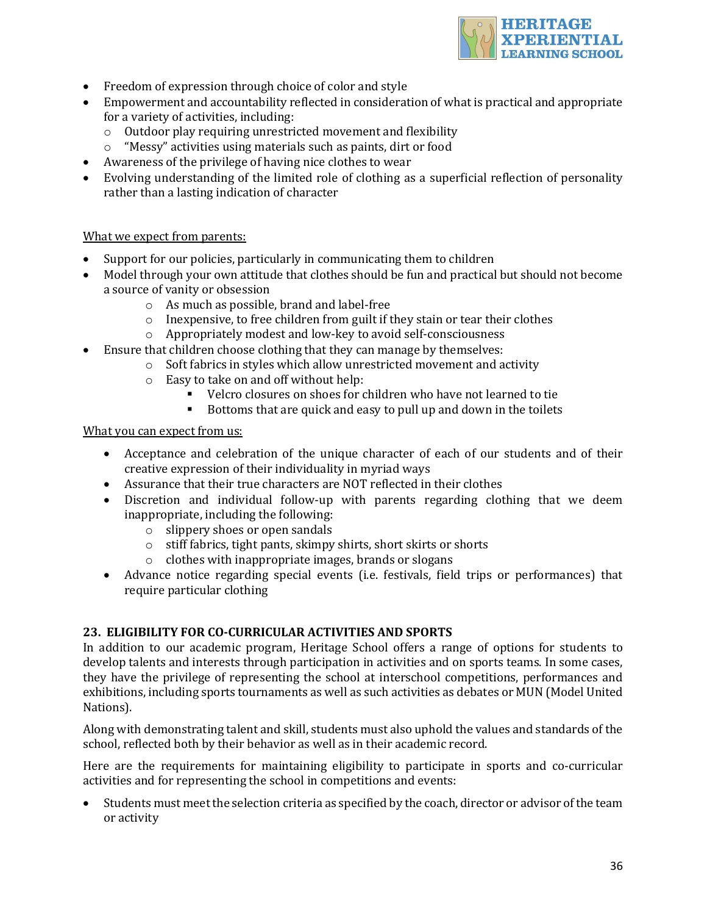- Freedom of expression through choice of color and style
- Empowerment and accountability reflected in consideration of what is practical and appropriate for a variety of activities, including:
  - Outdoor play requiring unrestricted movement and flexibility
  - "Messy" activities using materials such as paints, dirt or food
- Awareness of the privilege of having nice clothes to wear
- Evolving understanding of the limited role of clothing as a superficial reflection of personality rather than a lasting indication of character

<u>What we expect from parents:</u>

- Support for our policies, particularly in communicating them to children
- Model through your own attitude that clothes should be fun and practical but should not become a source of vanity or obsession
  - As much as possible, brand and label-free
  - Inexpensive, to free children from guilt if they stain or tear their clothes
  - Appropriately modest and low-key to avoid self-consciousness
- Ensure that children choose clothing that they can manage by themselves:
  - Soft fabrics in styles which allow unrestricted movement and activity
  - Easy to take on and off without help:
    - Velcro closures on shoes for children who have not learned to tie
    - Bottoms that are quick and easy to pull up and down in the toilets

<u>What you can expect from us:</u>

- Acceptance and celebration of the unique character of each of our students and of their creative expression of their individuality in myriad ways
- Assurance that their true characters are NOT reflected in their clothes
- Discretion and individual follow-up with parents regarding clothing that we deem inappropriate, including the following:
  - slippery shoes or open sandals
  - stiff fabrics, tight pants, skimpy shirts, short skirts or shorts
  - clothes with inappropriate images, brands or slogans
- Advance notice regarding special events (i.e. festivals, field trips or performances) that require particular clothing

## 23. ELIGIBILITY FOR CO-CURRICULAR ACTIVITIES AND SPORTS

In addition to our academic program, Heritage School offers a range of options for students to develop talents and interests through participation in activities and on sports teams. In some cases, they have the privilege of representing the school at interschool competitions, performances and exhibitions, including sports tournaments as well as such activities as debates or MUN (Model United Nations).

Along with demonstrating talent and skill, students must also uphold the values and standards of the school, reflected both by their behavior as well as in their academic record.

Here are the requirements for maintaining eligibility to participate in sports and co-curricular activities and for representing the school in competitions and events:

- Students must meet the selection criteria as specified by the coach, director or advisor of the team or activity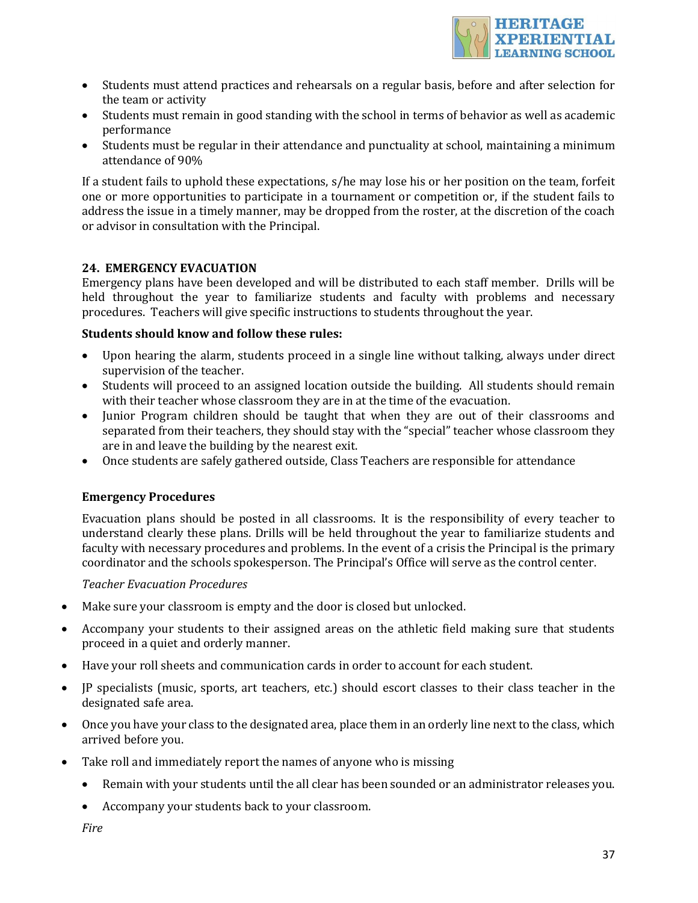- Students must attend practices and rehearsals on a regular basis, before and after selection for the team or activity
- Students must remain in good standing with the school in terms of behavior as well as academic performance
- Students must be regular in their attendance and punctuality at school, maintaining a minimum attendance of 90%

If a student fails to uphold these expectations, s/he may lose his or her position on the team, forfeit one or more opportunities to participate in a tournament or competition or, if the student fails to address the issue in a timely manner, may be dropped from the roster, at the discretion of the coach or advisor in consultation with the Principal.

## 24. EMERGENCY EVACUATION

Emergency plans have been developed and will be distributed to each staff member. Drills will be held throughout the year to familiarize students and faculty with problems and necessary procedures. Teachers will give specific instructions to students throughout the year.

**Students should know and follow these rules:**

- Upon hearing the alarm, students proceed in a single line without talking, always under direct supervision of the teacher.
- Students will proceed to an assigned location outside the building. All students should remain with their teacher whose classroom they are in at the time of the evacuation.
- Junior Program children should be taught that when they are out of their classrooms and separated from their teachers, they should stay with the "special" teacher whose classroom they are in and leave the building by the nearest exit.
- Once students are safely gathered outside, Class Teachers are responsible for attendance

### Emergency Procedures

Evacuation plans should be posted in all classrooms. It is the responsibility of every teacher to understand clearly these plans. Drills will be held throughout the year to familiarize students and faculty with necessary procedures and problems. In the event of a crisis the Principal is the primary coordinator and the schools spokesperson. The Principal's Office will serve as the control center.

*Teacher Evacuation Procedures*

- Make sure your classroom is empty and the door is closed but unlocked.
- Accompany your students to their assigned areas on the athletic field making sure that students proceed in a quiet and orderly manner.
- Have your roll sheets and communication cards in order to account for each student.
- JP specialists (music, sports, art teachers, etc.) should escort classes to their class teacher in the designated safe area.
- Once you have your class to the designated area, place them in an orderly line next to the class, which arrived before you.
- Take roll and immediately report the names of anyone who is missing
  - Remain with your students until the all clear has been sounded or an administrator releases you.
  - Accompany your students back to your classroom.

*Fire*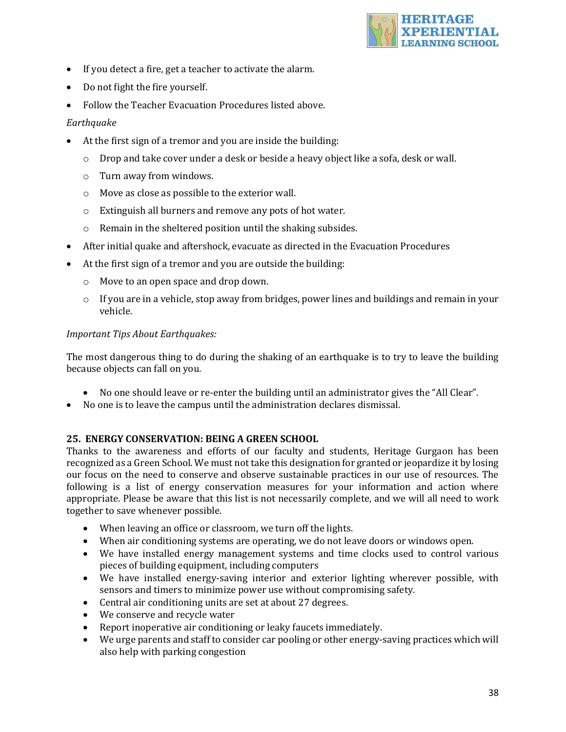- If you detect a fire, get a teacher to activate the alarm.
- Do not fight the fire yourself.
- Follow the Teacher Evacuation Procedures listed above.

*Earthquake*

- At the first sign of a tremor and you are inside the building:
    - Drop and take cover under a desk or beside a heavy object like a sofa, desk or wall.
    - Turn away from windows.
    - Move as close as possible to the exterior wall.
    - Extinguish all burners and remove any pots of hot water.
    - Remain in the sheltered position until the shaking subsides.
- After initial quake and aftershock, evacuate as directed in the Evacuation Procedures
- At the first sign of a tremor and you are outside the building:
    - Move to an open space and drop down.
    - If you are in a vehicle, stop away from bridges, power lines and buildings and remain in your vehicle.

*Important Tips About Earthquakes:*

The most dangerous thing to do during the shaking of an earthquake is to try to leave the building because objects can fall on you.

- No one should leave or re-enter the building until an administrator gives the "All Clear".
- No one is to leave the campus until the administration declares dismissal.

**25. ENERGY CONSERVATION: BEING A GREEN SCHOOL**

Thanks to the awareness and efforts of our faculty and students, Heritage Gurgaon has been recognized as a Green School. We must not take this designation for granted or jeopardize it by losing our focus on the need to conserve and observe sustainable practices in our use of resources. The following is a list of energy conservation measures for your information and action where appropriate. Please be aware that this list is not necessarily complete, and we will all need to work together to save whenever possible.

- When leaving an office or classroom, we turn off the lights.
- When air conditioning systems are operating, we do not leave doors or windows open.
- We have installed energy management systems and time clocks used to control various pieces of building equipment, including computers
- We have installed energy-saving interior and exterior lighting wherever possible, with sensors and timers to minimize power use without compromising safety.
- Central air conditioning units are set at about 27 degrees.
- We conserve and recycle water
- Report inoperative air conditioning or leaky faucets immediately.
- We urge parents and staff to consider car pooling or other energy-saving practices which will also help with parking congestion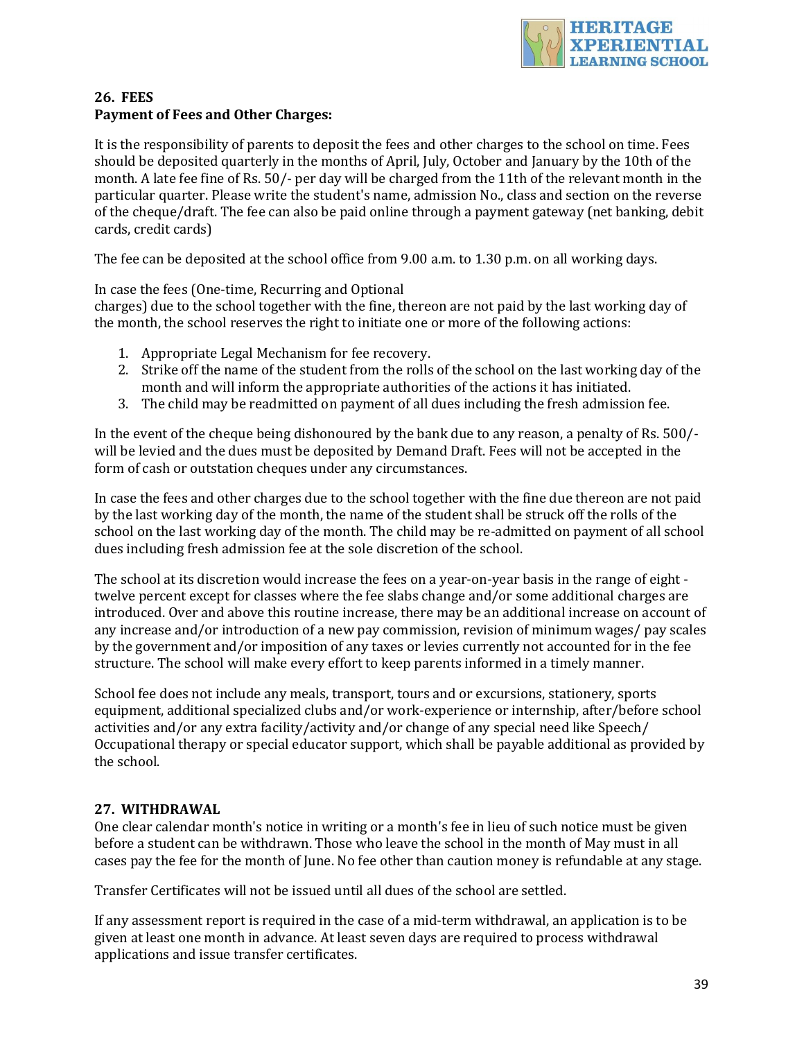## 26. FEES

**Payment of Fees and Other Charges:**

It is the responsibility of parents to deposit the fees and other charges to the school on time. Fees should be deposited quarterly in the months of April, July, October and January by the 10th of the month. A late fee fine of Rs. 50/- per day will be charged from the 11th of the relevant month in the particular quarter. Please write the student's name, admission No., class and section on the reverse of the cheque/draft. The fee can also be paid online through a payment gateway (net banking, debit cards, credit cards)

The fee can be deposited at the school office from 9.00 a.m. to 1.30 p.m. on all working days.

In case the fees (One-time, Recurring and Optional charges) due to the school together with the fine, thereon are not paid by the last working day of the month, the school reserves the right to initiate one or more of the following actions:

1. Appropriate Legal Mechanism for fee recovery.
2. Strike off the name of the student from the rolls of the school on the last working day of the month and will inform the appropriate authorities of the actions it has initiated.
3. The child may be readmitted on payment of all dues including the fresh admission fee.

In the event of the cheque being dishonoured by the bank due to any reason, a penalty of Rs. 500/- will be levied and the dues must be deposited by Demand Draft. Fees will not be accepted in the form of cash or outstation cheques under any circumstances.

In case the fees and other charges due to the school together with the fine due thereon are not paid by the last working day of the month, the name of the student shall be struck off the rolls of the school on the last working day of the month. The child may be re-admitted on payment of all school dues including fresh admission fee at the sole discretion of the school.

The school at its discretion would increase the fees on a year-on-year basis in the range of eight - twelve percent except for classes where the fee slabs change and/or some additional charges are introduced. Over and above this routine increase, there may be an additional increase on account of any increase and/or introduction of a new pay commission, revision of minimum wages/ pay scales by the government and/or imposition of any taxes or levies currently not accounted for in the fee structure. The school will make every effort to keep parents informed in a timely manner.

School fee does not include any meals, transport, tours and or excursions, stationery, sports equipment, additional specialized clubs and/or work-experience or internship, after/before school activities and/or any extra facility/activity and/or change of any special need like Speech/ Occupational therapy or special educator support, which shall be payable additional as provided by the school.

## 27. WITHDRAWAL

One clear calendar month's notice in writing or a month's fee in lieu of such notice must be given before a student can be withdrawn. Those who leave the school in the month of May must in all cases pay the fee for the month of June. No fee other than caution money is refundable at any stage.

Transfer Certificates will not be issued until all dues of the school are settled.

If any assessment report is required in the case of a mid-term withdrawal, an application is to be given at least one month in advance. At least seven days are required to process withdrawal applications and issue transfer certificates.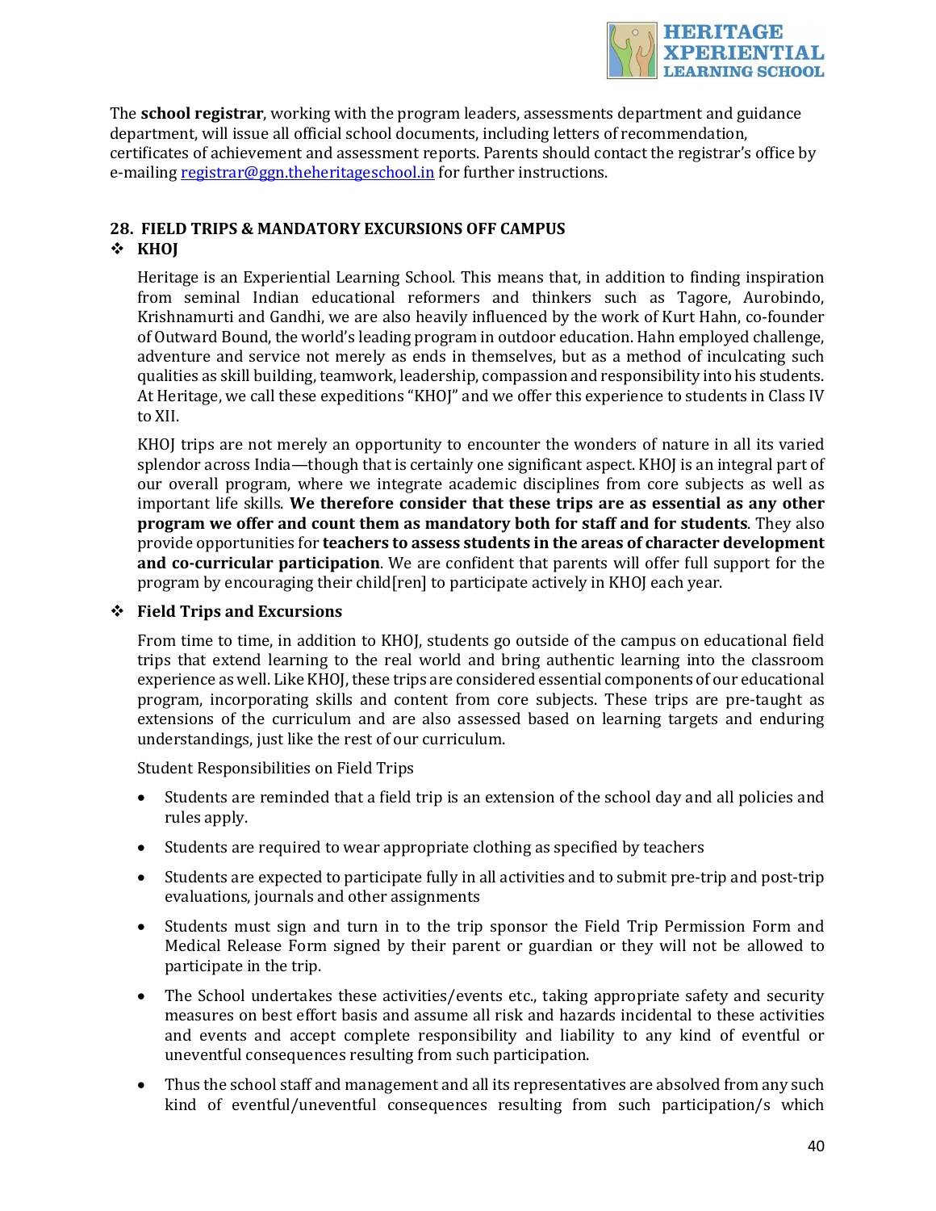The **school registrar**, working with the program leaders, assessments department and guidance department, will issue all official school documents, including letters of recommendation, certificates of achievement and assessment reports. Parents should contact the registrar's office by e-mailing registrar@ggn.theheritageschool.in for further instructions.

## 28. FIELD TRIPS & MANDATORY EXCURSIONS OFF CAMPUS

- **KHOJ**

Heritage is an Experiential Learning School. This means that, in addition to finding inspiration from seminal Indian educational reformers and thinkers such as Tagore, Aurobindo, Krishnamurti and Gandhi, we are also heavily influenced by the work of Kurt Hahn, co-founder of Outward Bound, the world's leading program in outdoor education. Hahn employed challenge, adventure and service not merely as ends in themselves, but as a method of inculcating such qualities as skill building, teamwork, leadership, compassion and responsibility into his students. At Heritage, we call these expeditions "KHOJ" and we offer this experience to students in Class IV to XII.

KHOJ trips are not merely an opportunity to encounter the wonders of nature in all its varied splendor across India—though that is certainly one significant aspect. KHOJ is an integral part of our overall program, where we integrate academic disciplines from core subjects as well as important life skills. **We therefore consider that these trips are as essential as any other program we offer and count them as mandatory both for staff and for students**. They also provide opportunities for **teachers to assess students in the areas of character development and co-curricular participation**. We are confident that parents will offer full support for the program by encouraging their child[ren] to participate actively in KHOJ each year.

- **Field Trips and Excursions**

From time to time, in addition to KHOJ, students go outside of the campus on educational field trips that extend learning to the real world and bring authentic learning into the classroom experience as well. Like KHOJ, these trips are considered essential components of our educational program, incorporating skills and content from core subjects. These trips are pre-taught as extensions of the curriculum and are also assessed based on learning targets and enduring understandings, just like the rest of our curriculum.

Student Responsibilities on Field Trips

- Students are reminded that a field trip is an extension of the school day and all policies and rules apply.
- Students are required to wear appropriate clothing as specified by teachers
- Students are expected to participate fully in all activities and to submit pre-trip and post-trip evaluations, journals and other assignments
- Students must sign and turn in to the trip sponsor the Field Trip Permission Form and Medical Release Form signed by their parent or guardian or they will not be allowed to participate in the trip.
- The School undertakes these activities/events etc., taking appropriate safety and security measures on best effort basis and assume all risk and hazards incidental to these activities and events and accept complete responsibility and liability to any kind of eventful or uneventful consequences resulting from such participation.
- Thus the school staff and management and all its representatives are absolved from any such kind of eventful/uneventful consequences resulting from such participation/s which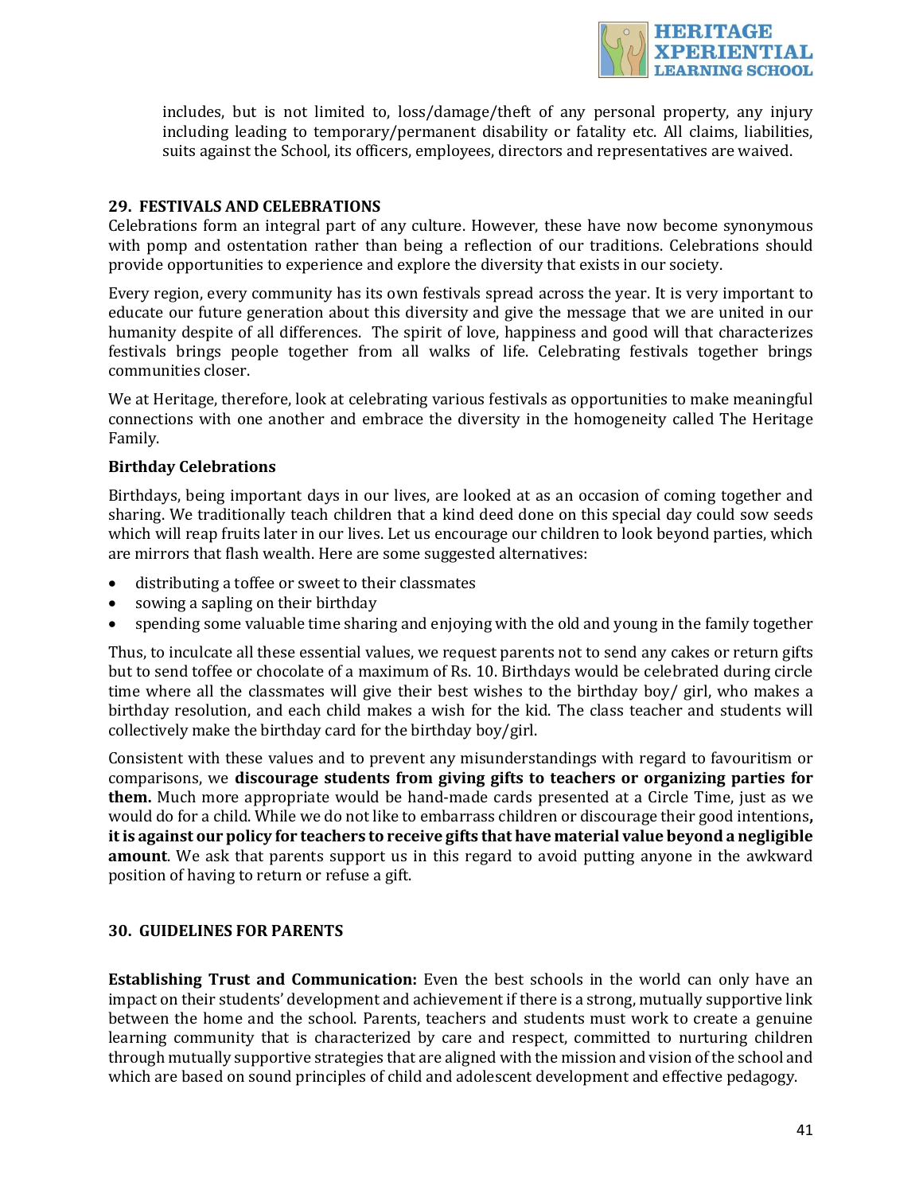includes, but is not limited to, loss/damage/theft of any personal property, any injury including leading to temporary/permanent disability or fatality etc. All claims, liabilities, suits against the School, its officers, employees, directors and representatives are waived.

## 29. FESTIVALS AND CELEBRATIONS

Celebrations form an integral part of any culture. However, these have now become synonymous with pomp and ostentation rather than being a reflection of our traditions. Celebrations should provide opportunities to experience and explore the diversity that exists in our society.

Every region, every community has its own festivals spread across the year. It is very important to educate our future generation about this diversity and give the message that we are united in our humanity despite of all differences. The spirit of love, happiness and good will that characterizes festivals brings people together from all walks of life. Celebrating festivals together brings communities closer.

We at Heritage, therefore, look at celebrating various festivals as opportunities to make meaningful connections with one another and embrace the diversity in the homogeneity called The Heritage Family.

### Birthday Celebrations

Birthdays, being important days in our lives, are looked at as an occasion of coming together and sharing. We traditionally teach children that a kind deed done on this special day could sow seeds which will reap fruits later in our lives. Let us encourage our children to look beyond parties, which are mirrors that flash wealth. Here are some suggested alternatives:

- distributing a toffee or sweet to their classmates
- sowing a sapling on their birthday
- spending some valuable time sharing and enjoying with the old and young in the family together

Thus, to inculcate all these essential values, we request parents not to send any cakes or return gifts but to send toffee or chocolate of a maximum of Rs. 10. Birthdays would be celebrated during circle time where all the classmates will give their best wishes to the birthday boy/ girl, who makes a birthday resolution, and each child makes a wish for the kid. The class teacher and students will collectively make the birthday card for the birthday boy/girl.

Consistent with these values and to prevent any misunderstandings with regard to favouritism or comparisons, we **discourage students from giving gifts to teachers or organizing parties for them.** Much more appropriate would be hand-made cards presented at a Circle Time, just as we would do for a child. While we do not like to embarrass children or discourage their good intentions**, it is against our policy for teachers to receive gifts that have material value beyond a negligible amount**. We ask that parents support us in this regard to avoid putting anyone in the awkward position of having to return or refuse a gift.

## 30. GUIDELINES FOR PARENTS

**Establishing Trust and Communication:** Even the best schools in the world can only have an impact on their students' development and achievement if there is a strong, mutually supportive link between the home and the school. Parents, teachers and students must work to create a genuine learning community that is characterized by care and respect, committed to nurturing children through mutually supportive strategies that are aligned with the mission and vision of the school and which are based on sound principles of child and adolescent development and effective pedagogy.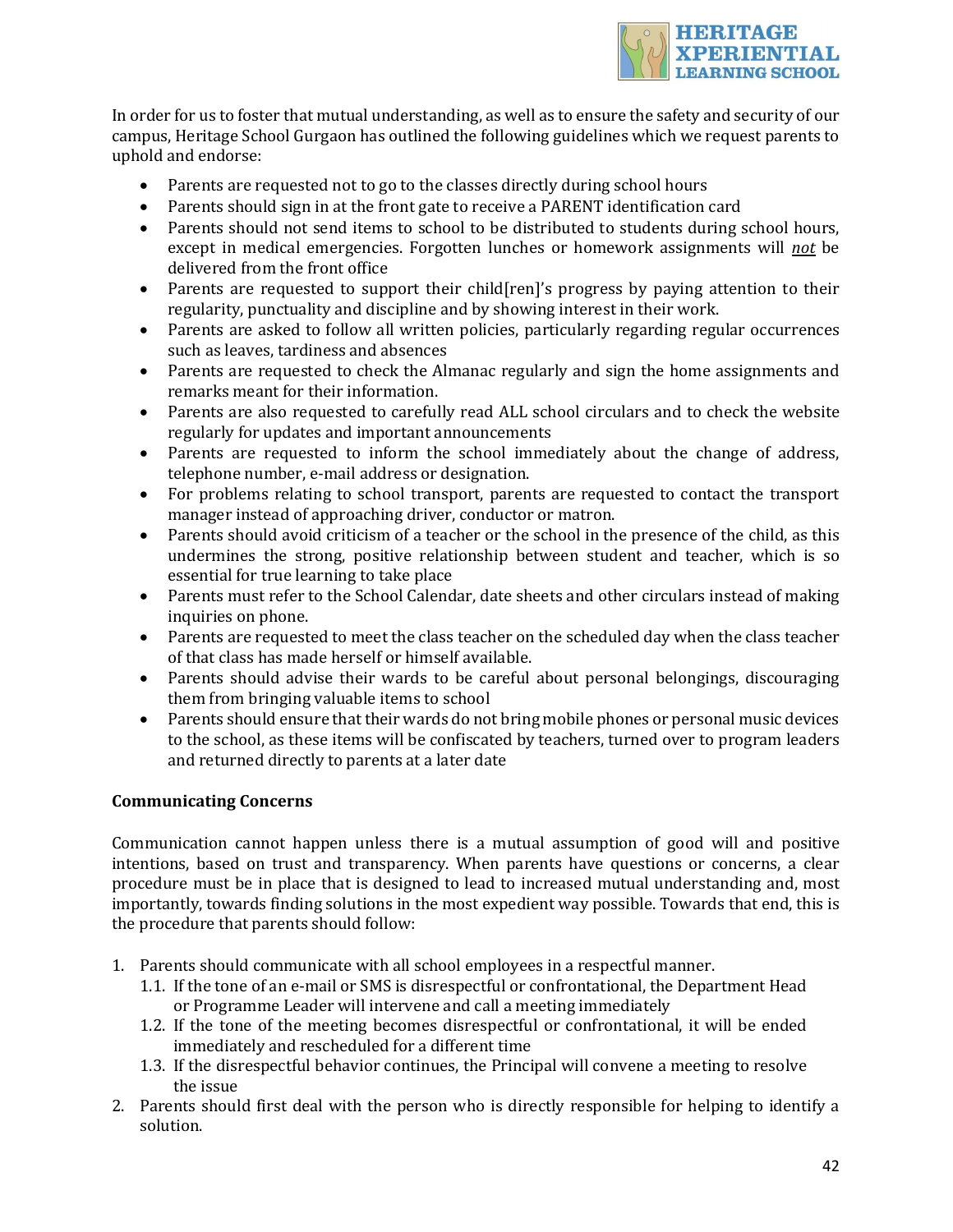In order for us to foster that mutual understanding, as well as to ensure the safety and security of our campus, Heritage School Gurgaon has outlined the following guidelines which we request parents to uphold and endorse:

- Parents are requested not to go to the classes directly during school hours
- Parents should sign in at the front gate to receive a PARENT identification card
- Parents should not send items to school to be distributed to students during school hours, except in medical emergencies. Forgotten lunches or homework assignments will ***not*** be delivered from the front office
- Parents are requested to support their child[ren]'s progress by paying attention to their regularity, punctuality and discipline and by showing interest in their work.
- Parents are asked to follow all written policies, particularly regarding regular occurrences such as leaves, tardiness and absences
- Parents are requested to check the Almanac regularly and sign the home assignments and remarks meant for their information.
- Parents are also requested to carefully read ALL school circulars and to check the website regularly for updates and important announcements
- Parents are requested to inform the school immediately about the change of address, telephone number, e-mail address or designation.
- For problems relating to school transport, parents are requested to contact the transport manager instead of approaching driver, conductor or matron.
- Parents should avoid criticism of a teacher or the school in the presence of the child, as this undermines the strong, positive relationship between student and teacher, which is so essential for true learning to take place
- Parents must refer to the School Calendar, date sheets and other circulars instead of making inquiries on phone.
- Parents are requested to meet the class teacher on the scheduled day when the class teacher of that class has made herself or himself available.
- Parents should advise their wards to be careful about personal belongings, discouraging them from bringing valuable items to school
- Parents should ensure that their wards do not bring mobile phones or personal music devices to the school, as these items will be confiscated by teachers, turned over to program leaders and returned directly to parents at a later date

**Communicating Concerns**

Communication cannot happen unless there is a mutual assumption of good will and positive intentions, based on trust and transparency. When parents have questions or concerns, a clear procedure must be in place that is designed to lead to increased mutual understanding and, most importantly, towards finding solutions in the most expedient way possible. Towards that end, this is the procedure that parents should follow:

1. Parents should communicate with all school employees in a respectful manner.
   1.1. If the tone of an e-mail or SMS is disrespectful or confrontational, the Department Head or Programme Leader will intervene and call a meeting immediately
   1.2. If the tone of the meeting becomes disrespectful or confrontational, it will be ended immediately and rescheduled for a different time
   1.3. If the disrespectful behavior continues, the Principal will convene a meeting to resolve the issue
2. Parents should first deal with the person who is directly responsible for helping to identify a solution.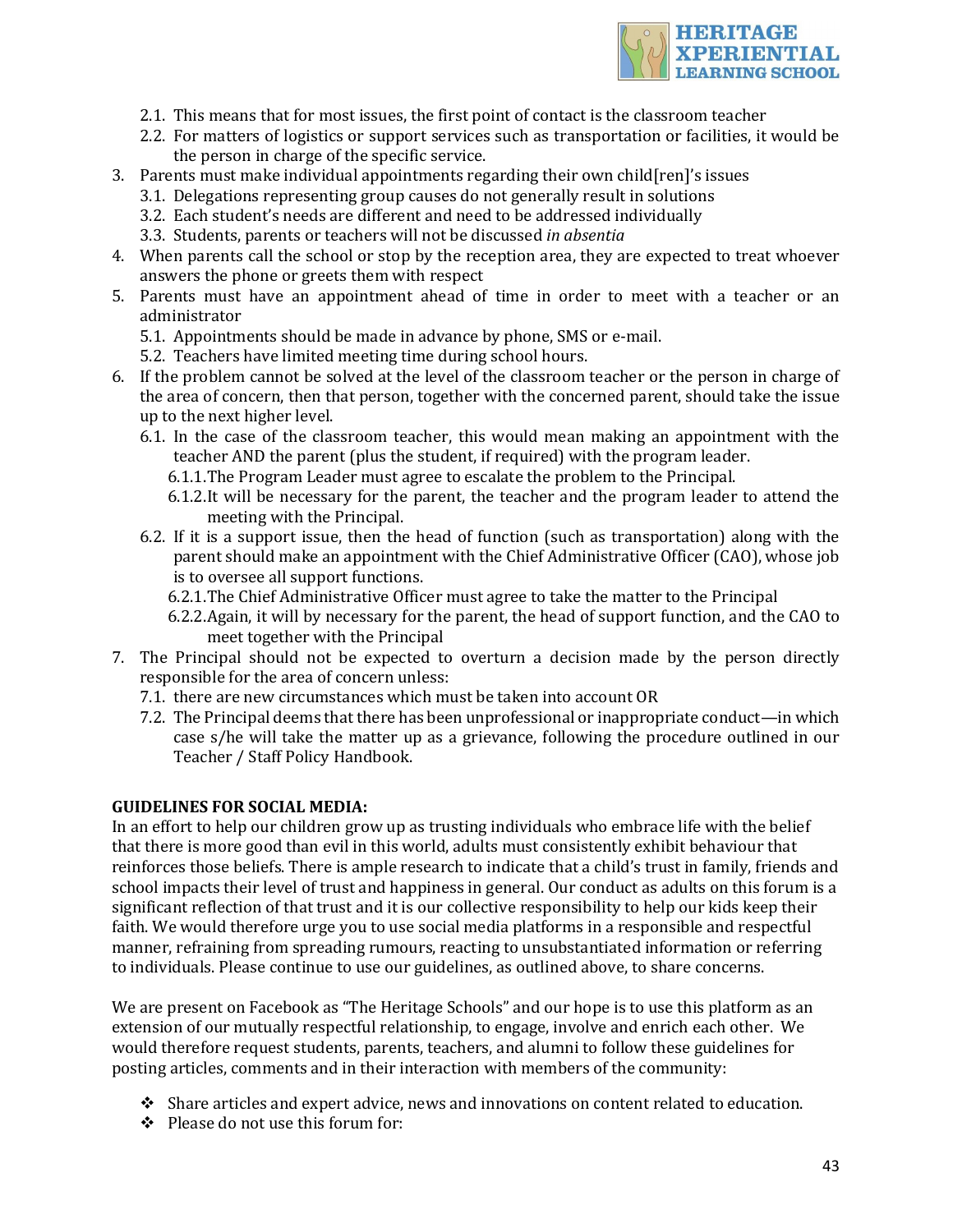2.1. This means that for most issues, the first point of contact is the classroom teacher
   2.2. For matters of logistics or support services such as transportation or facilities, it would be the person in charge of the specific service.
3. Parents must make individual appointments regarding their own child[ren]'s issues
   3.1. Delegations representing group causes do not generally result in solutions
   3.2. Each student's needs are different and need to be addressed individually
   3.3. Students, parents or teachers will not be discussed *in absentia*
4. When parents call the school or stop by the reception area, they are expected to treat whoever answers the phone or greets them with respect
5. Parents must have an appointment ahead of time in order to meet with a teacher or an administrator
   5.1. Appointments should be made in advance by phone, SMS or e-mail.
   5.2. Teachers have limited meeting time during school hours.
6. If the problem cannot be solved at the level of the classroom teacher or the person in charge of the area of concern, then that person, together with the concerned parent, should take the issue up to the next higher level.
   6.1. In the case of the classroom teacher, this would mean making an appointment with the teacher AND the parent (plus the student, if required) with the program leader.
      6.1.1. The Program Leader must agree to escalate the problem to the Principal.
      6.1.2. It will be necessary for the parent, the teacher and the program leader to attend the meeting with the Principal.
   6.2. If it is a support issue, then the head of function (such as transportation) along with the parent should make an appointment with the Chief Administrative Officer (CAO), whose job is to oversee all support functions.
      6.2.1. The Chief Administrative Officer must agree to take the matter to the Principal
      6.2.2. Again, it will by necessary for the parent, the head of support function, and the CAO to meet together with the Principal
7. The Principal should not be expected to overturn a decision made by the person directly responsible for the area of concern unless:
   7.1. there are new circumstances which must be taken into account OR
   7.2. The Principal deems that there has been unprofessional or inappropriate conduct—in which case s/he will take the matter up as a grievance, following the procedure outlined in our Teacher / Staff Policy Handbook.

**GUIDELINES FOR SOCIAL MEDIA:**

In an effort to help our children grow up as trusting individuals who embrace life with the belief that there is more good than evil in this world, adults must consistently exhibit behaviour that reinforces those beliefs. There is ample research to indicate that a child's trust in family, friends and school impacts their level of trust and happiness in general. Our conduct as adults on this forum is a significant reflection of that trust and it is our collective responsibility to help our kids keep their faith. We would therefore urge you to use social media platforms in a responsible and respectful manner, refraining from spreading rumours, reacting to unsubstantiated information or referring to individuals. Please continue to use our guidelines, as outlined above, to share concerns.

We are present on Facebook as "The Heritage Schools" and our hope is to use this platform as an extension of our mutually respectful relationship, to engage, involve and enrich each other. We would therefore request students, parents, teachers, and alumni to follow these guidelines for posting articles, comments and in their interaction with members of the community:

- Share articles and expert advice, news and innovations on content related to education.
- Please do not use this forum for: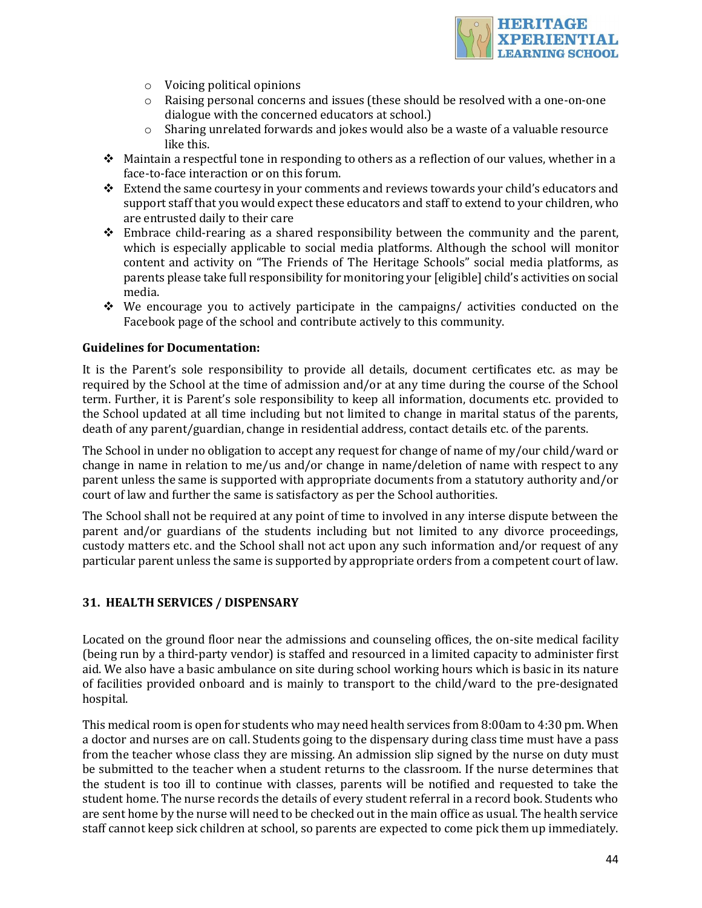- Voicing political opinions
  - Raising personal concerns and issues (these should be resolved with a one-on-one dialogue with the concerned educators at school.)
  - Sharing unrelated forwards and jokes would also be a waste of a valuable resource like this.
- Maintain a respectful tone in responding to others as a reflection of our values, whether in a face-to-face interaction or on this forum.
- Extend the same courtesy in your comments and reviews towards your child's educators and support staff that you would expect these educators and staff to extend to your children, who are entrusted daily to their care
- Embrace child-rearing as a shared responsibility between the community and the parent, which is especially applicable to social media platforms. Although the school will monitor content and activity on "The Friends of The Heritage Schools" social media platforms, as parents please take full responsibility for monitoring your [eligible] child's activities on social media.
- We encourage you to actively participate in the campaigns/ activities conducted on the Facebook page of the school and contribute actively to this community.

**Guidelines for Documentation:**

It is the Parent's sole responsibility to provide all details, document certificates etc. as may be required by the School at the time of admission and/or at any time during the course of the School term. Further, it is Parent's sole responsibility to keep all information, documents etc. provided to the School updated at all time including but not limited to change in marital status of the parents, death of any parent/guardian, change in residential address, contact details etc. of the parents.

The School in under no obligation to accept any request for change of name of my/our child/ward or change in name in relation to me/us and/or change in name/deletion of name with respect to any parent unless the same is supported with appropriate documents from a statutory authority and/or court of law and further the same is satisfactory as per the School authorities.

The School shall not be required at any point of time to involved in any interse dispute between the parent and/or guardians of the students including but not limited to any divorce proceedings, custody matters etc. and the School shall not act upon any such information and/or request of any particular parent unless the same is supported by appropriate orders from a competent court of law.

## 31. HEALTH SERVICES / DISPENSARY

Located on the ground floor near the admissions and counseling offices, the on-site medical facility (being run by a third-party vendor) is staffed and resourced in a limited capacity to administer first aid. We also have a basic ambulance on site during school working hours which is basic in its nature of facilities provided onboard and is mainly to transport to the child/ward to the pre-designated hospital.

This medical room is open for students who may need health services from 8:00am to 4:30 pm. When a doctor and nurses are on call. Students going to the dispensary during class time must have a pass from the teacher whose class they are missing. An admission slip signed by the nurse on duty must be submitted to the teacher when a student returns to the classroom. If the nurse determines that the student is too ill to continue with classes, parents will be notified and requested to take the student home. The nurse records the details of every student referral in a record book. Students who are sent home by the nurse will need to be checked out in the main office as usual. The health service staff cannot keep sick children at school, so parents are expected to come pick them up immediately.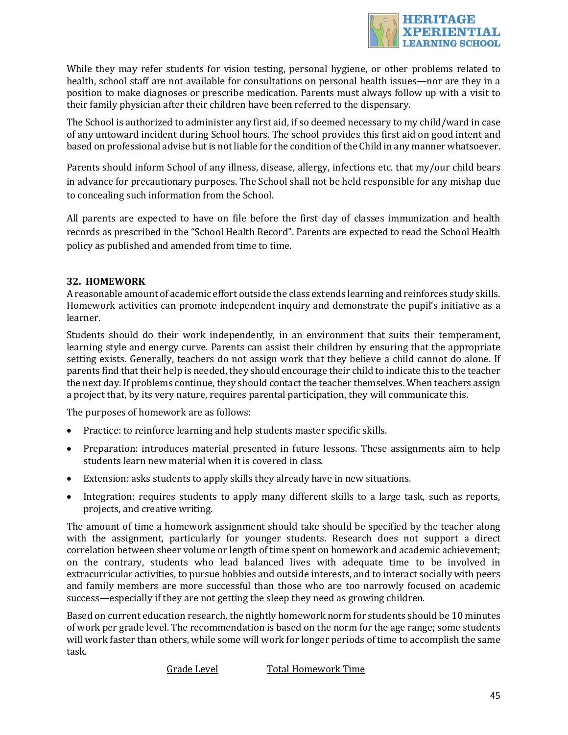While they may refer students for vision testing, personal hygiene, or other problems related to health, school staff are not available for consultations on personal health issues—nor are they in a position to make diagnoses or prescribe medication. Parents must always follow up with a visit to their family physician after their children have been referred to the dispensary.

The School is authorized to administer any first aid, if so deemed necessary to my child/ward in case of any untoward incident during School hours. The school provides this first aid on good intent and based on professional advise but is not liable for the condition of the Child in any manner whatsoever.

Parents should inform School of any illness, disease, allergy, infections etc. that my/our child bears in advance for precautionary purposes. The School shall not be held responsible for any mishap due to concealing such information from the School.

All parents are expected to have on file before the first day of classes immunization and health records as prescribed in the "School Health Record". Parents are expected to read the School Health policy as published and amended from time to time.

## 32. HOMEWORK

A reasonable amount of academic effort outside the class extends learning and reinforces study skills. Homework activities can promote independent inquiry and demonstrate the pupil's initiative as a learner.

Students should do their work independently, in an environment that suits their temperament, learning style and energy curve. Parents can assist their children by ensuring that the appropriate setting exists. Generally, teachers do not assign work that they believe a child cannot do alone. If parents find that their help is needed, they should encourage their child to indicate this to the teacher the next day. If problems continue, they should contact the teacher themselves. When teachers assign a project that, by its very nature, requires parental participation, they will communicate this.

The purposes of homework are as follows:

- Practice: to reinforce learning and help students master specific skills.
- Preparation: introduces material presented in future lessons. These assignments aim to help students learn new material when it is covered in class.
- Extension: asks students to apply skills they already have in new situations.
- Integration: requires students to apply many different skills to a large task, such as reports, projects, and creative writing.

The amount of time a homework assignment should take should be specified by the teacher along with the assignment, particularly for younger students. Research does not support a direct correlation between sheer volume or length of time spent on homework and academic achievement; on the contrary, students who lead balanced lives with adequate time to be involved in extracurricular activities, to pursue hobbies and outside interests, and to interact socially with peers and family members are more successful than those who are too narrowly focused on academic success—especially if they are not getting the sleep they need as growing children.

Based on current education research, the nightly homework norm for students should be 10 minutes of work per grade level. The recommendation is based on the norm for the age range; some students will work faster than others, while some will work for longer periods of time to accomplish the same task.

| Grade Level | Total Homework Time |
| --- | --- |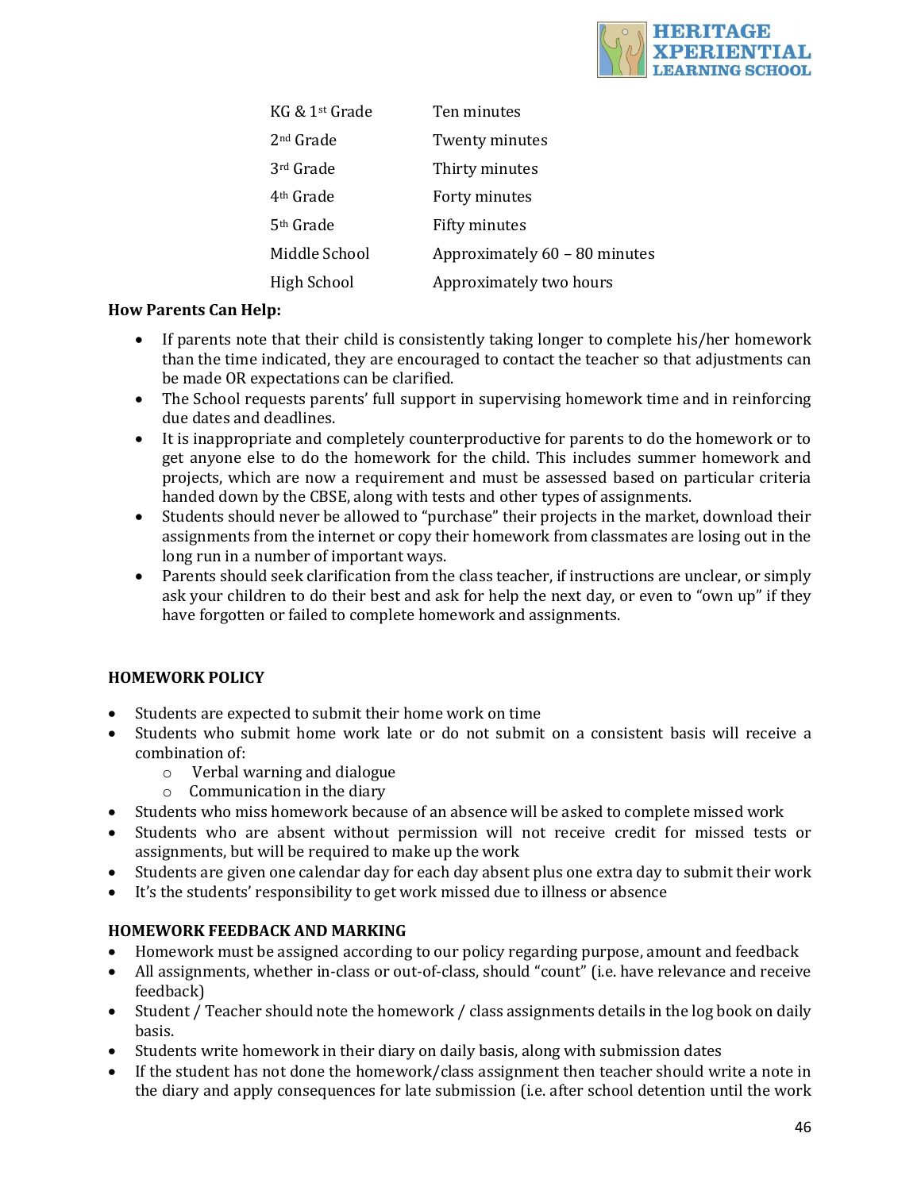| | |
|---|---|
| KG & 1st Grade | Ten minutes |
| 2nd Grade | Twenty minutes |
| 3rd Grade | Thirty minutes |
| 4th Grade | Forty minutes |
| 5th Grade | Fifty minutes |
| Middle School | Approximately 60 – 80 minutes |
| High School | Approximately two hours |

**How Parents Can Help:**

- If parents note that their child is consistently taking longer to complete his/her homework than the time indicated, they are encouraged to contact the teacher so that adjustments can be made OR expectations can be clarified.
- The School requests parents' full support in supervising homework time and in reinforcing due dates and deadlines.
- It is inappropriate and completely counterproductive for parents to do the homework or to get anyone else to do the homework for the child. This includes summer homework and projects, which are now a requirement and must be assessed based on particular criteria handed down by the CBSE, along with tests and other types of assignments.
- Students should never be allowed to "purchase" their projects in the market, download their assignments from the internet or copy their homework from classmates are losing out in the long run in a number of important ways.
- Parents should seek clarification from the class teacher, if instructions are unclear, or simply ask your children to do their best and ask for help the next day, or even to "own up" if they have forgotten or failed to complete homework and assignments.

## HOMEWORK POLICY

- Students are expected to submit their home work on time
- Students who submit home work late or do not submit on a consistent basis will receive a combination of:
  - Verbal warning and dialogue
  - Communication in the diary
- Students who miss homework because of an absence will be asked to complete missed work
- Students who are absent without permission will not receive credit for missed tests or assignments, but will be required to make up the work
- Students are given one calendar day for each day absent plus one extra day to submit their work
- It's the students' responsibility to get work missed due to illness or absence

## HOMEWORK FEEDBACK AND MARKING

- Homework must be assigned according to our policy regarding purpose, amount and feedback
- All assignments, whether in-class or out-of-class, should "count" (i.e. have relevance and receive feedback)
- Student / Teacher should note the homework / class assignments details in the log book on daily basis.
- Students write homework in their diary on daily basis, along with submission dates
- If the student has not done the homework/class assignment then teacher should write a note in the diary and apply consequences for late submission (i.e. after school detention until the work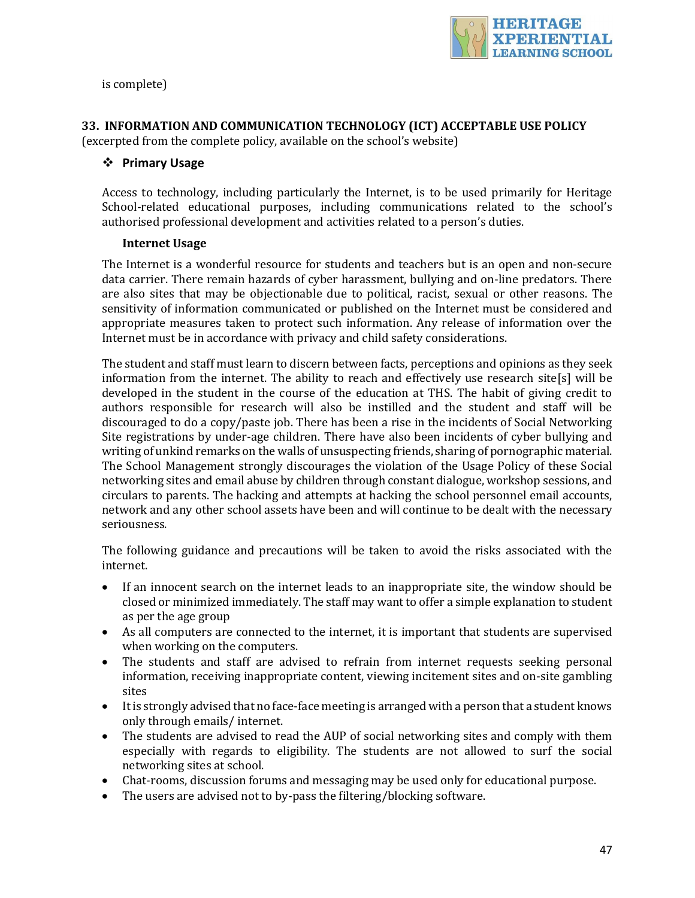is complete)

## 33. INFORMATION AND COMMUNICATION TECHNOLOGY (ICT) ACCEPTABLE USE POLICY

(excerpted from the complete policy, available on the school's website)

### ❖ Primary Usage

Access to technology, including particularly the Internet, is to be used primarily for Heritage School-related educational purposes, including communications related to the school's authorised professional development and activities related to a person's duties.

**Internet Usage**

The Internet is a wonderful resource for students and teachers but is an open and non-secure data carrier. There remain hazards of cyber harassment, bullying and on-line predators. There are also sites that may be objectionable due to political, racist, sexual or other reasons. The sensitivity of information communicated or published on the Internet must be considered and appropriate measures taken to protect such information. Any release of information over the Internet must be in accordance with privacy and child safety considerations.

The student and staff must learn to discern between facts, perceptions and opinions as they seek information from the internet. The ability to reach and effectively use research site[s] will be developed in the student in the course of the education at THS. The habit of giving credit to authors responsible for research will also be instilled and the student and staff will be discouraged to do a copy/paste job. There has been a rise in the incidents of Social Networking Site registrations by under-age children. There have also been incidents of cyber bullying and writing of unkind remarks on the walls of unsuspecting friends, sharing of pornographic material. The School Management strongly discourages the violation of the Usage Policy of these Social networking sites and email abuse by children through constant dialogue, workshop sessions, and circulars to parents. The hacking and attempts at hacking the school personnel email accounts, network and any other school assets have been and will continue to be dealt with the necessary seriousness.

The following guidance and precautions will be taken to avoid the risks associated with the internet.

- If an innocent search on the internet leads to an inappropriate site, the window should be closed or minimized immediately. The staff may want to offer a simple explanation to student as per the age group
- As all computers are connected to the internet, it is important that students are supervised when working on the computers.
- The students and staff are advised to refrain from internet requests seeking personal information, receiving inappropriate content, viewing incitement sites and on-site gambling sites
- It is strongly advised that no face-face meeting is arranged with a person that a student knows only through emails/ internet.
- The students are advised to read the AUP of social networking sites and comply with them especially with regards to eligibility. The students are not allowed to surf the social networking sites at school.
- Chat-rooms, discussion forums and messaging may be used only for educational purpose.
- The users are advised not to by-pass the filtering/blocking software.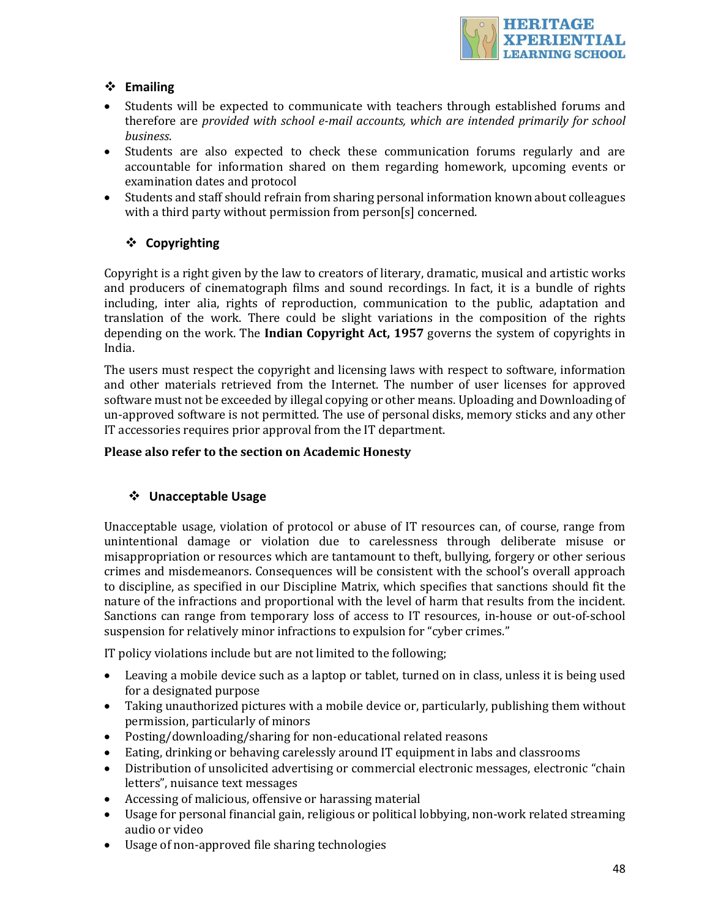## ❖ Emailing

- Students will be expected to communicate with teachers through established forums and therefore are *provided with school e-mail accounts, which are intended primarily for school business.*
- Students are also expected to check these communication forums regularly and are accountable for information shared on them regarding homework, upcoming events or examination dates and protocol
- Students and staff should refrain from sharing personal information known about colleagues with a third party without permission from person[s] concerned.

## ❖ Copyrighting

Copyright is a right given by the law to creators of literary, dramatic, musical and artistic works and producers of cinematograph films and sound recordings. In fact, it is a bundle of rights including, inter alia, rights of reproduction, communication to the public, adaptation and translation of the work. There could be slight variations in the composition of the rights depending on the work. The **Indian Copyright Act, 1957** governs the system of copyrights in India.

The users must respect the copyright and licensing laws with respect to software, information and other materials retrieved from the Internet. The number of user licenses for approved software must not be exceeded by illegal copying or other means. Uploading and Downloading of un-approved software is not permitted. The use of personal disks, memory sticks and any other IT accessories requires prior approval from the IT department.

**Please also refer to the section on Academic Honesty**

## ❖ Unacceptable Usage

Unacceptable usage, violation of protocol or abuse of IT resources can, of course, range from unintentional damage or violation due to carelessness through deliberate misuse or misappropriation or resources which are tantamount to theft, bullying, forgery or other serious crimes and misdemeanors. Consequences will be consistent with the school's overall approach to discipline, as specified in our Discipline Matrix, which specifies that sanctions should fit the nature of the infractions and proportional with the level of harm that results from the incident. Sanctions can range from temporary loss of access to IT resources, in-house or out-of-school suspension for relatively minor infractions to expulsion for "cyber crimes."

IT policy violations include but are not limited to the following;

- Leaving a mobile device such as a laptop or tablet, turned on in class, unless it is being used for a designated purpose
- Taking unauthorized pictures with a mobile device or, particularly, publishing them without permission, particularly of minors
- Posting/downloading/sharing for non-educational related reasons
- Eating, drinking or behaving carelessly around IT equipment in labs and classrooms
- Distribution of unsolicited advertising or commercial electronic messages, electronic "chain letters", nuisance text messages
- Accessing of malicious, offensive or harassing material
- Usage for personal financial gain, religious or political lobbying, non-work related streaming audio or video
- Usage of non-approved file sharing technologies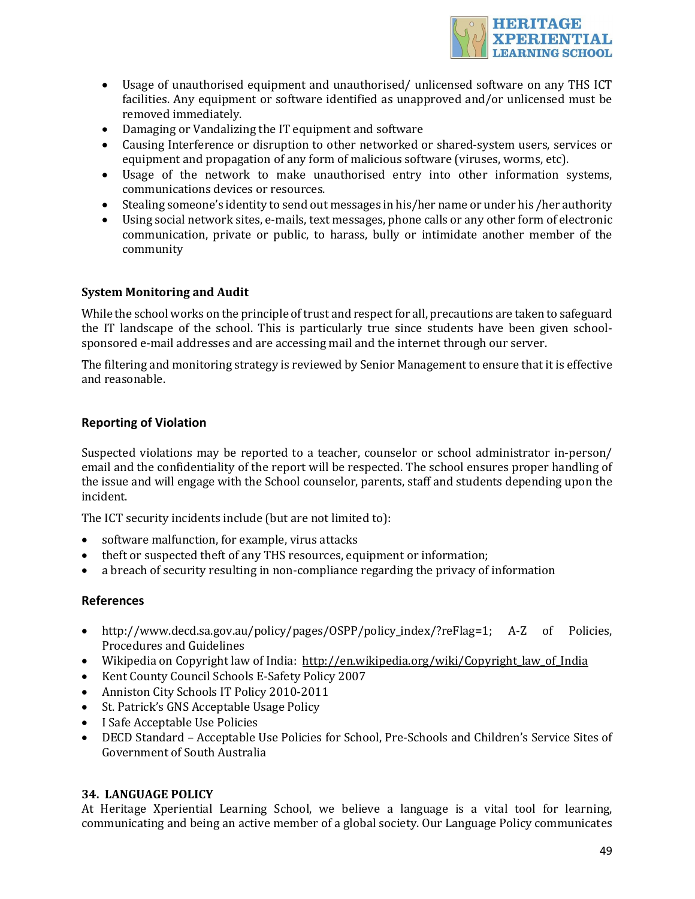- Usage of unauthorised equipment and unauthorised/ unlicensed software on any THS ICT facilities. Any equipment or software identified as unapproved and/or unlicensed must be removed immediately.
- Damaging or Vandalizing the IT equipment and software
- Causing Interference or disruption to other networked or shared-system users, services or equipment and propagation of any form of malicious software (viruses, worms, etc).
- Usage of the network to make unauthorised entry into other information systems, communications devices or resources.
- Stealing someone's identity to send out messages in his/her name or under his /her authority
- Using social network sites, e-mails, text messages, phone calls or any other form of electronic communication, private or public, to harass, bully or intimidate another member of the community

**System Monitoring and Audit**

While the school works on the principle of trust and respect for all, precautions are taken to safeguard the IT landscape of the school. This is particularly true since students have been given school-sponsored e-mail addresses and are accessing mail and the internet through our server.

The filtering and monitoring strategy is reviewed by Senior Management to ensure that it is effective and reasonable.

**Reporting of Violation**

Suspected violations may be reported to a teacher, counselor or school administrator in-person/ email and the confidentiality of the report will be respected. The school ensures proper handling of the issue and will engage with the School counselor, parents, staff and students depending upon the incident.

The ICT security incidents include (but are not limited to):

- software malfunction, for example, virus attacks
- theft or suspected theft of any THS resources, equipment or information;
- a breach of security resulting in non-compliance regarding the privacy of information

**References**

- http://www.decd.sa.gov.au/policy/pages/OSPP/policy_index/?reFlag=1; A-Z of Policies, Procedures and Guidelines
- Wikipedia on Copyright law of India: http://en.wikipedia.org/wiki/Copyright_law_of_India
- Kent County Council Schools E-Safety Policy 2007
- Anniston City Schools IT Policy 2010-2011
- St. Patrick's GNS Acceptable Usage Policy
- I Safe Acceptable Use Policies
- DECD Standard – Acceptable Use Policies for School, Pre-Schools and Children's Service Sites of Government of South Australia

**34. LANGUAGE POLICY**

At Heritage Xperiential Learning School, we believe a language is a vital tool for learning, communicating and being an active member of a global society. Our Language Policy communicates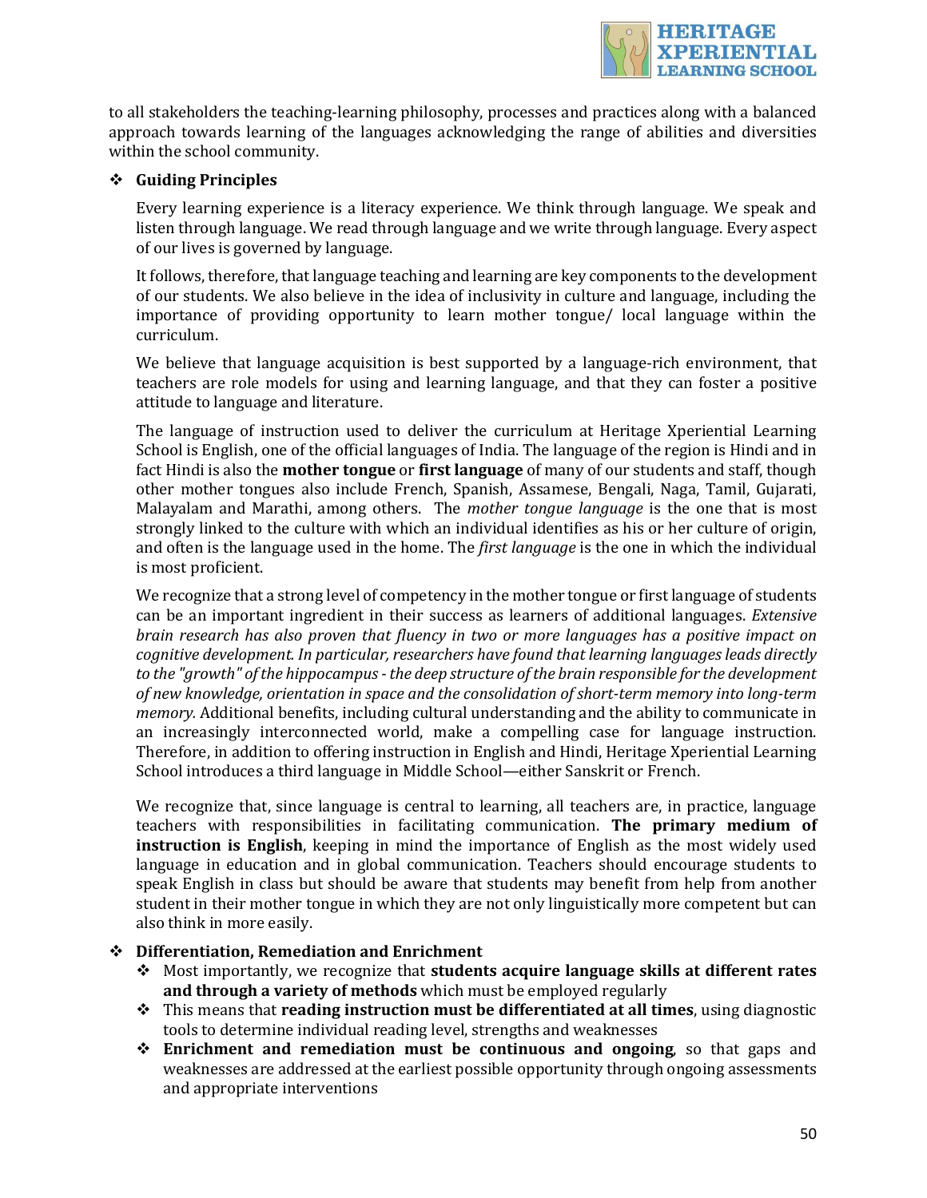to all stakeholders the teaching-learning philosophy, processes and practices along with a balanced approach towards learning of the languages acknowledging the range of abilities and diversities within the school community.

- **Guiding Principles**

  Every learning experience is a literacy experience. We think through language. We speak and listen through language. We read through language and we write through language. Every aspect of our lives is governed by language.

  It follows, therefore, that language teaching and learning are key components to the development of our students. We also believe in the idea of inclusivity in culture and language, including the importance of providing opportunity to learn mother tongue/ local language within the curriculum.

  We believe that language acquisition is best supported by a language-rich environment, that teachers are role models for using and learning language, and that they can foster a positive attitude to language and literature.

  The language of instruction used to deliver the curriculum at Heritage Xperiential Learning School is English, one of the official languages of India. The language of the region is Hindi and in fact Hindi is also the **mother tongue** or **first language** of many of our students and staff, though other mother tongues also include French, Spanish, Assamese, Bengali, Naga, Tamil, Gujarati, Malayalam and Marathi, among others. The *mother tongue language* is the one that is most strongly linked to the culture with which an individual identifies as his or her culture of origin, and often is the language used in the home. The *first language* is the one in which the individual is most proficient.

  We recognize that a strong level of competency in the mother tongue or first language of students can be an important ingredient in their success as learners of additional languages. *Extensive brain research has also proven that fluency in two or more languages has a positive impact on cognitive development. In particular, researchers have found that learning languages leads directly to the "growth" of the hippocampus - the deep structure of the brain responsible for the development of new knowledge, orientation in space and the consolidation of short-term memory into long-term memory.* Additional benefits, including cultural understanding and the ability to communicate in an increasingly interconnected world, make a compelling case for language instruction. Therefore, in addition to offering instruction in English and Hindi, Heritage Xperiential Learning School introduces a third language in Middle School—either Sanskrit or French.

  We recognize that, since language is central to learning, all teachers are, in practice, language teachers with responsibilities in facilitating communication. **The primary medium of instruction is English**, keeping in mind the importance of English as the most widely used language in education and in global communication. Teachers should encourage students to speak English in class but should be aware that students may benefit from help from another student in their mother tongue in which they are not only linguistically more competent but can also think in more easily.

- **Differentiation, Remediation and Enrichment**
  - Most importantly, we recognize that **students acquire language skills at different rates and through a variety of methods** which must be employed regularly
  - This means that **reading instruction must be differentiated at all times**, using diagnostic tools to determine individual reading level, strengths and weaknesses
  - **Enrichment and remediation must be continuous and ongoing**, so that gaps and weaknesses are addressed at the earliest possible opportunity through ongoing assessments and appropriate interventions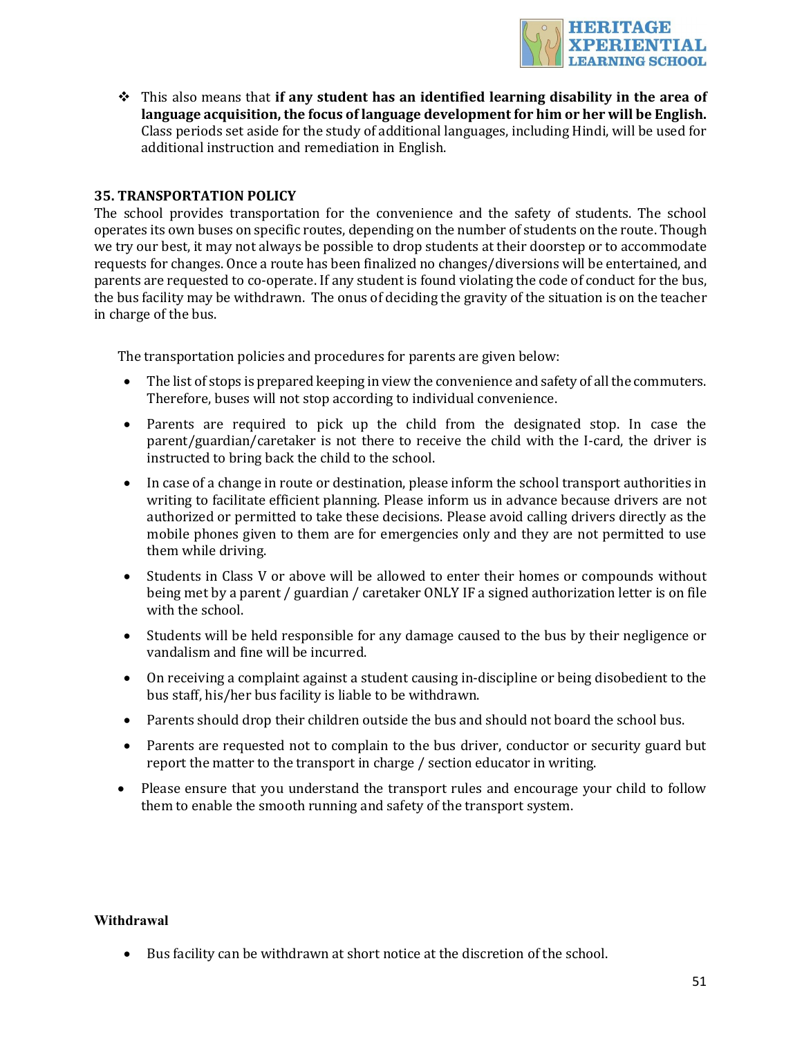- This also means that **if any student has an identified learning disability in the area of language acquisition, the focus of language development for him or her will be English.** Class periods set aside for the study of additional languages, including Hindi, will be used for additional instruction and remediation in English.

## 35. TRANSPORTATION POLICY

The school provides transportation for the convenience and the safety of students. The school operates its own buses on specific routes, depending on the number of students on the route. Though we try our best, it may not always be possible to drop students at their doorstep or to accommodate requests for changes. Once a route has been finalized no changes/diversions will be entertained, and parents are requested to co-operate. If any student is found violating the code of conduct for the bus, the bus facility may be withdrawn. The onus of deciding the gravity of the situation is on the teacher in charge of the bus.

The transportation policies and procedures for parents are given below:

- The list of stops is prepared keeping in view the convenience and safety of all the commuters. Therefore, buses will not stop according to individual convenience.
- Parents are required to pick up the child from the designated stop. In case the parent/guardian/caretaker is not there to receive the child with the I-card, the driver is instructed to bring back the child to the school.
- In case of a change in route or destination, please inform the school transport authorities in writing to facilitate efficient planning. Please inform us in advance because drivers are not authorized or permitted to take these decisions. Please avoid calling drivers directly as the mobile phones given to them are for emergencies only and they are not permitted to use them while driving.
- Students in Class V or above will be allowed to enter their homes or compounds without being met by a parent / guardian / caretaker ONLY IF a signed authorization letter is on file with the school.
- Students will be held responsible for any damage caused to the bus by their negligence or vandalism and fine will be incurred.
- On receiving a complaint against a student causing in-discipline or being disobedient to the bus staff, his/her bus facility is liable to be withdrawn.
- Parents should drop their children outside the bus and should not board the school bus.
- Parents are requested not to complain to the bus driver, conductor or security guard but report the matter to the transport in charge / section educator in writing.
- Please ensure that you understand the transport rules and encourage your child to follow them to enable the smooth running and safety of the transport system.

**Withdrawal**

- Bus facility can be withdrawn at short notice at the discretion of the school.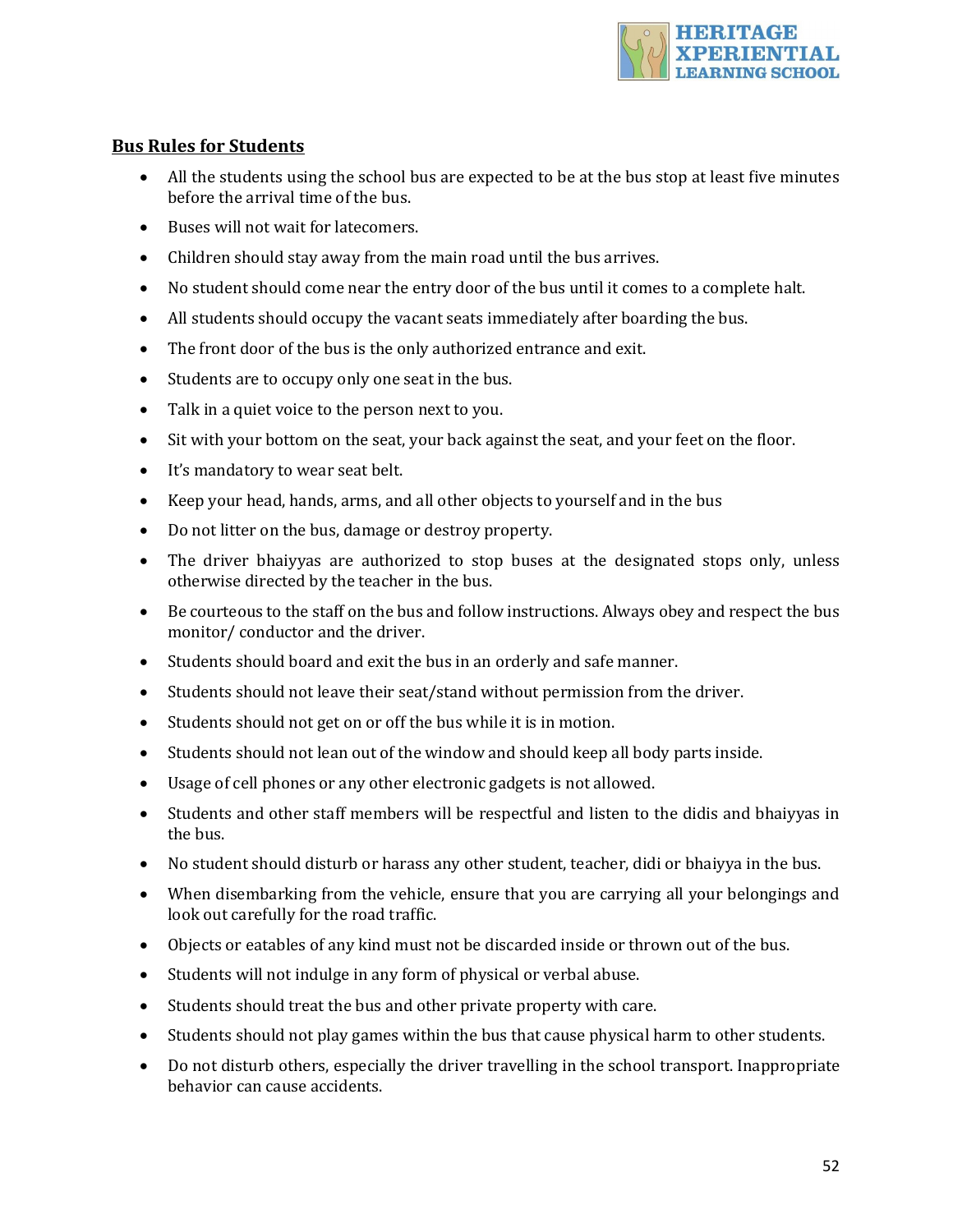## Bus Rules for Students

- All the students using the school bus are expected to be at the bus stop at least five minutes before the arrival time of the bus.
- Buses will not wait for latecomers.
- Children should stay away from the main road until the bus arrives.
- No student should come near the entry door of the bus until it comes to a complete halt.
- All students should occupy the vacant seats immediately after boarding the bus.
- The front door of the bus is the only authorized entrance and exit.
- Students are to occupy only one seat in the bus.
- Talk in a quiet voice to the person next to you.
- Sit with your bottom on the seat, your back against the seat, and your feet on the floor.
- It's mandatory to wear seat belt.
- Keep your head, hands, arms, and all other objects to yourself and in the bus
- Do not litter on the bus, damage or destroy property.
- The driver bhaiyyas are authorized to stop buses at the designated stops only, unless otherwise directed by the teacher in the bus.
- Be courteous to the staff on the bus and follow instructions. Always obey and respect the bus monitor/ conductor and the driver.
- Students should board and exit the bus in an orderly and safe manner.
- Students should not leave their seat/stand without permission from the driver.
- Students should not get on or off the bus while it is in motion.
- Students should not lean out of the window and should keep all body parts inside.
- Usage of cell phones or any other electronic gadgets is not allowed.
- Students and other staff members will be respectful and listen to the didis and bhaiyyas in the bus.
- No student should disturb or harass any other student, teacher, didi or bhaiyya in the bus.
- When disembarking from the vehicle, ensure that you are carrying all your belongings and look out carefully for the road traffic.
- Objects or eatables of any kind must not be discarded inside or thrown out of the bus.
- Students will not indulge in any form of physical or verbal abuse.
- Students should treat the bus and other private property with care.
- Students should not play games within the bus that cause physical harm to other students.
- Do not disturb others, especially the driver travelling in the school transport. Inappropriate behavior can cause accidents.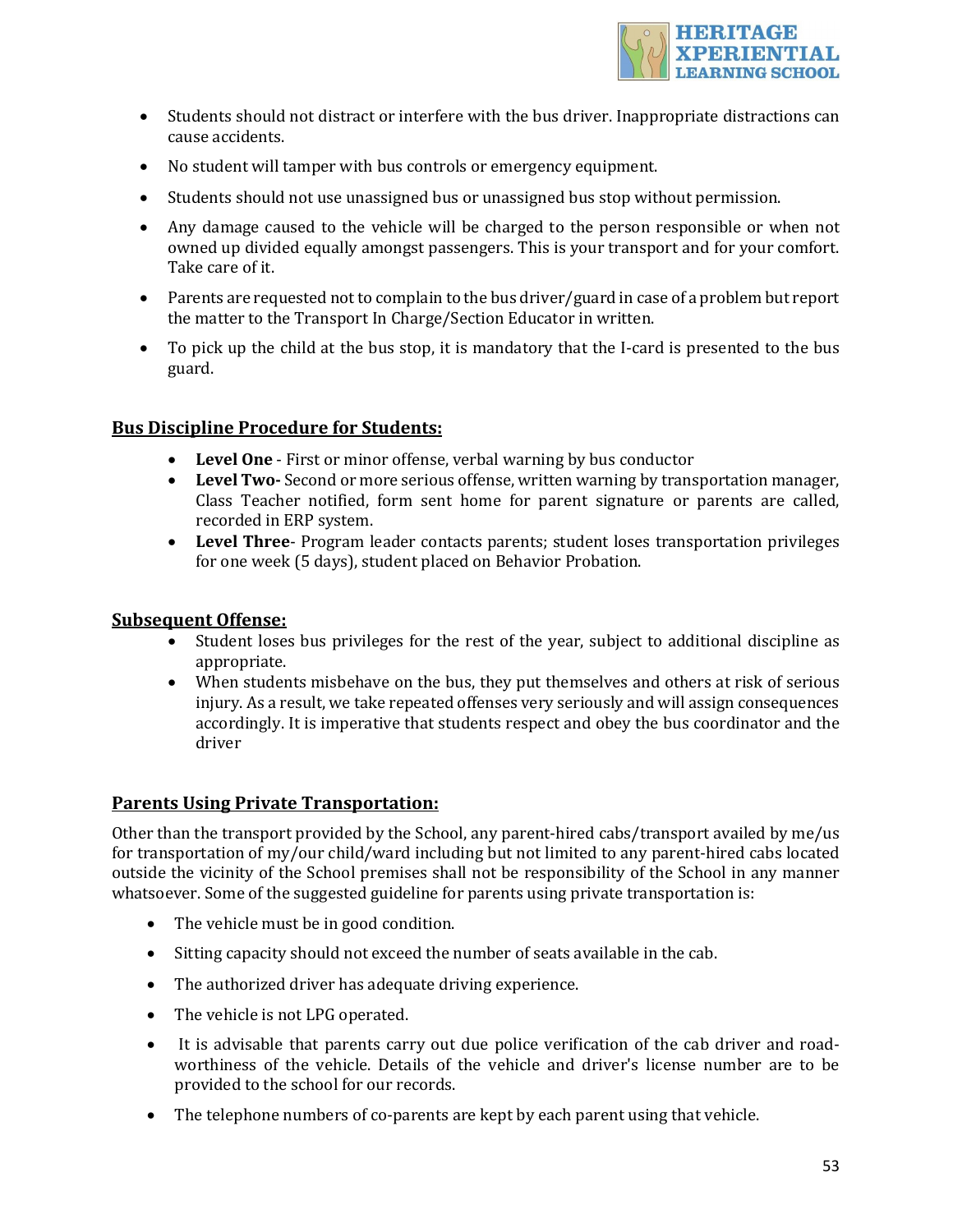- Students should not distract or interfere with the bus driver. Inappropriate distractions can cause accidents.
- No student will tamper with bus controls or emergency equipment.
- Students should not use unassigned bus or unassigned bus stop without permission.
- Any damage caused to the vehicle will be charged to the person responsible or when not owned up divided equally amongst passengers. This is your transport and for your comfort. Take care of it.
- Parents are requested not to complain to the bus driver/guard in case of a problem but report the matter to the Transport In Charge/Section Educator in written.
- To pick up the child at the bus stop, it is mandatory that the I-card is presented to the bus guard.

## Bus Discipline Procedure for Students:

- **Level One** - First or minor offense, verbal warning by bus conductor
- **Level Two-** Second or more serious offense, written warning by transportation manager, Class Teacher notified, form sent home for parent signature or parents are called, recorded in ERP system.
- **Level Three**- Program leader contacts parents; student loses transportation privileges for one week (5 days), student placed on Behavior Probation.

## Subsequent Offense:

- Student loses bus privileges for the rest of the year, subject to additional discipline as appropriate.
- When students misbehave on the bus, they put themselves and others at risk of serious injury. As a result, we take repeated offenses very seriously and will assign consequences accordingly. It is imperative that students respect and obey the bus coordinator and the driver

## Parents Using Private Transportation:

Other than the transport provided by the School, any parent-hired cabs/transport availed by me/us for transportation of my/our child/ward including but not limited to any parent-hired cabs located outside the vicinity of the School premises shall not be responsibility of the School in any manner whatsoever. Some of the suggested guideline for parents using private transportation is:

- The vehicle must be in good condition.
- Sitting capacity should not exceed the number of seats available in the cab.
- The authorized driver has adequate driving experience.
- The vehicle is not LPG operated.
- It is advisable that parents carry out due police verification of the cab driver and road-worthiness of the vehicle. Details of the vehicle and driver's license number are to be provided to the school for our records.
- The telephone numbers of co-parents are kept by each parent using that vehicle.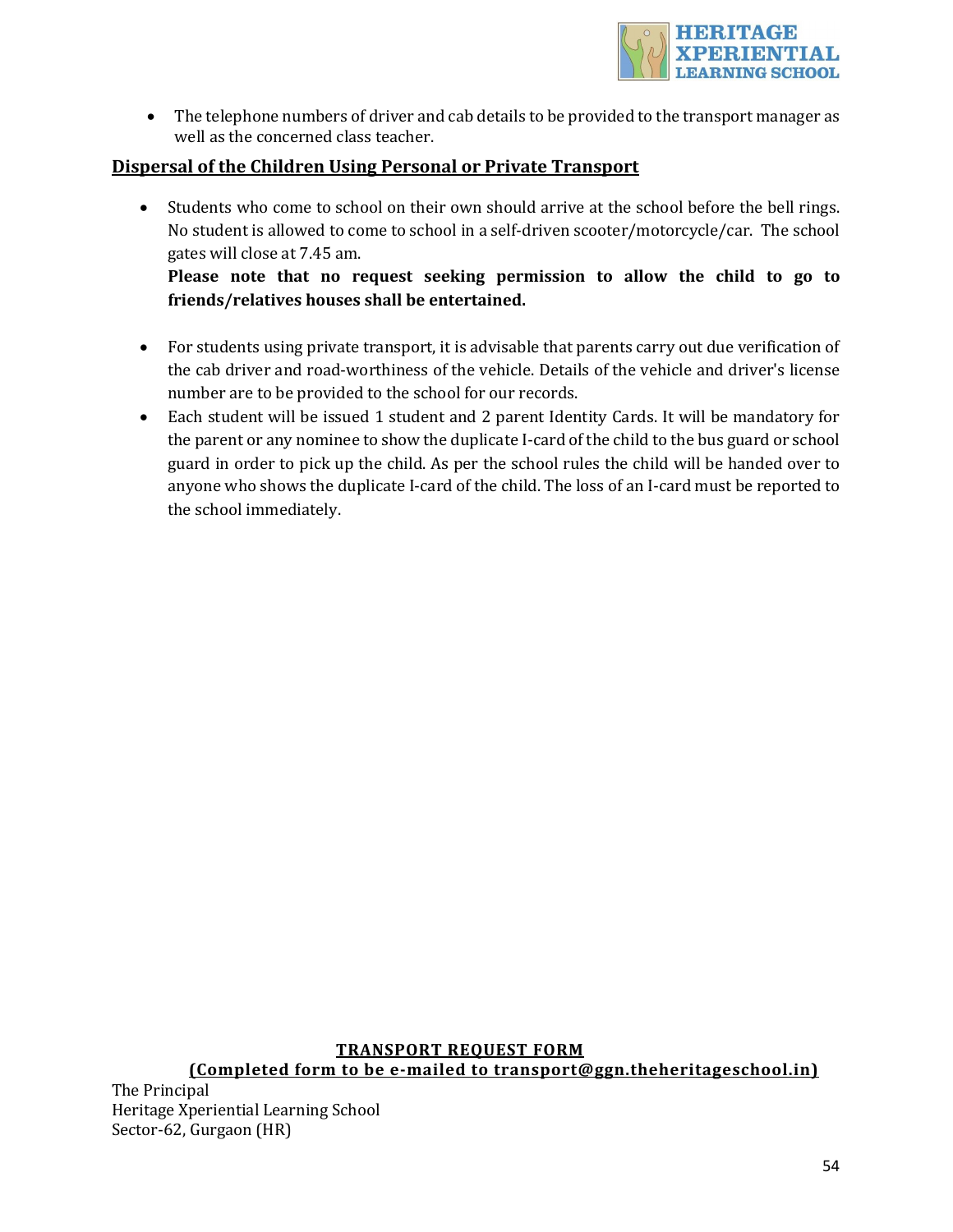- The telephone numbers of driver and cab details to be provided to the transport manager as well as the concerned class teacher.

## Dispersal of the Children Using Personal or Private Transport

- Students who come to school on their own should arrive at the school before the bell rings. No student is allowed to come to school in a self-driven scooter/motorcycle/car. The school gates will close at 7.45 am.
  **Please note that no request seeking permission to allow the child to go to friends/relatives houses shall be entertained.**

- For students using private transport, it is advisable that parents carry out due verification of the cab driver and road-worthiness of the vehicle. Details of the vehicle and driver's license number are to be provided to the school for our records.
- Each student will be issued 1 student and 2 parent Identity Cards. It will be mandatory for the parent or any nominee to show the duplicate I-card of the child to the bus guard or school guard in order to pick up the child. As per the school rules the child will be handed over to anyone who shows the duplicate I-card of the child. The loss of an I-card must be reported to the school immediately.

## TRANSPORT REQUEST FORM

**(Completed form to be e-mailed to transport@ggn.theheritageschool.in)**

The Principal
Heritage Xperiential Learning School
Sector-62, Gurgaon (HR)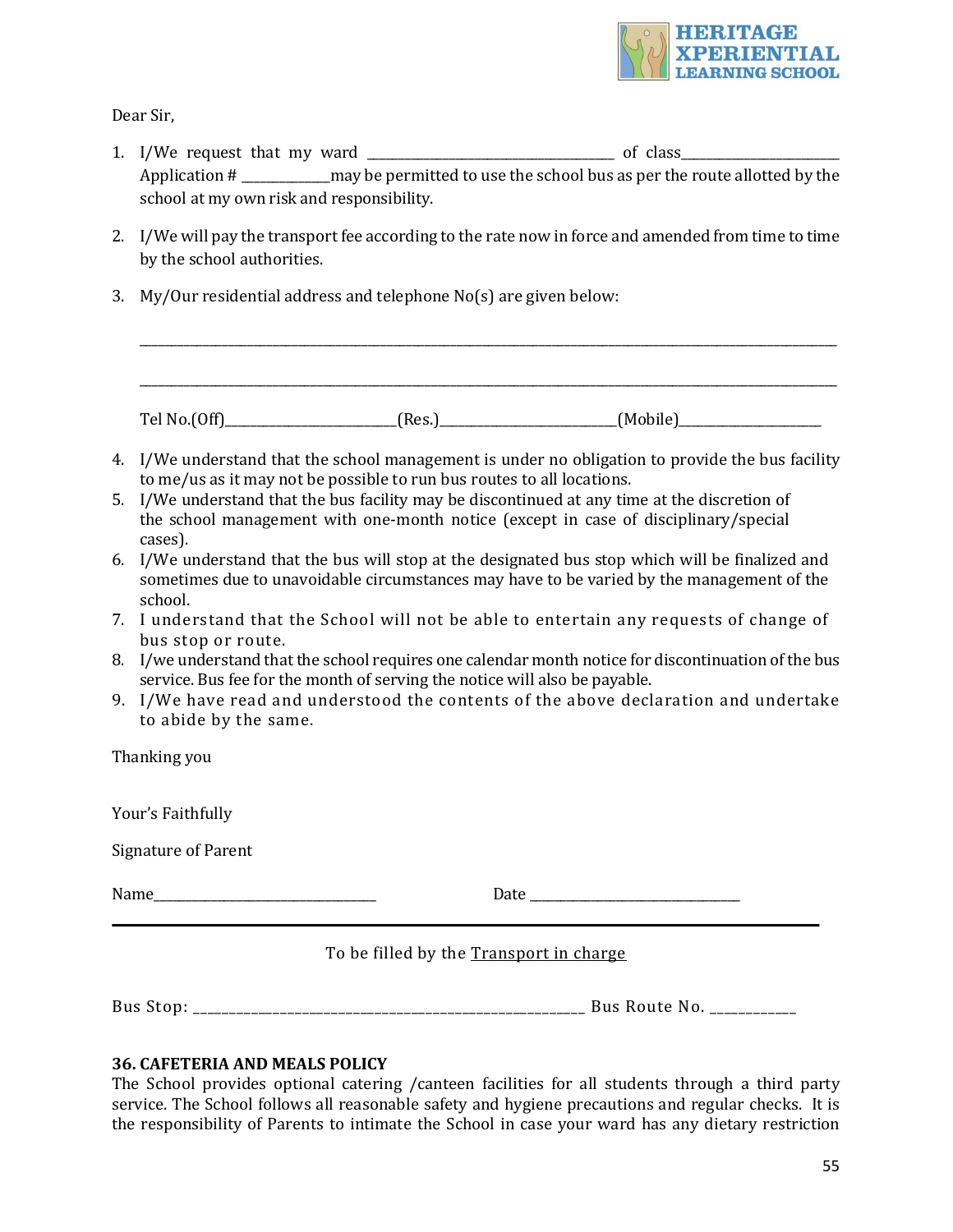HERITAGE XPERIENTIAL LEARNING SCHOOL

Dear Sir,

1. I/We request that my ward ________________________________ of class____________________ Application # ____________may be permitted to use the school bus as per the route allotted by the school at my own risk and responsibility.

2. I/We will pay the transport fee according to the rate now in force and amended from time to time by the school authorities.

3. My/Our residential address and telephone No(s) are given below:

   ____________________________________________________________________________________________

   ____________________________________________________________________________________________

   Tel No.(Off)______________________(Res.)______________________(Mobile)____________________

4. I/We understand that the school management is under no obligation to provide the bus facility to me/us as it may not be possible to run bus routes to all locations.
5. I/We understand that the bus facility may be discontinued at any time at the discretion of the school management with one-month notice (except in case of disciplinary/special cases).
6. I/We understand that the bus will stop at the designated bus stop which will be finalized and sometimes due to unavoidable circumstances may have to be varied by the management of the school.
7. I understand that the School will not be able to entertain any requests of change of bus stop or route.
8. I/we understand that the school requires one calendar month notice for discontinuation of the bus service. Bus fee for the month of serving the notice will also be payable.
9. I/We have read and understood the contents of the above declaration and undertake to abide by the same.

Thanking you

Your's Faithfully

Signature of Parent

Name______________________________ Date ____________________________

---

To be filled by the <u>Transport in charge</u>

Bus Stop: ____________________________________________________ Bus Route No. ___________

**36. CAFETERIA AND MEALS POLICY**

The School provides optional catering /canteen facilities for all students through a third party service. The School follows all reasonable safety and hygiene precautions and regular checks. It is the responsibility of Parents to intimate the School in case your ward has any dietary restriction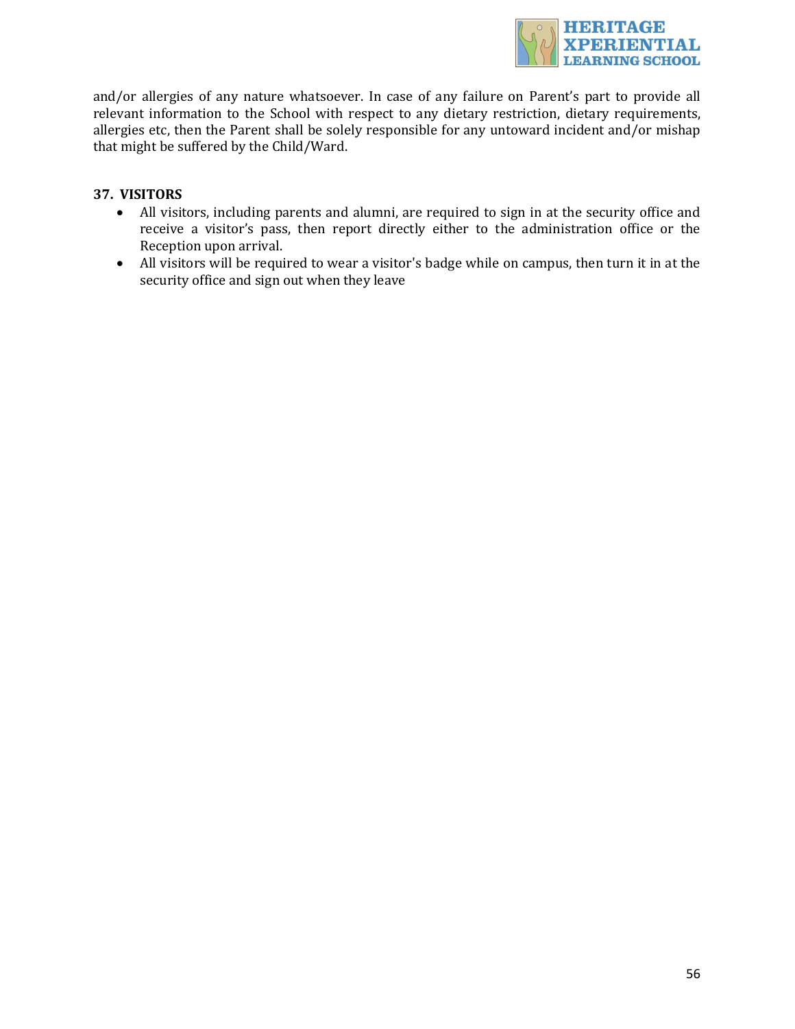and/or allergies of any nature whatsoever. In case of any failure on Parent's part to provide all relevant information to the School with respect to any dietary restriction, dietary requirements, allergies etc, then the Parent shall be solely responsible for any untoward incident and/or mishap that might be suffered by the Child/Ward.

## 37. VISITORS

- All visitors, including parents and alumni, are required to sign in at the security office and receive a visitor's pass, then report directly either to the administration office or the Reception upon arrival.
- All visitors will be required to wear a visitor's badge while on campus, then turn it in at the security office and sign out when they leave